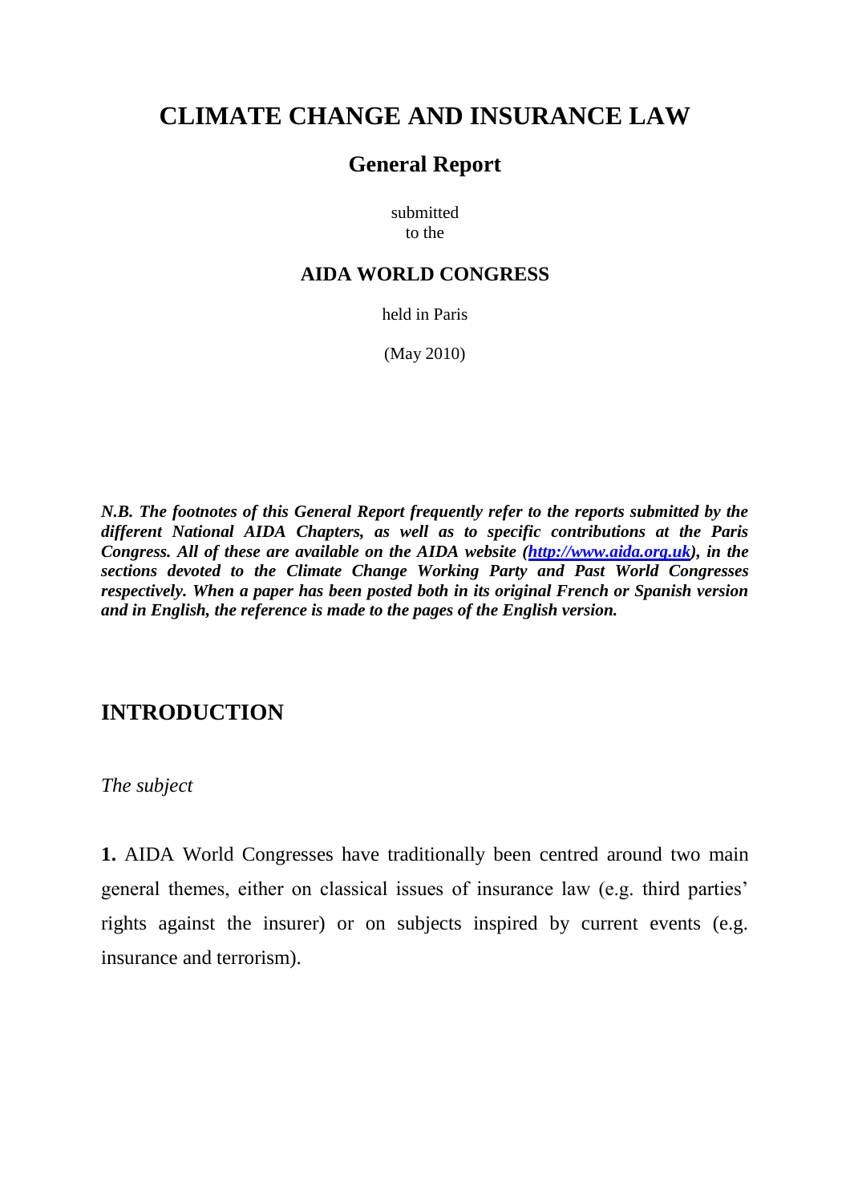# CLIMATE CHANGE AND INSURANCE LAW

## General Report

submitted
to the

### AIDA WORLD CONGRESS

held in Paris

(May 2010)

***N.B. The footnotes of this General Report frequently refer to the reports submitted by the different National AIDA Chapters, as well as to specific contributions at the Paris Congress. All of these are available on the AIDA website ([http://www.aida.org.uk](http://www.aida.org.uk)), in the sections devoted to the Climate Change Working Party and Past World Congresses respectively. When a paper has been posted both in its original French or Spanish version and in English, the reference is made to the pages of the English version.***

## INTRODUCTION

*The subject*

**1.** AIDA World Congresses have traditionally been centred around two main general themes, either on classical issues of insurance law (e.g. third parties' rights against the insurer) or on subjects inspired by current events (e.g. insurance and terrorism).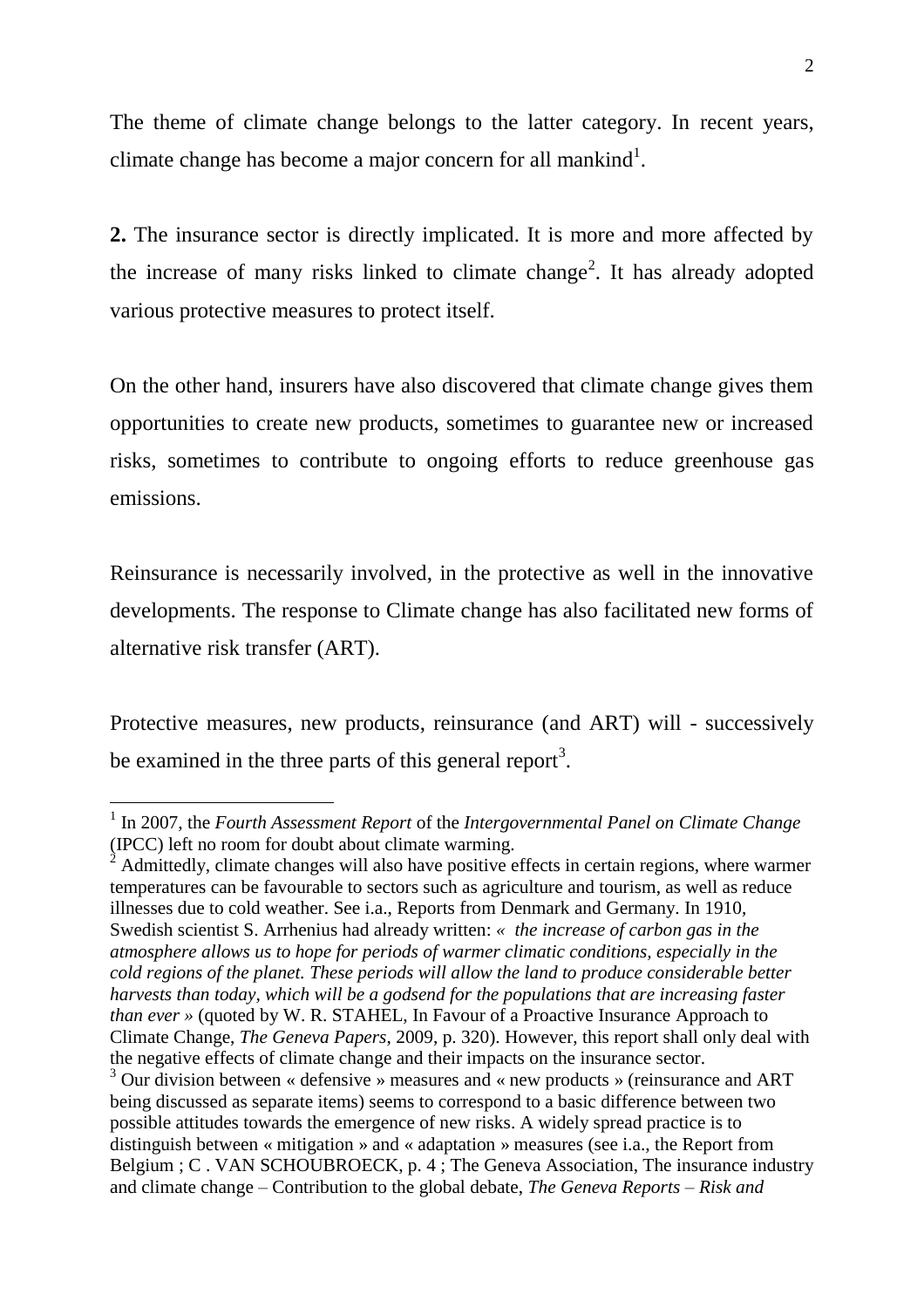The theme of climate change belongs to the latter category. In recent years, climate change has become a major concern for all mankind[1].

**2.** The insurance sector is directly implicated. It is more and more affected by the increase of many risks linked to climate change[2]. It has already adopted various protective measures to protect itself.

On the other hand, insurers have also discovered that climate change gives them opportunities to create new products, sometimes to guarantee new or increased risks, sometimes to contribute to ongoing efforts to reduce greenhouse gas emissions.

Reinsurance is necessarily involved, in the protective as well in the innovative developments. The response to Climate change has also facilitated new forms of alternative risk transfer (ART).

Protective measures, new products, reinsurance (and ART) will - successively be examined in the three parts of this general report[3].

---

[1] In 2007, the *Fourth Assessment Report* of the *Intergovernmental Panel on Climate Change* (IPCC) left no room for doubt about climate warming.

[2] Admittedly, climate changes will also have positive effects in certain regions, where warmer temperatures can be favourable to sectors such as agriculture and tourism, as well as reduce illnesses due to cold weather. See i.a., Reports from Denmark and Germany. In 1910, Swedish scientist S. Arrhenius had already written: *« the increase of carbon gas in the atmosphere allows us to hope for periods of warmer climatic conditions, especially in the cold regions of the planet. These periods will allow the land to produce considerable better harvests than today, which will be a godsend for the populations that are increasing faster than ever »* (quoted by W. R. STAHEL, In Favour of a Proactive Insurance Approach to Climate Change, *The Geneva Papers*, 2009, p. 320). However, this report shall only deal with the negative effects of climate change and their impacts on the insurance sector.

[3] Our division between « defensive » measures and « new products » (reinsurance and ART being discussed as separate items) seems to correspond to a basic difference between two possible attitudes towards the emergence of new risks. A widely spread practice is to distinguish between « mitigation » and « adaptation » measures (see i.a., the Report from Belgium ; C . VAN SCHOUBROECK, p. 4 ; The Geneva Association, The insurance industry and climate change – Contribution to the global debate, *The Geneva Reports – Risk and*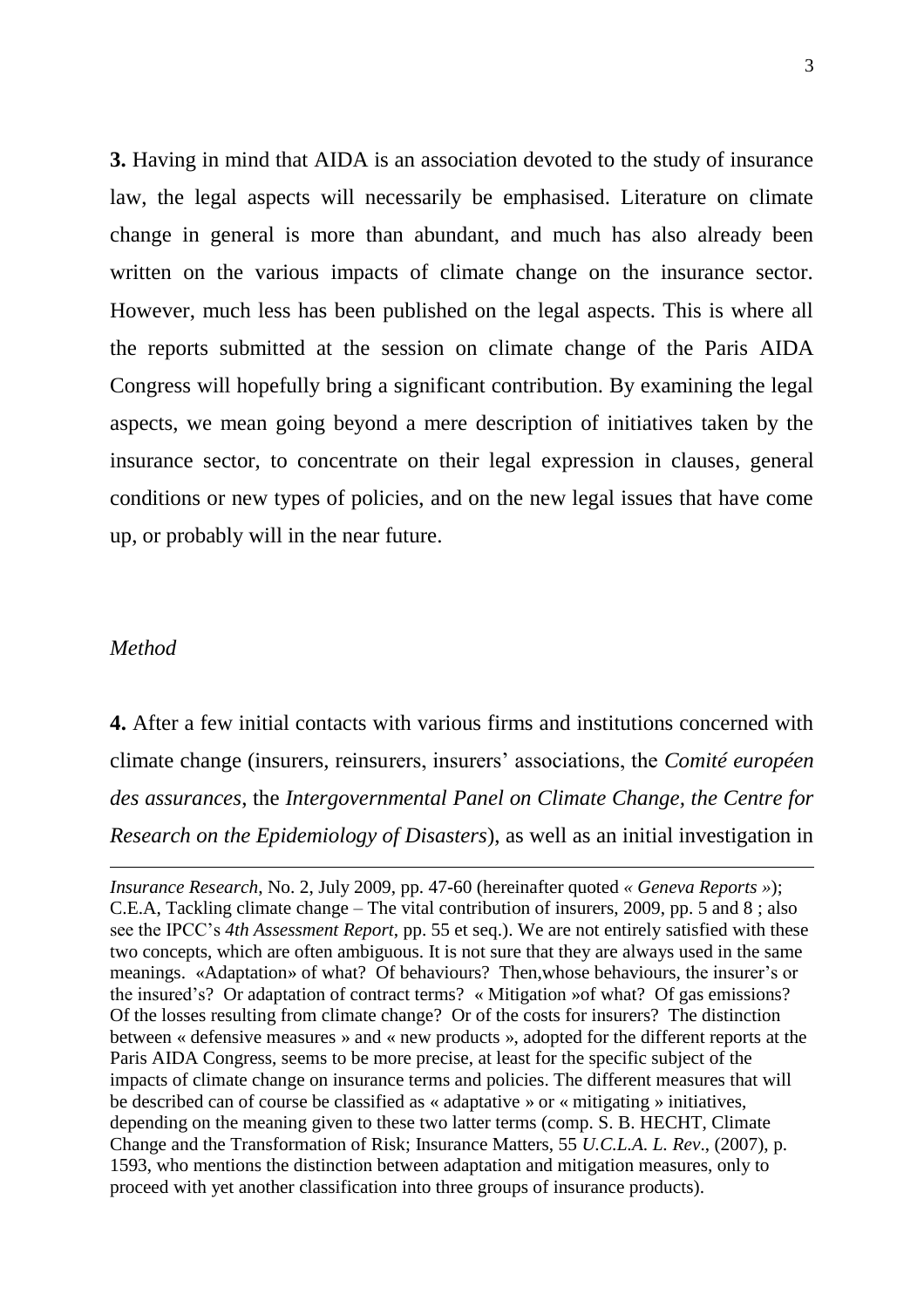**3.** Having in mind that AIDA is an association devoted to the study of insurance law, the legal aspects will necessarily be emphasised. Literature on climate change in general is more than abundant, and much has also already been written on the various impacts of climate change on the insurance sector. However, much less has been published on the legal aspects. This is where all the reports submitted at the session on climate change of the Paris AIDA Congress will hopefully bring a significant contribution. By examining the legal aspects, we mean going beyond a mere description of initiatives taken by the insurance sector, to concentrate on their legal expression in clauses, general conditions or new types of policies, and on the new legal issues that have come up, or probably will in the near future.

*Method*

**4.** After a few initial contacts with various firms and institutions concerned with climate change (insurers, reinsurers, insurers' associations, the *Comité européen des assurances*, the *Intergovernmental Panel on Climate Change, the Centre for Research on the Epidemiology of Disasters*), as well as an initial investigation in

---

*Insurance Research*, No. 2, July 2009, pp. 47-60 (hereinafter quoted *« Geneva Reports »*); C.E.A, Tackling climate change – The vital contribution of insurers, 2009, pp. 5 and 8 ; also see the IPCC's *4th Assessment Report*, pp. 55 et seq.). We are not entirely satisfied with these two concepts, which are often ambiguous. It is not sure that they are always used in the same meanings. «Adaptation» of what? Of behaviours? Then,whose behaviours, the insurer's or the insured's? Or adaptation of contract terms? « Mitigation »of what? Of gas emissions? Of the losses resulting from climate change? Or of the costs for insurers? The distinction between « defensive measures » and « new products », adopted for the different reports at the Paris AIDA Congress, seems to be more precise, at least for the specific subject of the impacts of climate change on insurance terms and policies. The different measures that will be described can of course be classified as « adaptative » or « mitigating » initiatives, depending on the meaning given to these two latter terms (comp. S. B. HECHT, Climate Change and the Transformation of Risk; Insurance Matters, 55 *U.C.L.A. L. Rev*., (2007), p. 1593, who mentions the distinction between adaptation and mitigation measures, only to proceed with yet another classification into three groups of insurance products).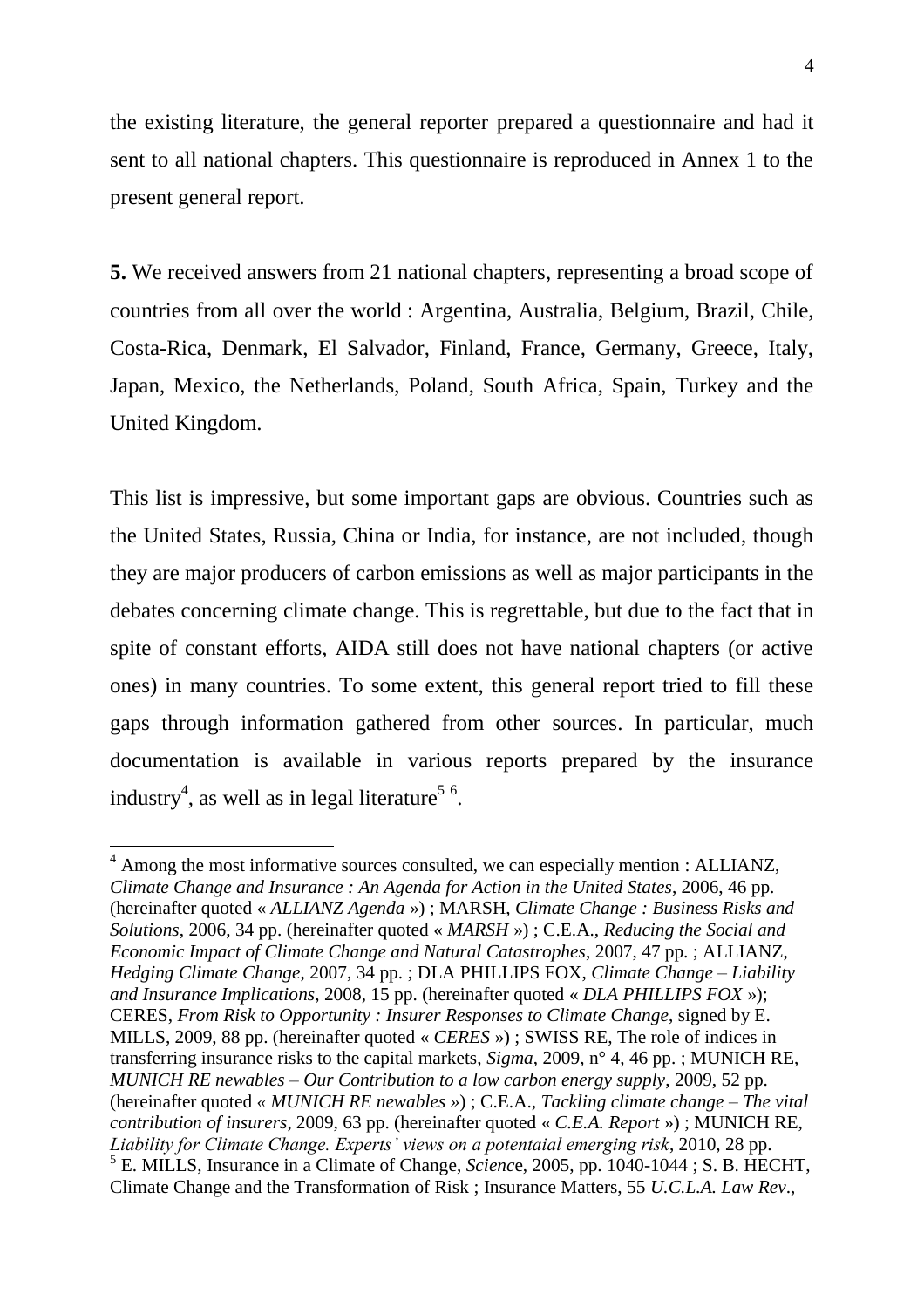the existing literature, the general reporter prepared a questionnaire and had it sent to all national chapters. This questionnaire is reproduced in Annex 1 to the present general report.

**5.** We received answers from 21 national chapters, representing a broad scope of countries from all over the world : Argentina, Australia, Belgium, Brazil, Chile, Costa-Rica, Denmark, El Salvador, Finland, France, Germany, Greece, Italy, Japan, Mexico, the Netherlands, Poland, South Africa, Spain, Turkey and the United Kingdom.

This list is impressive, but some important gaps are obvious. Countries such as the United States, Russia, China or India, for instance, are not included, though they are major producers of carbon emissions as well as major participants in the debates concerning climate change. This is regrettable, but due to the fact that in spite of constant efforts, AIDA still does not have national chapters (or active ones) in many countries. To some extent, this general report tried to fill these gaps through information gathered from other sources. In particular, much documentation is available in various reports prepared by the insurance industry[4], as well as in legal literature[5] [6].

---

[4] Among the most informative sources consulted, we can especially mention : ALLIANZ, *Climate Change and Insurance : An Agenda for Action in the United States*, 2006, 46 pp. (hereinafter quoted « *ALLIANZ Agenda* ») ; MARSH, *Climate Change : Business Risks and Solutions*, 2006, 34 pp. (hereinafter quoted « *MARSH* ») ; C.E.A., *Reducing the Social and Economic Impact of Climate Change and Natural Catastrophes*, 2007, 47 pp. ; ALLIANZ, *Hedging Climate Change*, 2007, 34 pp. ; DLA PHILLIPS FOX, *Climate Change – Liability and Insurance Implications*, 2008, 15 pp. (hereinafter quoted « *DLA PHILLIPS FOX* »); CERES, *From Risk to Opportunity : Insurer Responses to Climate Change*, signed by E. MILLS, 2009, 88 pp. (hereinafter quoted « *CERES* ») ; SWISS RE, The role of indices in transferring insurance risks to the capital markets, *Sigma*, 2009, n° 4, 46 pp. ; MUNICH RE, *MUNICH RE newables – Our Contribution to a low carbon energy supply*, 2009, 52 pp. (hereinafter quoted *« MUNICH RE newables »*) ; C.E.A., *Tackling climate change – The vital contribution of insurers*, 2009, 63 pp. (hereinafter quoted « *C.E.A. Report* ») ; MUNICH RE, *Liability for Climate Change. Experts' views on a potentaial emerging risk*, 2010, 28 pp.

[5] E. MILLS, Insurance in a Climate of Change, *Scienc*e, 2005, pp. 1040-1044 ; S. B. HECHT, Climate Change and the Transformation of Risk ; Insurance Matters, 55 *U.C.L.A. Law Rev*.,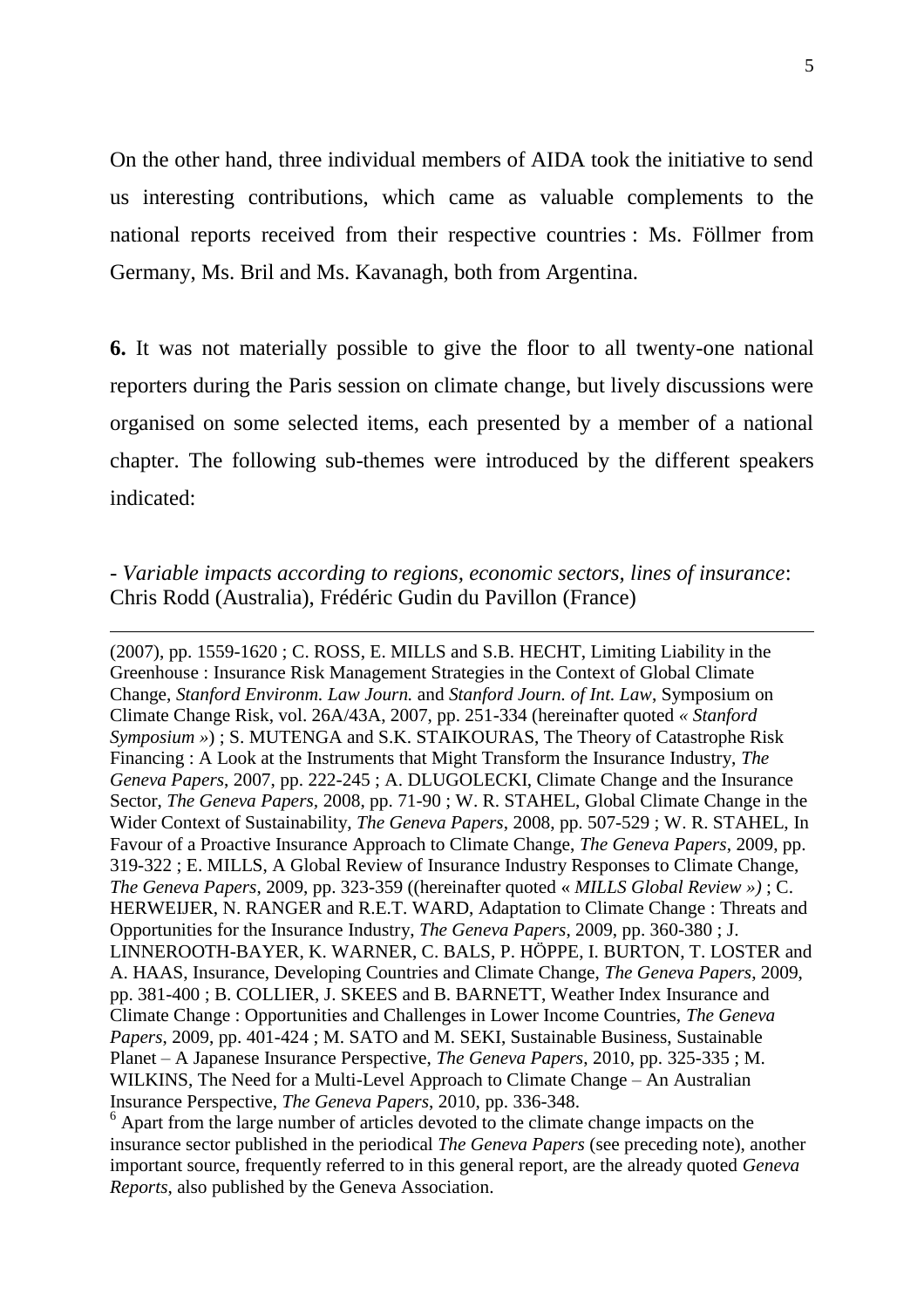On the other hand, three individual members of AIDA took the initiative to send us interesting contributions, which came as valuable complements to the national reports received from their respective countries : Ms. Föllmer from Germany, Ms. Bril and Ms. Kavanagh, both from Argentina.

**6.** It was not materially possible to give the floor to all twenty-one national reporters during the Paris session on climate change, but lively discussions were organised on some selected items, each presented by a member of a national chapter. The following sub-themes were introduced by the different speakers indicated:

- *Variable impacts according to regions, economic sectors, lines of insurance*: Chris Rodd (Australia), Frédéric Gudin du Pavillon (France)

---

(2007), pp. 1559-1620 ; C. ROSS, E. MILLS and S.B. HECHT, Limiting Liability in the Greenhouse : Insurance Risk Management Strategies in the Context of Global Climate Change, *Stanford Environm. Law Journ.* and *Stanford Journ. of Int. Law*, Symposium on Climate Change Risk, vol. 26A/43A, 2007, pp. 251-334 (hereinafter quoted *« Stanford Symposium »*) ; S. MUTENGA and S.K. STAIKOURAS, The Theory of Catastrophe Risk Financing : A Look at the Instruments that Might Transform the Insurance Industry, *The Geneva Papers*, 2007, pp. 222-245 ; A. DLUGOLECKI, Climate Change and the Insurance Sector, *The Geneva Papers*, 2008, pp. 71-90 ; W. R. STAHEL, Global Climate Change in the Wider Context of Sustainability, *The Geneva Papers*, 2008, pp. 507-529 ; W. R. STAHEL, In Favour of a Proactive Insurance Approach to Climate Change, *The Geneva Papers*, 2009, pp. 319-322 ; E. MILLS, A Global Review of Insurance Industry Responses to Climate Change, *The Geneva Papers*, 2009, pp. 323-359 ((hereinafter quoted « *MILLS Global Review »)* ; C. HERWEIJER, N. RANGER and R.E.T. WARD, Adaptation to Climate Change : Threats and Opportunities for the Insurance Industry, *The Geneva Papers*, 2009, pp. 360-380 ; J. LINNEROOTH-BAYER, K. WARNER, C. BALS, P. HÖPPE, I. BURTON, T. LOSTER and A. HAAS, Insurance, Developing Countries and Climate Change, *The Geneva Papers*, 2009, pp. 381-400 ; B. COLLIER, J. SKEES and B. BARNETT, Weather Index Insurance and Climate Change : Opportunities and Challenges in Lower Income Countries, *The Geneva Papers*, 2009, pp. 401-424 ; M. SATO and M. SEKI, Sustainable Business, Sustainable Planet – A Japanese Insurance Perspective, *The Geneva Papers*, 2010, pp. 325-335 ; M. WILKINS, The Need for a Multi-Level Approach to Climate Change – An Australian Insurance Perspective, *The Geneva Papers*, 2010, pp. 336-348.

[6] Apart from the large number of articles devoted to the climate change impacts on the insurance sector published in the periodical *The Geneva Papers* (see preceding note), another important source, frequently referred to in this general report, are the already quoted *Geneva Reports*, also published by the Geneva Association.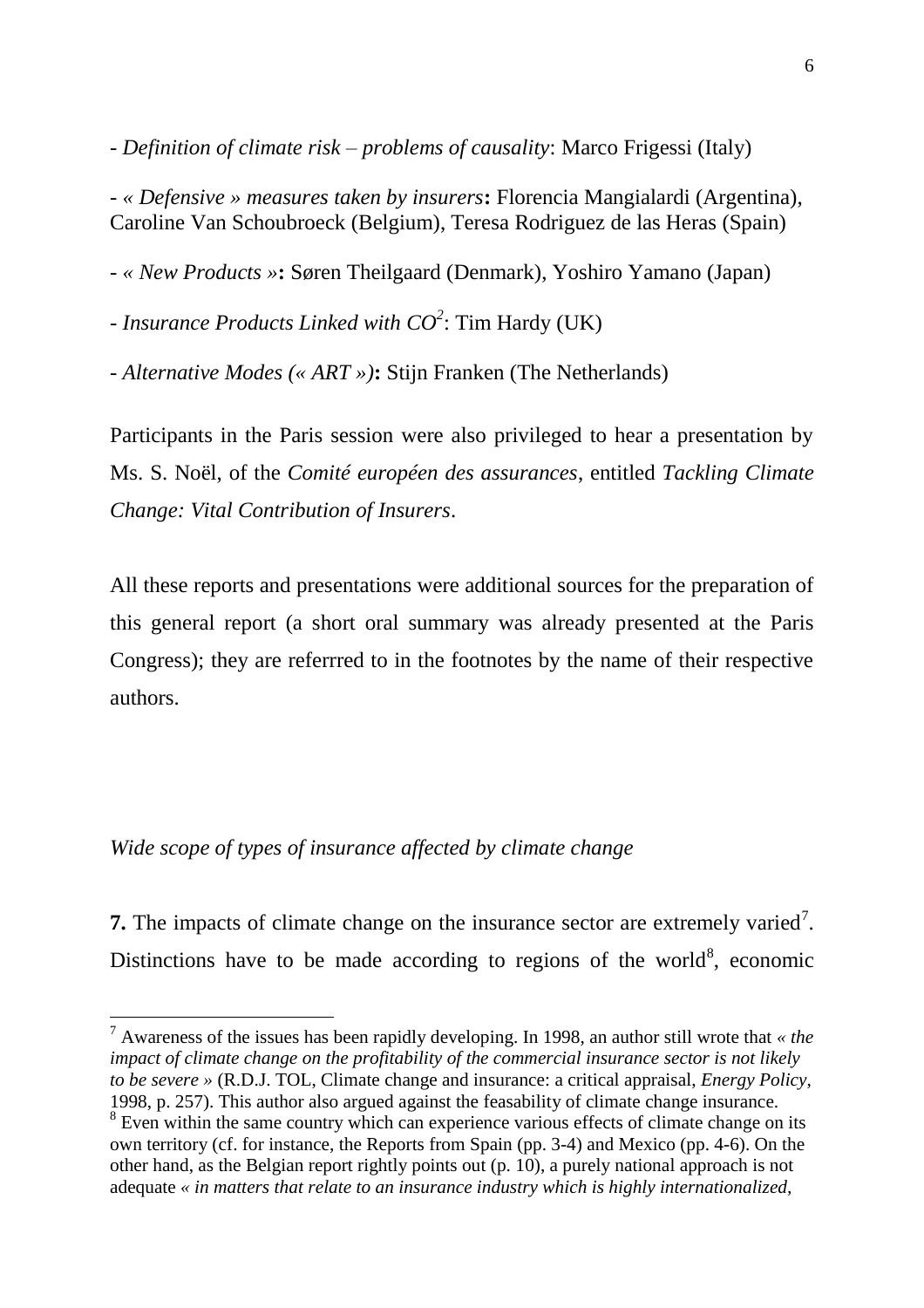- *Definition of climate risk – problems of causality*: Marco Frigessi (Italy)

- *« Defensive » measures taken by insurers***:** Florencia Mangialardi (Argentina), Caroline Van Schoubroeck (Belgium), Teresa Rodriguez de las Heras (Spain)

- *« New Products »***:** Søren Theilgaard (Denmark), Yoshiro Yamano (Japan)

- *Insurance Products Linked with* $CO^2$: Tim Hardy (UK)

- *Alternative Modes (« ART »)***:** Stijn Franken (The Netherlands)

Participants in the Paris session were also privileged to hear a presentation by Ms. S. Noël, of the *Comité européen des assurances*, entitled *Tackling Climate Change: Vital Contribution of Insurers*.

All these reports and presentations were additional sources for the preparation of this general report (a short oral summary was already presented at the Paris Congress); they are referrred to in the footnotes by the name of their respective authors.

*Wide scope of types of insurance affected by climate change*

**7.** The impacts of climate change on the insurance sector are extremely varied[7]. Distinctions have to be made according to regions of the world[8], economic

[7] Awareness of the issues has been rapidly developing. In 1998, an author still wrote that *« the impact of climate change on the profitability of the commercial insurance sector is not likely to be severe »* (R.D.J. TOL, Climate change and insurance: a critical appraisal, *Energy Policy*, 1998, p. 257). This author also argued against the feasability of climate change insurance.

[8] Even within the same country which can experience various effects of climate change on its own territory (cf. for instance, the Reports from Spain (pp. 3-4) and Mexico (pp. 4-6). On the other hand, as the Belgian report rightly points out (p. 10), a purely national approach is not adequate *« in matters that relate to an insurance industry which is highly internationalized,*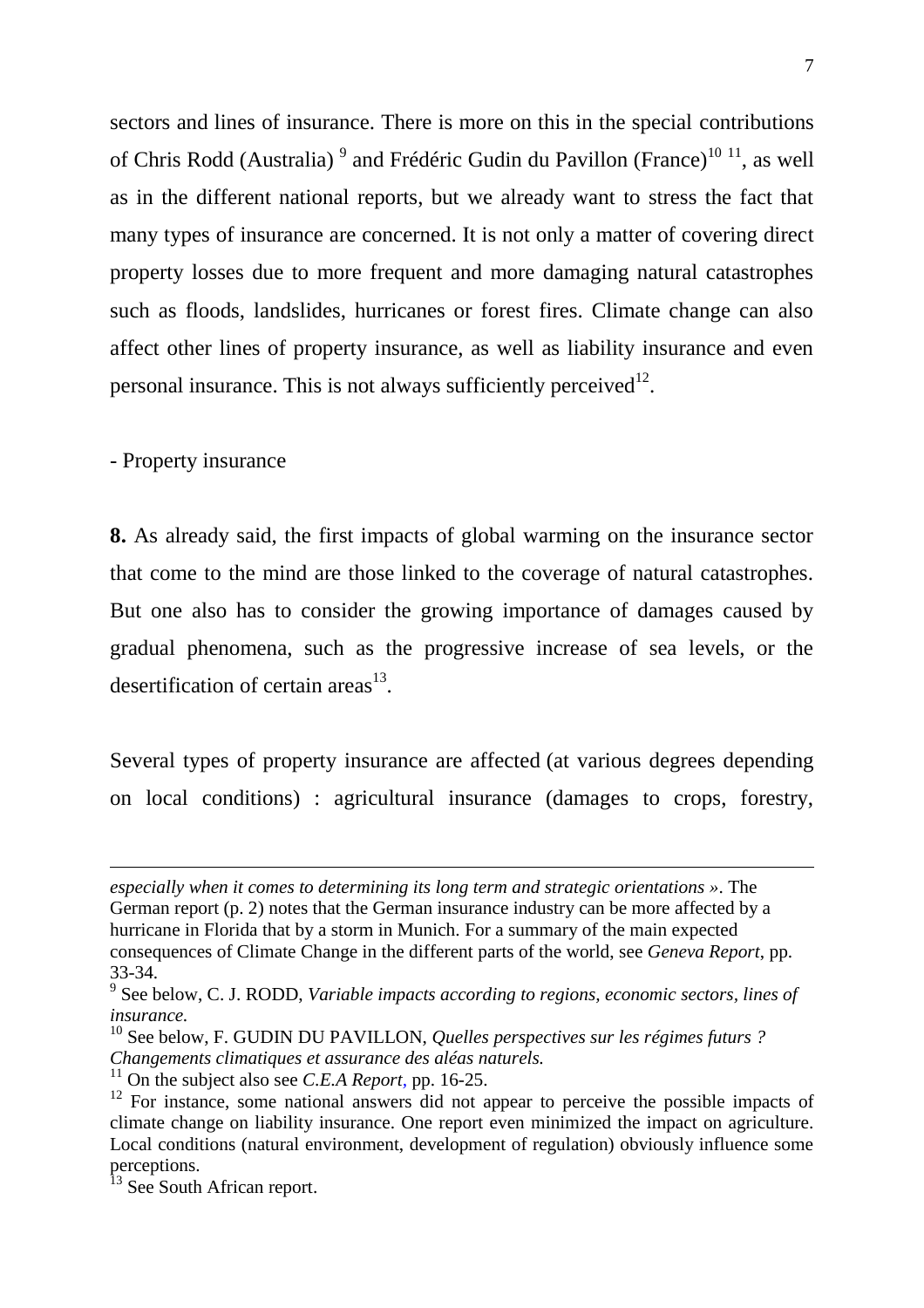sectors and lines of insurance. There is more on this in the special contributions of Chris Rodd (Australia) [9] and Frédéric Gudin du Pavillon (France)[10] [11], as well as in the different national reports, but we already want to stress the fact that many types of insurance are concerned. It is not only a matter of covering direct property losses due to more frequent and more damaging natural catastrophes such as floods, landslides, hurricanes or forest fires. Climate change can also affect other lines of property insurance, as well as liability insurance and even personal insurance. This is not always sufficiently perceived[12].

- Property insurance

**8.** As already said, the first impacts of global warming on the insurance sector that come to the mind are those linked to the coverage of natural catastrophes. But one also has to consider the growing importance of damages caused by gradual phenomena, such as the progressive increase of sea levels, or the desertification of certain areas[13].

Several types of property insurance are affected (at various degrees depending on local conditions) : agricultural insurance (damages to crops, forestry,

---

*especially when it comes to determining its long term and strategic orientations ».* The German report (p. 2) notes that the German insurance industry can be more affected by a hurricane in Florida that by a storm in Munich. For a summary of the main expected consequences of Climate Change in the different parts of the world, see *Geneva Report*, pp. 33-34.

[9] See below, C. J. RODD, *Variable impacts according to regions, economic sectors, lines of insurance.*

[10] See below, F. GUDIN DU PAVILLON, *Quelles perspectives sur les régimes futurs ? Changements climatiques et assurance des aléas naturels.*

[11] On the subject also see *C.E.A Report*, pp. 16-25.

[12] For instance, some national answers did not appear to perceive the possible impacts of climate change on liability insurance. One report even minimized the impact on agriculture. Local conditions (natural environment, development of regulation) obviously influence some perceptions.

[13] See South African report.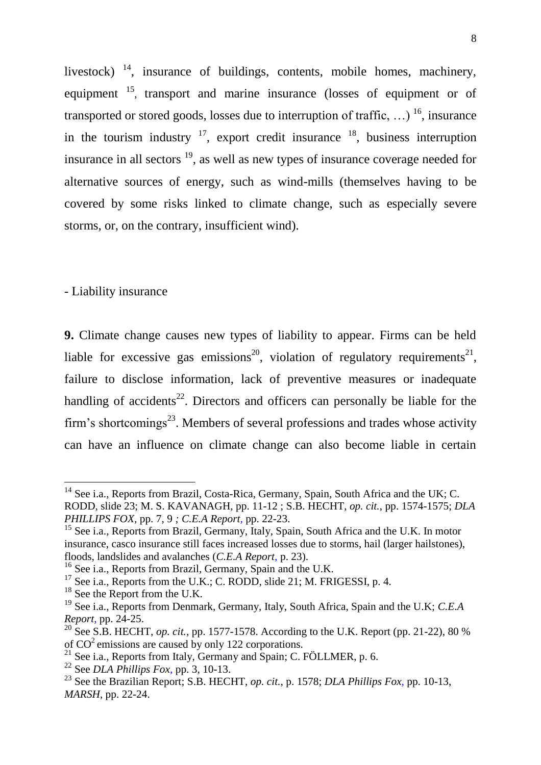livestock) [14], insurance of buildings, contents, mobile homes, machinery, equipment [15], transport and marine insurance (losses of equipment or of transported or stored goods, losses due to interruption of traffic, …) [16], insurance in the tourism industry [17], export credit insurance [18], business interruption insurance in all sectors [19], as well as new types of insurance coverage needed for alternative sources of energy, such as wind-mills (themselves having to be covered by some risks linked to climate change, such as especially severe storms, or, on the contrary, insufficient wind).

- Liability insurance

**9.** Climate change causes new types of liability to appear. Firms can be held liable for excessive gas emissions[20], violation of regulatory requirements[21], failure to disclose information, lack of preventive measures or inadequate handling of accidents[22]. Directors and officers can personally be liable for the firm's shortcomings[23]. Members of several professions and trades whose activity can have an influence on climate change can also become liable in certain

---

[14] See i.a., Reports from Brazil, Costa-Rica, Germany, Spain, South Africa and the UK; C. RODD, slide 23; M. S. KAVANAGH, pp. 11-12 ; S.B. HECHT, *op. cit.*, pp. 1574-1575; *DLA PHILLIPS FOX*, pp. 7, 9 *; C.E.A Report*, pp. 22-23.

[15] See i.a., Reports from Brazil, Germany, Italy, Spain, South Africa and the U.K. In motor insurance, casco insurance still faces increased losses due to storms, hail (larger hailstones), floods, landslides and avalanches (*C.E.A Report*, p. 23).

[16] See i.a., Reports from Brazil, Germany, Spain and the U.K.

[17] See i.a., Reports from the U.K.; C. RODD, slide 21; M. FRIGESSI, p. 4.

[18] See the Report from the U.K.

[19] See i.a., Reports from Denmark, Germany, Italy, South Africa, Spain and the U.K; *C.E.A Report*, pp. 24-25.

[20] See S.B. HECHT, *op. cit.*, pp. 1577-1578. According to the U.K. Report (pp. 21-22), 80 % of $CO^2$ emissions are caused by only 122 corporations.

[21] See i.a., Reports from Italy, Germany and Spain; C. FÖLLMER, p. 6.

[22] See *DLA Phillips Fox*, pp. 3, 10-13.

[23] See the Brazilian Report; S.B. HECHT, *op. cit.*, p. 1578; *DLA Phillips Fox*, pp. 10-13, *MARSH*, pp. 22-24.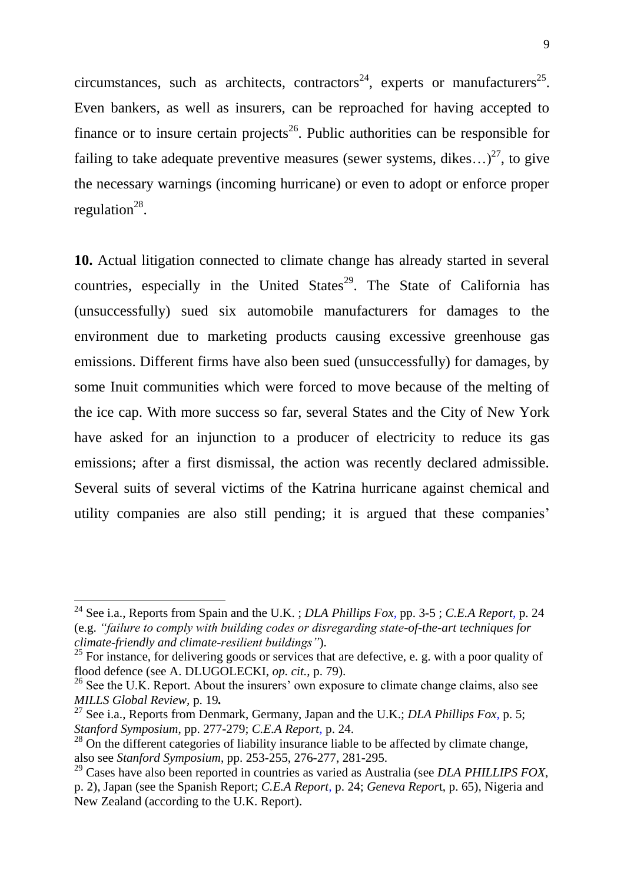circumstances, such as architects, contractors[24], experts or manufacturers[25]. Even bankers, as well as insurers, can be reproached for having accepted to finance or to insure certain projects[26]. Public authorities can be responsible for failing to take adequate preventive measures (sewer systems, dikes…)[27], to give the necessary warnings (incoming hurricane) or even to adopt or enforce proper regulation[28].

**10.** Actual litigation connected to climate change has already started in several countries, especially in the United States[29]. The State of California has (unsuccessfully) sued six automobile manufacturers for damages to the environment due to marketing products causing excessive greenhouse gas emissions. Different firms have also been sued (unsuccessfully) for damages, by some Inuit communities which were forced to move because of the melting of the ice cap. With more success so far, several States and the City of New York have asked for an injunction to a producer of electricity to reduce its gas emissions; after a first dismissal, the action was recently declared admissible. Several suits of several victims of the Katrina hurricane against chemical and utility companies are also still pending; it is argued that these companies'

---

[24] See i.a., Reports from Spain and the U.K. ; *DLA Phillips Fox*, pp. 3-5 ; *C.E.A Report*, p. 24 (e.g. *"failure to comply with building codes or disregarding state-of-the-art techniques for climate-friendly and climate-resilient buildings"*).

[25] For instance, for delivering goods or services that are defective, e. g. with a poor quality of flood defence (see A. DLUGOLECKI, *op. cit.*, p. 79).

[26] See the U.K. Report. About the insurers' own exposure to climate change claims, also see *MILLS Global Review*, p. 19**.**

[27] See i.a., Reports from Denmark, Germany, Japan and the U.K.; *DLA Phillips Fox*, p. 5; *Stanford Symposium*, pp. 277-279; *C.E.A Report*, p. 24.

[28] On the different categories of liability insurance liable to be affected by climate change, also see *Stanford Symposium*, pp. 253-255, 276-277, 281-295.

[29] Cases have also been reported in countries as varied as Australia (see *DLA PHILLIPS FOX*, p. 2), Japan (see the Spanish Report; *C.E.A Report*, p. 24; *Geneva Report*, p. 65), Nigeria and New Zealand (according to the U.K. Report).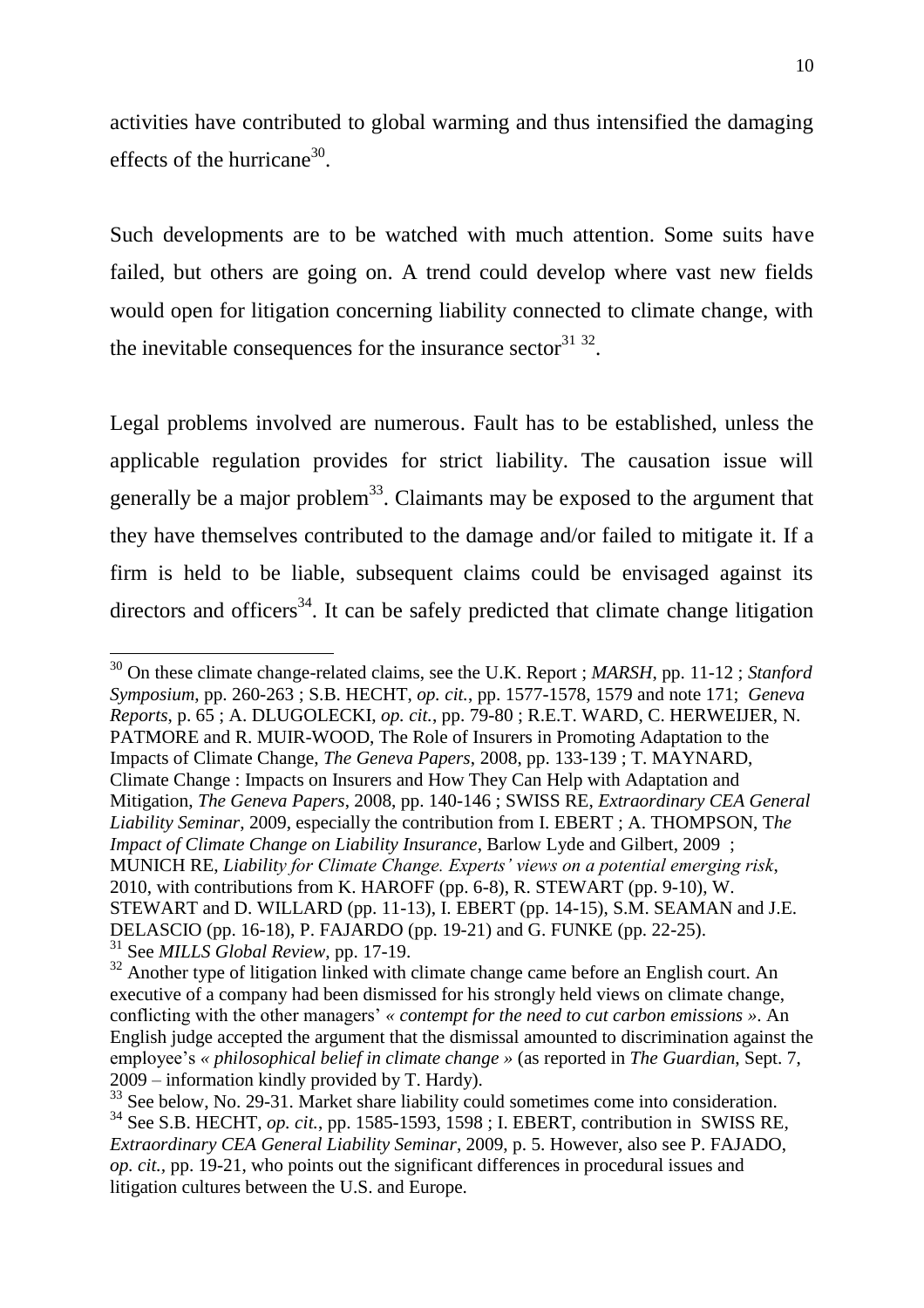activities have contributed to global warming and thus intensified the damaging effects of the hurricane[30].

Such developments are to be watched with much attention. Some suits have failed, but others are going on. A trend could develop where vast new fields would open for litigation concerning liability connected to climate change, with the inevitable consequences for the insurance sector[31] [32].

Legal problems involved are numerous. Fault has to be established, unless the applicable regulation provides for strict liability. The causation issue will generally be a major problem[33]. Claimants may be exposed to the argument that they have themselves contributed to the damage and/or failed to mitigate it. If a firm is held to be liable, subsequent claims could be envisaged against its directors and officers[34]. It can be safely predicted that climate change litigation

---

[30] On these climate change-related claims, see the U.K. Report ; *MARSH*, pp. 11-12 ; *Stanford Symposium*, pp. 260-263 ; S.B. HECHT, *op. cit.*, pp. 1577-1578, 1579 and note 171; *Geneva Reports*, p. 65 ; A. DLUGOLECKI, *op. cit.*, pp. 79-80 ; R.E.T. WARD, C. HERWEIJER, N. PATMORE and R. MUIR-WOOD, The Role of Insurers in Promoting Adaptation to the Impacts of Climate Change, *The Geneva Papers*, 2008, pp. 133-139 ; T. MAYNARD, Climate Change : Impacts on Insurers and How They Can Help with Adaptation and Mitigation, *The Geneva Papers*, 2008, pp. 140-146 ; SWISS RE, *Extraordinary CEA General Liability Seminar*, 2009, especially the contribution from I. EBERT ; A. THOMPSON, T*he Impact of Climate Change on Liability Insurance*, Barlow Lyde and Gilbert, 2009 ; MUNICH RE, *Liability for Climate Change. Experts' views on a potential emerging risk*, 2010, with contributions from K. HAROFF (pp. 6-8), R. STEWART (pp. 9-10), W. STEWART and D. WILLARD (pp. 11-13), I. EBERT (pp. 14-15), S.M. SEAMAN and J.E. DELASCIO (pp. 16-18), P. FAJARDO (pp. 19-21) and G. FUNKE (pp. 22-25).

[31] See *MILLS Global Review*, pp. 17-19.

[32] Another type of litigation linked with climate change came before an English court. An executive of a company had been dismissed for his strongly held views on climate change, conflicting with the other managers' *« contempt for the need to cut carbon emissions »*. An English judge accepted the argument that the dismissal amounted to discrimination against the employee's *« philosophical belief in climate change »* (as reported in *The Guardian*, Sept. 7, 2009 – information kindly provided by T. Hardy).

[33] See below, No. 29-31. Market share liability could sometimes come into consideration.

[34] See S.B. HECHT, *op. cit.*, pp. 1585-1593, 1598 ; I. EBERT, contribution in SWISS RE, *Extraordinary CEA General Liability Seminar*, 2009, p. 5. However, also see P. FAJADO, *op. cit.*, pp. 19-21, who points out the significant differences in procedural issues and litigation cultures between the U.S. and Europe.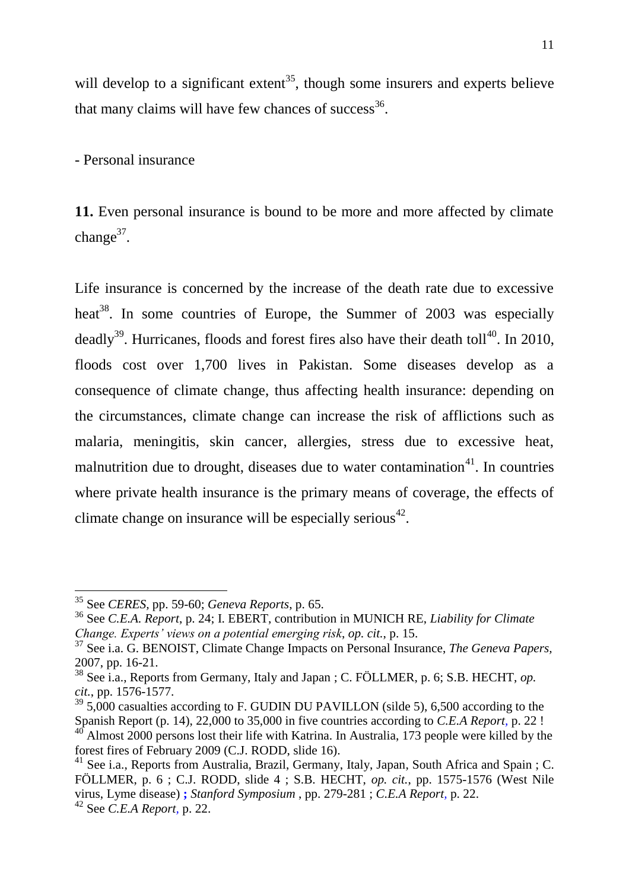will develop to a significant extent[35], though some insurers and experts believe that many claims will have few chances of success[36].

- Personal insurance

**11.** Even personal insurance is bound to be more and more affected by climate change[37].

Life insurance is concerned by the increase of the death rate due to excessive heat[38]. In some countries of Europe, the Summer of 2003 was especially deadly[39]. Hurricanes, floods and forest fires also have their death toll[40]. In 2010, floods cost over 1,700 lives in Pakistan. Some diseases develop as a consequence of climate change, thus affecting health insurance: depending on the circumstances, climate change can increase the risk of afflictions such as malaria, meningitis, skin cancer, allergies, stress due to excessive heat, malnutrition due to drought, diseases due to water contamination[41]. In countries where private health insurance is the primary means of coverage, the effects of climate change on insurance will be especially serious[42].

---

[35] See *CERES*, pp. 59-60; *Geneva Reports*, p. 65.

[36] See *C.E.A. Report*, p. 24; I. EBERT, contribution in MUNICH RE, *Liability for Climate Change. Experts' views on a potential emerging risk*, *op. cit.*, p. 15.

[37] See i.a. G. BENOIST, Climate Change Impacts on Personal Insurance, *The Geneva Papers*, 2007, pp. 16-21.

[38] See i.a., Reports from Germany, Italy and Japan ; C. FÖLLMER, p. 6; S.B. HECHT, *op. cit.*, pp. 1576-1577.

[39] 5,000 casualties according to F. GUDIN DU PAVILLON (silde 5), 6,500 according to the Spanish Report (p. 14), 22,000 to 35,000 in five countries according to *C.E.A Report*, p. 22 !

[40] Almost 2000 persons lost their life with Katrina. In Australia, 173 people were killed by the forest fires of February 2009 (C.J. RODD, slide 16).

[41] See i.a., Reports from Australia, Brazil, Germany, Italy, Japan, South Africa and Spain ; C. FÖLLMER, p. 6 ; C.J. RODD, slide 4 ; S.B. HECHT, *op. cit.*, pp. 1575-1576 (West Nile virus, Lyme disease) ; *Stanford Symposium* , pp. 279-281 ; *C.E.A Report*, p. 22.

[42] See *C.E.A Report*, p. 22.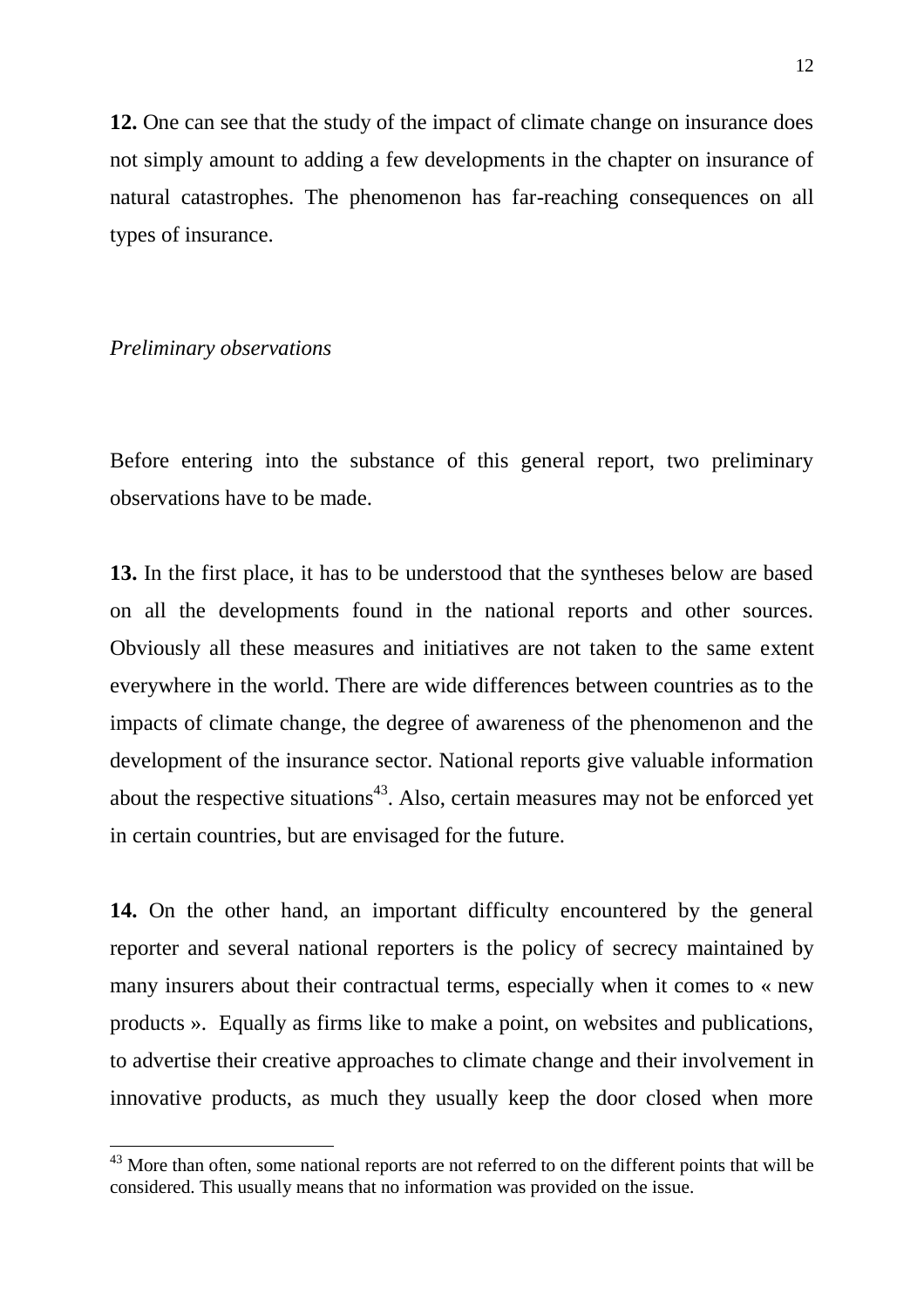**12.** One can see that the study of the impact of climate change on insurance does not simply amount to adding a few developments in the chapter on insurance of natural catastrophes. The phenomenon has far-reaching consequences on all types of insurance.

*Preliminary observations*

Before entering into the substance of this general report, two preliminary observations have to be made.

**13.** In the first place, it has to be understood that the syntheses below are based on all the developments found in the national reports and other sources. Obviously all these measures and initiatives are not taken to the same extent everywhere in the world. There are wide differences between countries as to the impacts of climate change, the degree of awareness of the phenomenon and the development of the insurance sector. National reports give valuable information about the respective situations[43]. Also, certain measures may not be enforced yet in certain countries, but are envisaged for the future.

**14.** On the other hand, an important difficulty encountered by the general reporter and several national reporters is the policy of secrecy maintained by many insurers about their contractual terms, especially when it comes to « new products ». Equally as firms like to make a point, on websites and publications, to advertise their creative approaches to climate change and their involvement in innovative products, as much they usually keep the door closed when more

---

[43] More than often, some national reports are not referred to on the different points that will be considered. This usually means that no information was provided on the issue.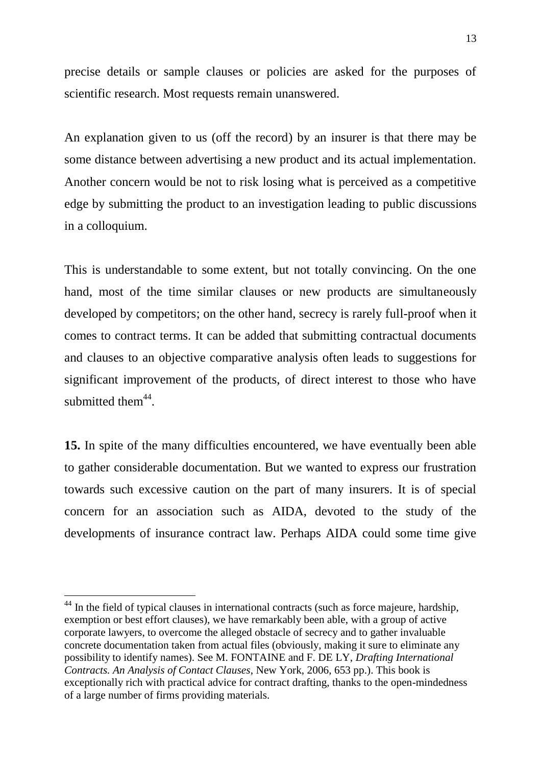precise details or sample clauses or policies are asked for the purposes of scientific research. Most requests remain unanswered.

An explanation given to us (off the record) by an insurer is that there may be some distance between advertising a new product and its actual implementation. Another concern would be not to risk losing what is perceived as a competitive edge by submitting the product to an investigation leading to public discussions in a colloquium.

This is understandable to some extent, but not totally convincing. On the one hand, most of the time similar clauses or new products are simultaneously developed by competitors; on the other hand, secrecy is rarely full-proof when it comes to contract terms. It can be added that submitting contractual documents and clauses to an objective comparative analysis often leads to suggestions for significant improvement of the products, of direct interest to those who have submitted them[44].

**15.** In spite of the many difficulties encountered, we have eventually been able to gather considerable documentation. But we wanted to express our frustration towards such excessive caution on the part of many insurers. It is of special concern for an association such as AIDA, devoted to the study of the developments of insurance contract law. Perhaps AIDA could some time give

---

[44] In the field of typical clauses in international contracts (such as force majeure, hardship, exemption or best effort clauses), we have remarkably been able, with a group of active corporate lawyers, to overcome the alleged obstacle of secrecy and to gather invaluable concrete documentation taken from actual files (obviously, making it sure to eliminate any possibility to identify names). See M. FONTAINE and F. DE LY, *Drafting International Contracts. An Analysis of Contact Clauses*, New York, 2006, 653 pp.). This book is exceptionally rich with practical advice for contract drafting, thanks to the open-mindedness of a large number of firms providing materials.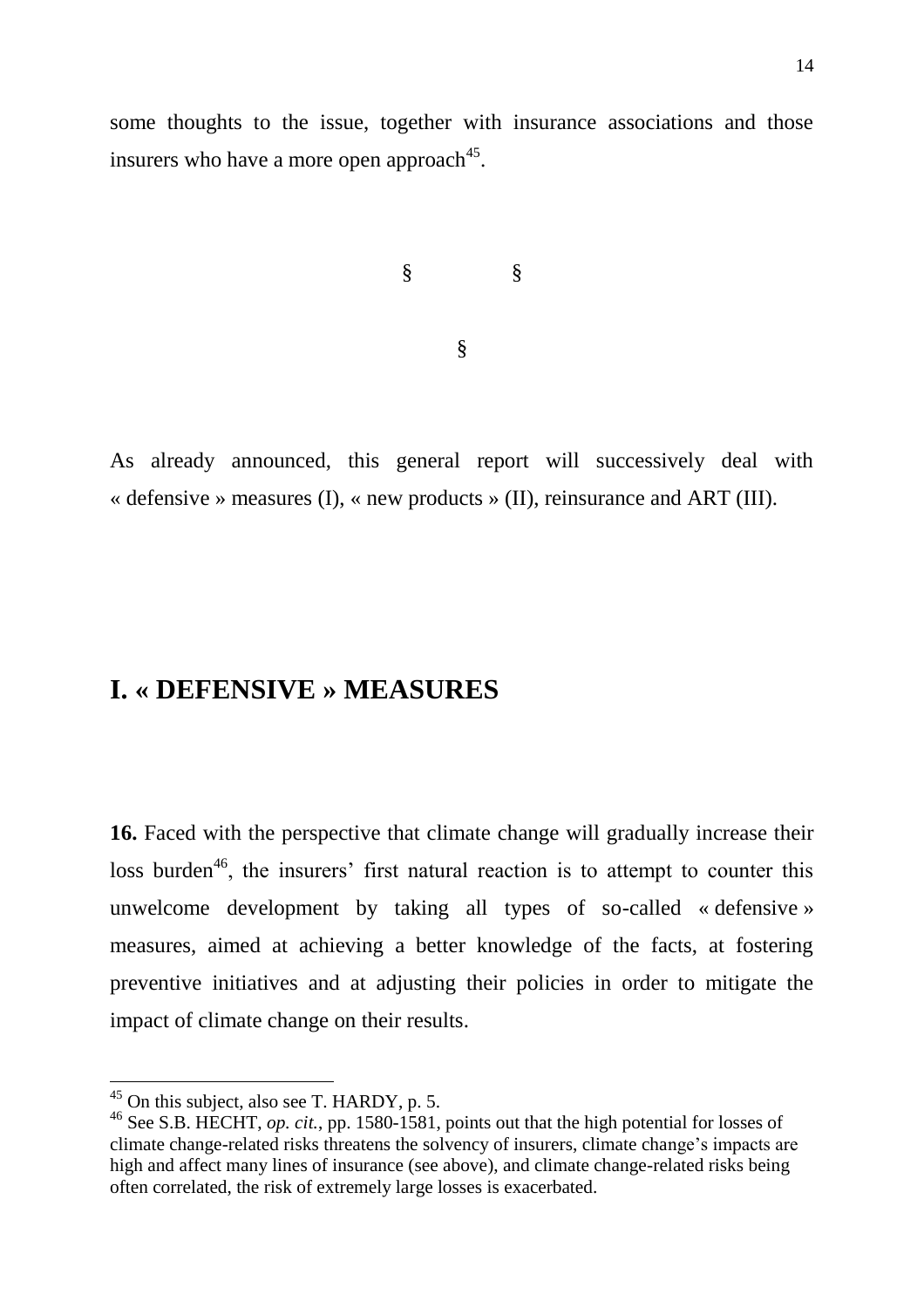some thoughts to the issue, together with insurance associations and those insurers who have a more open approach[45].

§ §

§

As already announced, this general report will successively deal with « defensive » measures (I), « new products » (II), reinsurance and ART (III).

## I. « DEFENSIVE » MEASURES

**16.** Faced with the perspective that climate change will gradually increase their loss burden[46], the insurers' first natural reaction is to attempt to counter this unwelcome development by taking all types of so-called « defensive » measures, aimed at achieving a better knowledge of the facts, at fostering preventive initiatives and at adjusting their policies in order to mitigate the impact of climate change on their results.

[45] On this subject, also see T. HARDY, p. 5.

[46] See S.B. HECHT, *op. cit.*, pp. 1580-1581, points out that the high potential for losses of climate change-related risks threatens the solvency of insurers, climate change's impacts are high and affect many lines of insurance (see above), and climate change-related risks being often correlated, the risk of extremely large losses is exacerbated.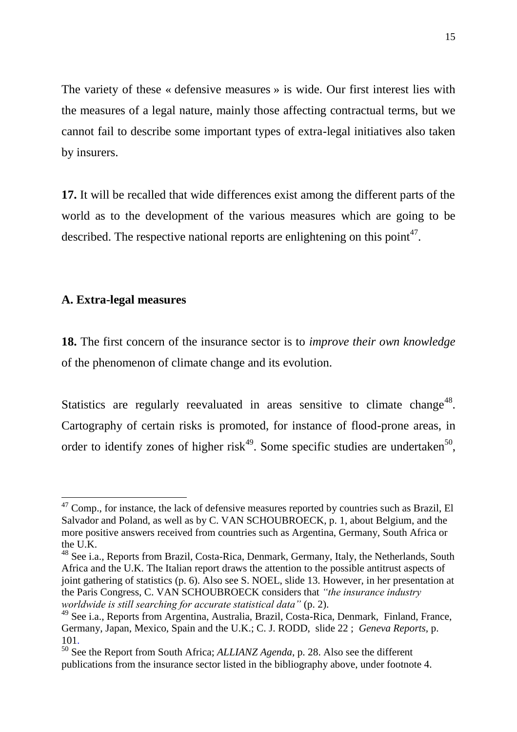The variety of these « defensive measures » is wide. Our first interest lies with the measures of a legal nature, mainly those affecting contractual terms, but we cannot fail to describe some important types of extra-legal initiatives also taken by insurers.

**17.** It will be recalled that wide differences exist among the different parts of the world as to the development of the various measures which are going to be described. The respective national reports are enlightening on this point[47].

### A. Extra-legal measures

**18.** The first concern of the insurance sector is to *improve their own knowledge* of the phenomenon of climate change and its evolution.

Statistics are regularly reevaluated in areas sensitive to climate change[48]. Cartography of certain risks is promoted, for instance of flood-prone areas, in order to identify zones of higher risk[49]. Some specific studies are undertaken[50],

---

[47] Comp., for instance, the lack of defensive measures reported by countries such as Brazil, El Salvador and Poland, as well as by C. VAN SCHOUBROECK, p. 1, about Belgium, and the more positive answers received from countries such as Argentina, Germany, South Africa or the U.K.

[48] See i.a., Reports from Brazil, Costa-Rica, Denmark, Germany, Italy, the Netherlands, South Africa and the U.K. The Italian report draws the attention to the possible antitrust aspects of joint gathering of statistics (p. 6). Also see S. NOEL, slide 13. However, in her presentation at the Paris Congress, C. VAN SCHOUBROECK considers that *"the insurance industry worldwide is still searching for accurate statistical data"* (p. 2).

[49] See i.a., Reports from Argentina, Australia, Brazil, Costa-Rica, Denmark, Finland, France, Germany, Japan, Mexico, Spain and the U.K.; C. J. RODD, slide 22 ; *Geneva Reports,* p. 101.

[50] See the Report from South Africa; *ALLIANZ Agenda*, p. 28. Also see the different publications from the insurance sector listed in the bibliography above, under footnote 4.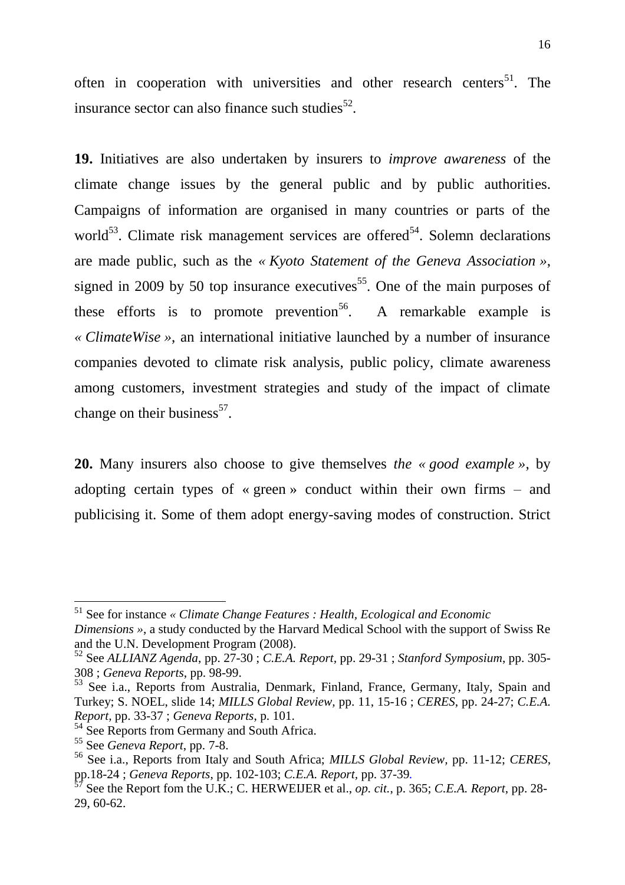often in cooperation with universities and other research centers[51]. The insurance sector can also finance such studies[52].

**19.** Initiatives are also undertaken by insurers to *improve awareness* of the climate change issues by the general public and by public authorities. Campaigns of information are organised in many countries or parts of the world[53]. Climate risk management services are offered[54]. Solemn declarations are made public, such as the *« Kyoto Statement of the Geneva Association »*, signed in 2009 by 50 top insurance executives[55]. One of the main purposes of these efforts is to promote prevention[56]. A remarkable example is *« ClimateWise »*, an international initiative launched by a number of insurance companies devoted to climate risk analysis, public policy, climate awareness among customers, investment strategies and study of the impact of climate change on their business[57].

**20.** Many insurers also choose to give themselves *the « good example »*, by adopting certain types of « green » conduct within their own firms – and publicising it. Some of them adopt energy-saving modes of construction. Strict

---

[51] See for instance *« Climate Change Features : Health, Ecological and Economic Dimensions »*, a study conducted by the Harvard Medical School with the support of Swiss Re and the U.N. Development Program (2008).

[52] See *ALLIANZ Agenda*, pp. 27-30 ; *C.E.A. Report*, pp. 29-31 ; *Stanford Symposium*, pp. 305-308 ; *Geneva Reports*, pp. 98-99.

[53] See i.a., Reports from Australia, Denmark, Finland, France, Germany, Italy, Spain and Turkey; S. NOEL, slide 14; *MILLS Global Review*, pp. 11, 15-16 ; *CERES*, pp. 24-27; *C.E.A. Report*, pp. 33-37 ; *Geneva Reports*, p. 101.

[54] See Reports from Germany and South Africa.

[55] See *Geneva Report*, pp. 7-8.

[56] See i.a., Reports from Italy and South Africa; *MILLS Global Review*, pp. 11-12; *CERES*, pp.18-24 ; *Geneva Reports*, pp. 102-103; *C.E.A. Report*, pp. 37-39.

[57] See the Report fom the U.K.; C. HERWEIJER et al., *op. cit.*, p. 365; *C.E.A. Report*, pp. 28-29, 60-62.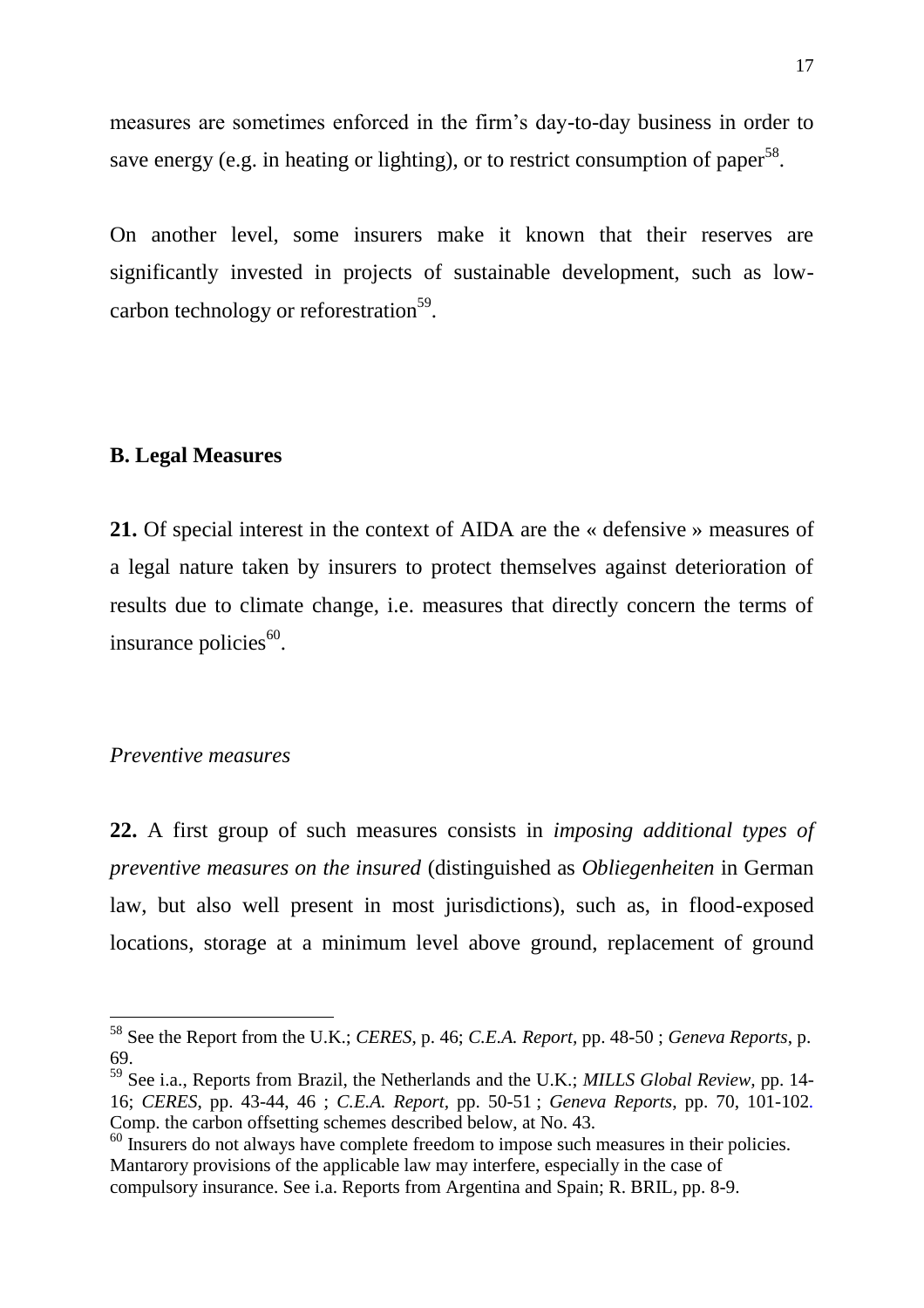measures are sometimes enforced in the firm's day-to-day business in order to save energy (e.g. in heating or lighting), or to restrict consumption of paper[58].

On another level, some insurers make it known that their reserves are significantly invested in projects of sustainable development, such as low-carbon technology or reforestration[59].

### B. Legal Measures

**21.** Of special interest in the context of AIDA are the « defensive » measures of a legal nature taken by insurers to protect themselves against deterioration of results due to climate change, i.e. measures that directly concern the terms of insurance policies[60].

#### *Preventive measures*

**22.** A first group of such measures consists in *imposing additional types of preventive measures on the insured* (distinguished as *Obliegenheiten* in German law, but also well present in most jurisdictions), such as, in flood-exposed locations, storage at a minimum level above ground, replacement of ground

---

[58] See the Report from the U.K.; *CERES*, p. 46; *C.E.A. Report,* pp. 48-50 ; *Geneva Reports*, p. 69.

[59] See i.a., Reports from Brazil, the Netherlands and the U.K.; *MILLS Global Review,* pp. 14-16; *CERES*, pp. 43-44, 46 ; *C.E.A. Report,* pp. 50-51 ; *Geneva Reports*, pp. 70, 101-102. Comp. the carbon offsetting schemes described below, at No. 43.

[60] Insurers do not always have complete freedom to impose such measures in their policies. Mantarory provisions of the applicable law may interfere, especially in the case of compulsory insurance. See i.a. Reports from Argentina and Spain; R. BRIL, pp. 8-9.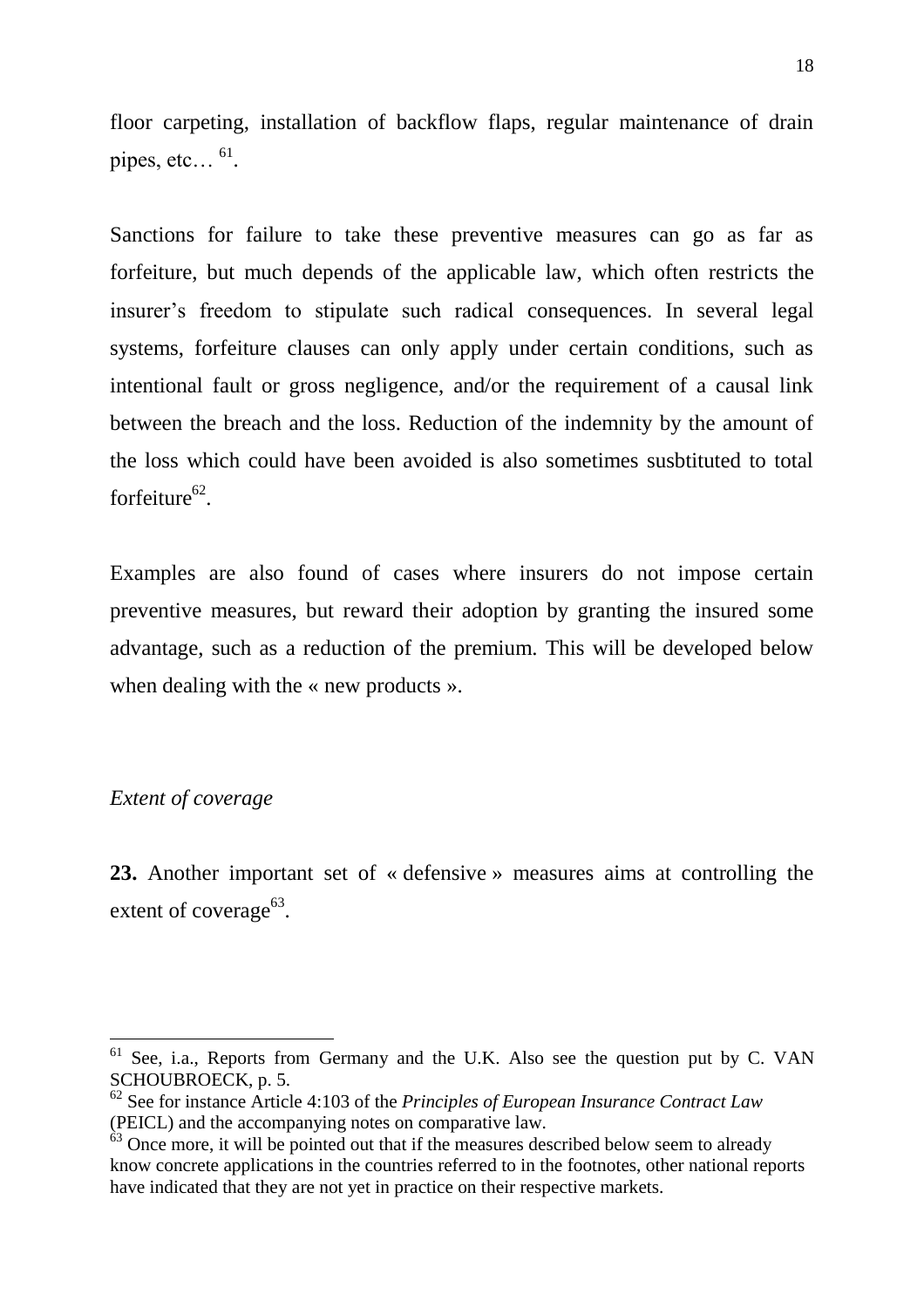floor carpeting, installation of backflow flaps, regular maintenance of drain pipes, etc… [61].

Sanctions for failure to take these preventive measures can go as far as forfeiture, but much depends of the applicable law, which often restricts the insurer's freedom to stipulate such radical consequences. In several legal systems, forfeiture clauses can only apply under certain conditions, such as intentional fault or gross negligence, and/or the requirement of a causal link between the breach and the loss. Reduction of the indemnity by the amount of the loss which could have been avoided is also sometimes susbtituted to total forfeiture[62].

Examples are also found of cases where insurers do not impose certain preventive measures, but reward their adoption by granting the insured some advantage, such as a reduction of the premium. This will be developed below when dealing with the « new products ».

*Extent of coverage*

**23.** Another important set of « defensive » measures aims at controlling the extent of coverage[63].

---

[61] See, i.a., Reports from Germany and the U.K. Also see the question put by C. VAN SCHOUBROECK, p. 5.

[62] See for instance Article 4:103 of the *Principles of European Insurance Contract Law* (PEICL) and the accompanying notes on comparative law.

[63] Once more, it will be pointed out that if the measures described below seem to already know concrete applications in the countries referred to in the footnotes, other national reports have indicated that they are not yet in practice on their respective markets.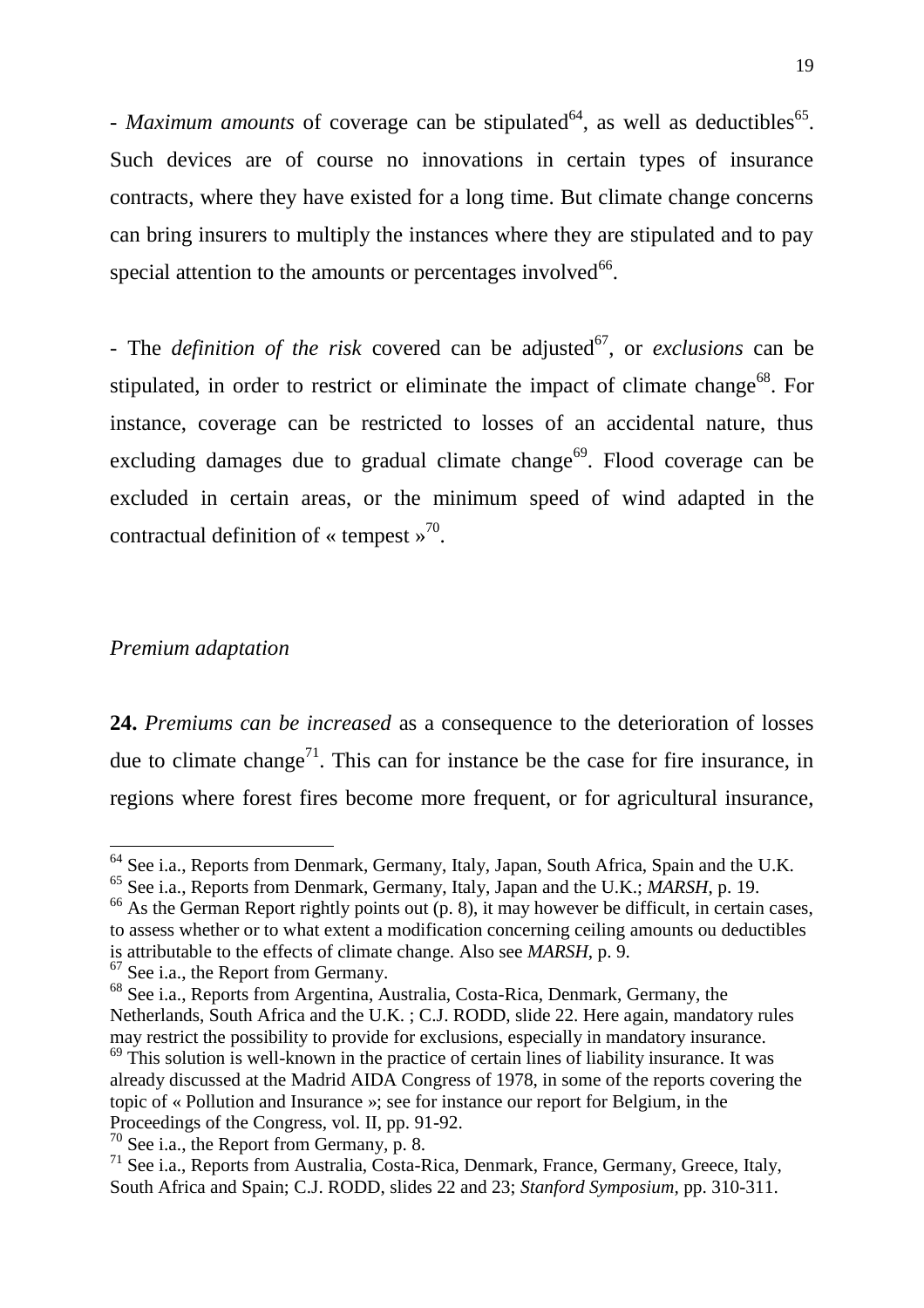- *Maximum amounts* of coverage can be stipulated[64], as well as deductibles[65]. Such devices are of course no innovations in certain types of insurance contracts, where they have existed for a long time. But climate change concerns can bring insurers to multiply the instances where they are stipulated and to pay special attention to the amounts or percentages involved[66].

- The *definition of the risk* covered can be adjusted[67], or *exclusions* can be stipulated, in order to restrict or eliminate the impact of climate change[68]. For instance, coverage can be restricted to losses of an accidental nature, thus excluding damages due to gradual climate change[69]. Flood coverage can be excluded in certain areas, or the minimum speed of wind adapted in the contractual definition of « tempest »[70].

*Premium adaptation*

**24.** *Premiums can be increased* as a consequence to the deterioration of losses due to climate change[71]. This can for instance be the case for fire insurance, in regions where forest fires become more frequent, or for agricultural insurance,

---

[64] See i.a., Reports from Denmark, Germany, Italy, Japan, South Africa, Spain and the U.K.

[65] See i.a., Reports from Denmark, Germany, Italy, Japan and the U.K.; *MARSH*, p. 19.

[66] As the German Report rightly points out (p. 8), it may however be difficult, in certain cases, to assess whether or to what extent a modification concerning ceiling amounts ou deductibles is attributable to the effects of climate change. Also see *MARSH*, p. 9.

[67] See i.a., the Report from Germany.

[68] See i.a., Reports from Argentina, Australia, Costa-Rica, Denmark, Germany, the Netherlands, South Africa and the U.K. ; C.J. RODD, slide 22. Here again, mandatory rules may restrict the possibility to provide for exclusions, especially in mandatory insurance.

[69] This solution is well-known in the practice of certain lines of liability insurance. It was already discussed at the Madrid AIDA Congress of 1978, in some of the reports covering the topic of « Pollution and Insurance »; see for instance our report for Belgium, in the Proceedings of the Congress, vol. II, pp. 91-92.

[70] See i.a., the Report from Germany, p. 8.

[71] See i.a., Reports from Australia, Costa-Rica, Denmark, France, Germany, Greece, Italy, South Africa and Spain; C.J. RODD, slides 22 and 23; *Stanford Symposium*, pp. 310-311.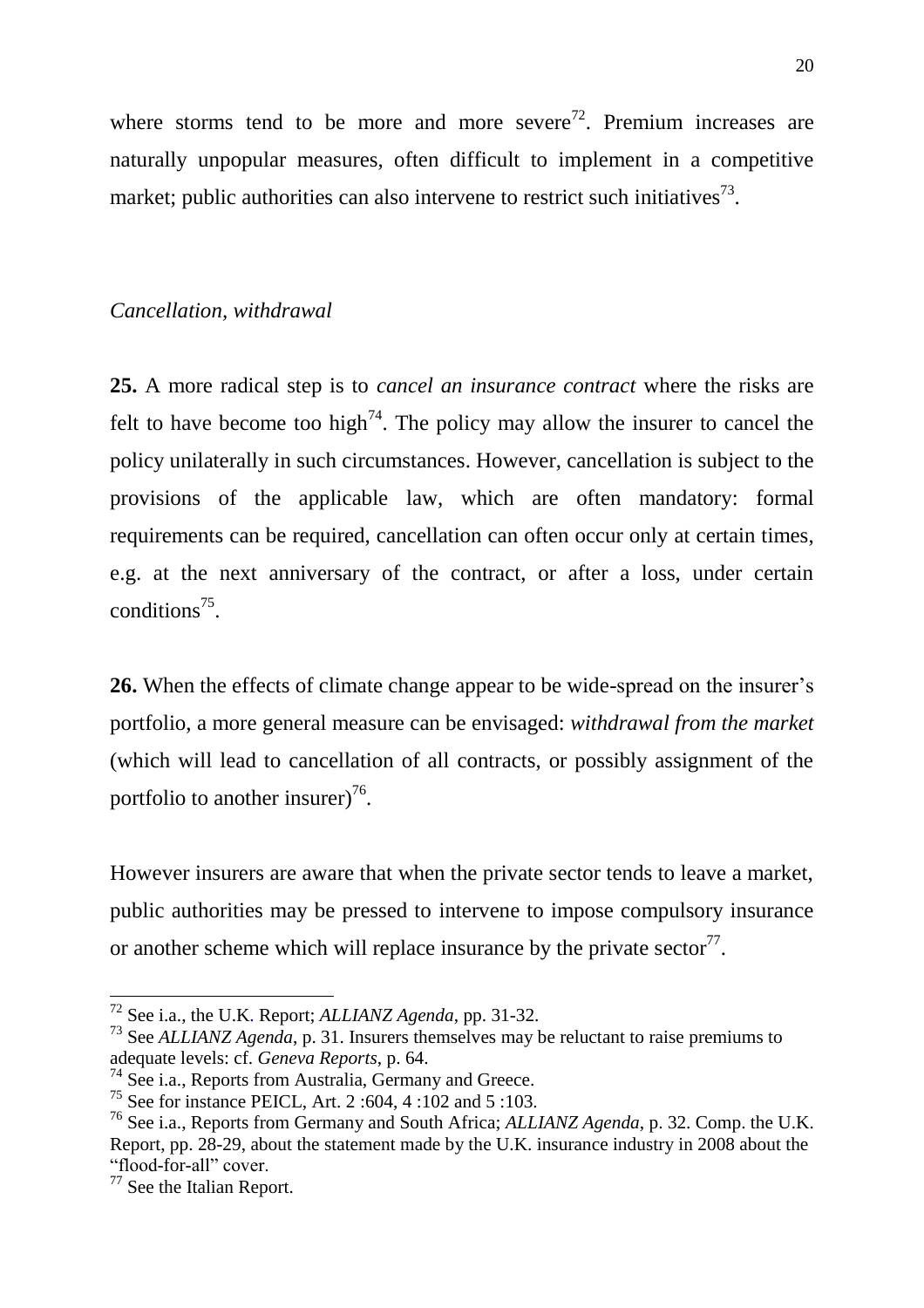where storms tend to be more and more severe[72]. Premium increases are naturally unpopular measures, often difficult to implement in a competitive market; public authorities can also intervene to restrict such initiatives[73].

*Cancellation, withdrawal*

**25.** A more radical step is to *cancel an insurance contract* where the risks are felt to have become too high[74]. The policy may allow the insurer to cancel the policy unilaterally in such circumstances. However, cancellation is subject to the provisions of the applicable law, which are often mandatory: formal requirements can be required, cancellation can often occur only at certain times, e.g. at the next anniversary of the contract, or after a loss, under certain conditions[75].

**26.** When the effects of climate change appear to be wide-spread on the insurer's portfolio, a more general measure can be envisaged: *withdrawal from the market* (which will lead to cancellation of all contracts, or possibly assignment of the portfolio to another insurer)[76].

However insurers are aware that when the private sector tends to leave a market, public authorities may be pressed to intervene to impose compulsory insurance or another scheme which will replace insurance by the private sector[77].

---

[72] See i.a., the U.K. Report; *ALLIANZ Agenda*, pp. 31-32.

[73] See *ALLIANZ Agenda*, p. 31. Insurers themselves may be reluctant to raise premiums to adequate levels: cf. *Geneva Reports*, p. 64.

[74] See i.a., Reports from Australia, Germany and Greece.

[75] See for instance PEICL, Art. 2 :604, 4 :102 and 5 :103.

[76] See i.a., Reports from Germany and South Africa; *ALLIANZ Agenda*, p. 32. Comp. the U.K. Report, pp. 28-29, about the statement made by the U.K. insurance industry in 2008 about the "flood-for-all" cover.

[77] See the Italian Report.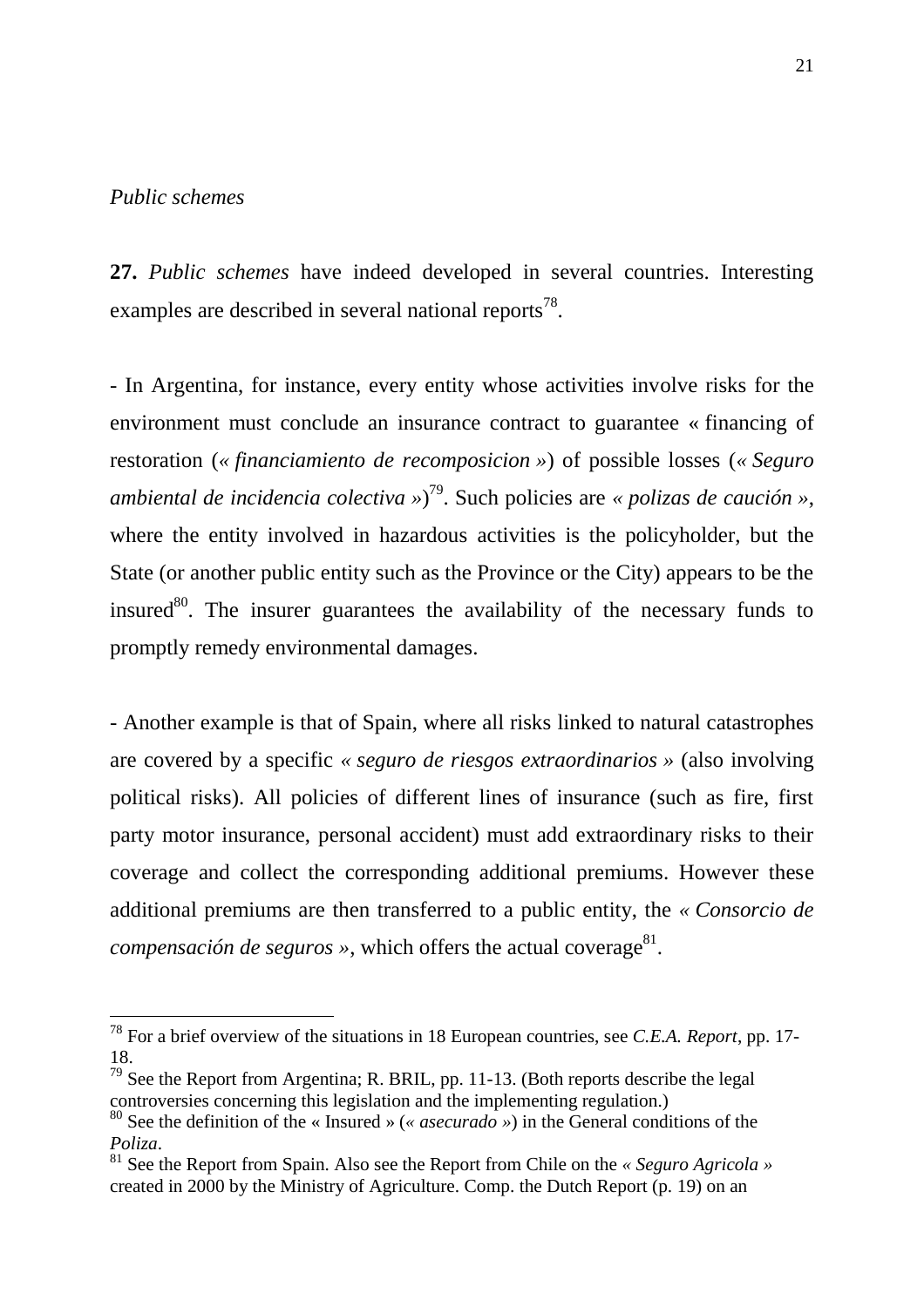*Public schemes*

**27.** *Public schemes* have indeed developed in several countries. Interesting examples are described in several national reports[78].

- In Argentina, for instance, every entity whose activities involve risks for the environment must conclude an insurance contract to guarantee « financing of restoration (*« financiamiento de recomposicion »*) of possible losses (*« Seguro ambiental de incidencia colectiva »*)[79]. Such policies are *« polizas de caución »*, where the entity involved in hazardous activities is the policyholder, but the State (or another public entity such as the Province or the City) appears to be the insured[80]. The insurer guarantees the availability of the necessary funds to promptly remedy environmental damages.

- Another example is that of Spain, where all risks linked to natural catastrophes are covered by a specific *« seguro de riesgos extraordinarios »* (also involving political risks). All policies of different lines of insurance (such as fire, first party motor insurance, personal accident) must add extraordinary risks to their coverage and collect the corresponding additional premiums. However these additional premiums are then transferred to a public entity, the *« Consorcio de compensación de seguros »*, which offers the actual coverage[81].

---

[78] For a brief overview of the situations in 18 European countries, see *C.E.A. Report*, pp. 17-18.

[79] See the Report from Argentina; R. BRIL, pp. 11-13. (Both reports describe the legal controversies concerning this legislation and the implementing regulation.)

[80] See the definition of the « Insured » (*« asecurado »*) in the General conditions of the *Poliza*.

[81] See the Report from Spain. Also see the Report from Chile on the *« Seguro Agricola »* created in 2000 by the Ministry of Agriculture. Comp. the Dutch Report (p. 19) on an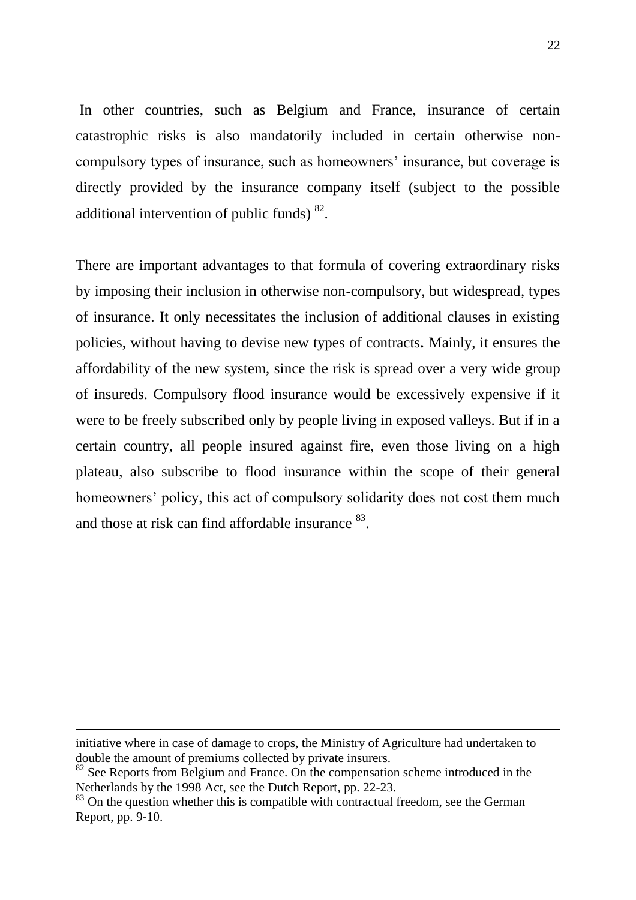In other countries, such as Belgium and France, insurance of certain catastrophic risks is also mandatorily included in certain otherwise non-compulsory types of insurance, such as homeowners' insurance, but coverage is directly provided by the insurance company itself (subject to the possible additional intervention of public funds) [82].

There are important advantages to that formula of covering extraordinary risks by imposing their inclusion in otherwise non-compulsory, but widespread, types of insurance. It only necessitates the inclusion of additional clauses in existing policies, without having to devise new types of contracts**.** Mainly, it ensures the affordability of the new system, since the risk is spread over a very wide group of insureds. Compulsory flood insurance would be excessively expensive if it were to be freely subscribed only by people living in exposed valleys. But if in a certain country, all people insured against fire, even those living on a high plateau, also subscribe to flood insurance within the scope of their general homeowners' policy, this act of compulsory solidarity does not cost them much and those at risk can find affordable insurance [83].

---

initiative where in case of damage to crops, the Ministry of Agriculture had undertaken to double the amount of premiums collected by private insurers.

[82] See Reports from Belgium and France. On the compensation scheme introduced in the Netherlands by the 1998 Act, see the Dutch Report, pp. 22-23.

[83] On the question whether this is compatible with contractual freedom, see the German Report, pp. 9-10.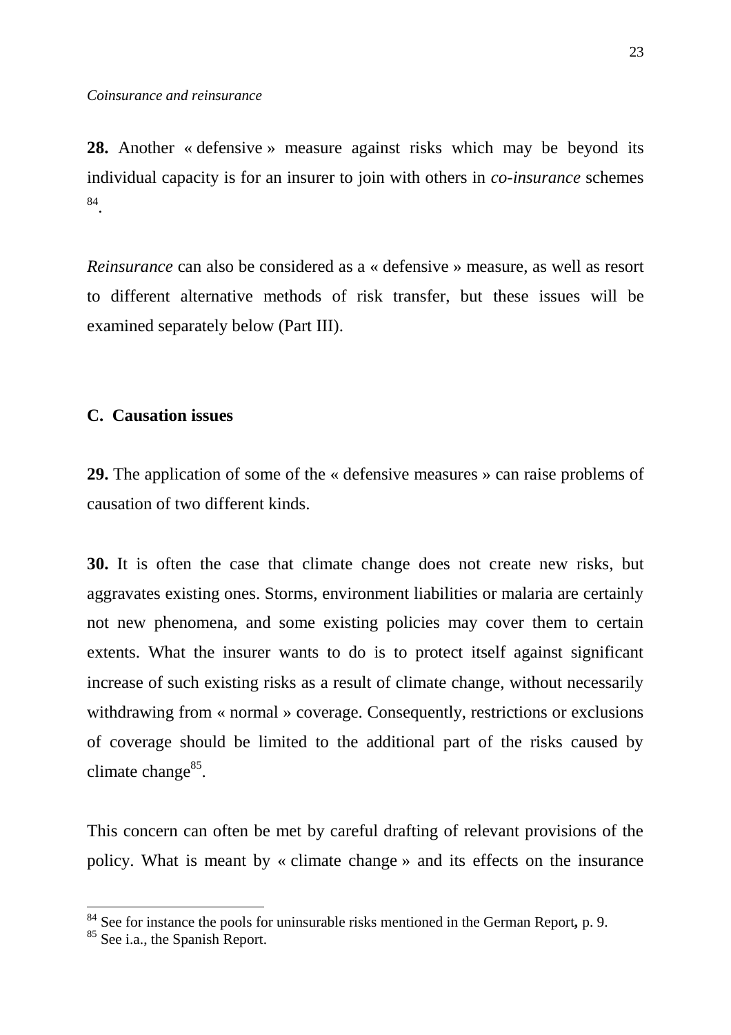*Coinsurance and reinsurance*

**28.** Another « defensive » measure against risks which may be beyond its individual capacity is for an insurer to join with others in *co-insurance* schemes [84].

*Reinsurance* can also be considered as a « defensive » measure, as well as resort to different alternative methods of risk transfer, but these issues will be examined separately below (Part III).

### C. Causation issues

**29.** The application of some of the « defensive measures » can raise problems of causation of two different kinds.

**30.** It is often the case that climate change does not create new risks, but aggravates existing ones. Storms, environment liabilities or malaria are certainly not new phenomena, and some existing policies may cover them to certain extents. What the insurer wants to do is to protect itself against significant increase of such existing risks as a result of climate change, without necessarily withdrawing from « normal » coverage. Consequently, restrictions or exclusions of coverage should be limited to the additional part of the risks caused by climate change[85].

This concern can often be met by careful drafting of relevant provisions of the policy. What is meant by « climate change » and its effects on the insurance

[84] See for instance the pools for uninsurable risks mentioned in the German Report**,** p. 9.

[85] See i.a., the Spanish Report.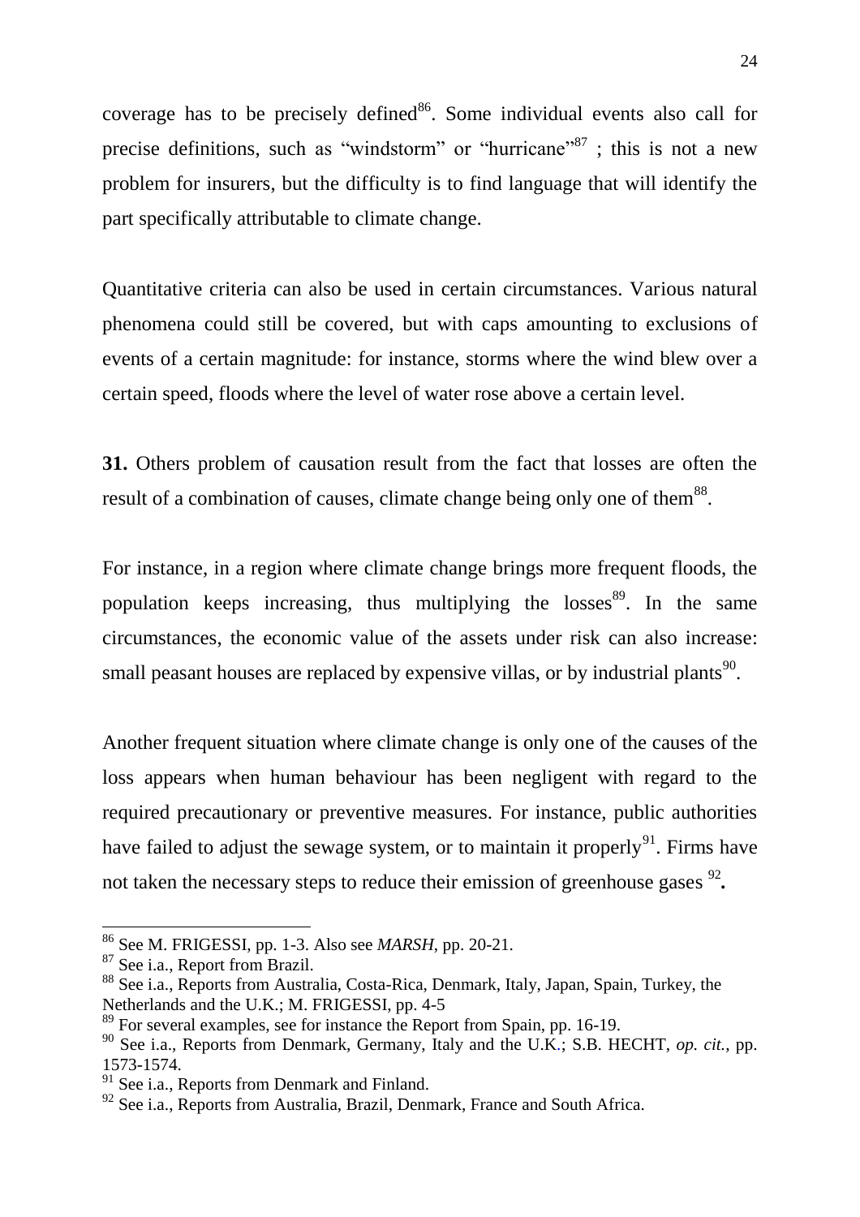coverage has to be precisely defined[86]. Some individual events also call for precise definitions, such as "windstorm" or "hurricane"[87] ; this is not a new problem for insurers, but the difficulty is to find language that will identify the part specifically attributable to climate change.

Quantitative criteria can also be used in certain circumstances. Various natural phenomena could still be covered, but with caps amounting to exclusions of events of a certain magnitude: for instance, storms where the wind blew over a certain speed, floods where the level of water rose above a certain level.

**31.** Others problem of causation result from the fact that losses are often the result of a combination of causes, climate change being only one of them[88].

For instance, in a region where climate change brings more frequent floods, the population keeps increasing, thus multiplying the losses[89]. In the same circumstances, the economic value of the assets under risk can also increase: small peasant houses are replaced by expensive villas, or by industrial plants[90].

Another frequent situation where climate change is only one of the causes of the loss appears when human behaviour has been negligent with regard to the required precautionary or preventive measures. For instance, public authorities have failed to adjust the sewage system, or to maintain it properly[91]. Firms have not taken the necessary steps to reduce their emission of greenhouse gases [92]**.**

---

[86] See M. FRIGESSI, pp. 1-3. Also see *MARSH*, pp. 20-21.

[87] See i.a., Report from Brazil.

[88] See i.a., Reports from Australia, Costa-Rica, Denmark, Italy, Japan, Spain, Turkey, the Netherlands and the U.K.; M. FRIGESSI, pp. 4-5

[89] For several examples, see for instance the Report from Spain, pp. 16-19.

[90] See i.a., Reports from Denmark, Germany, Italy and the U.K.; S.B. HECHT, *op. cit.*, pp. 1573-1574.

[91] See i.a., Reports from Denmark and Finland.

[92] See i.a., Reports from Australia, Brazil, Denmark, France and South Africa.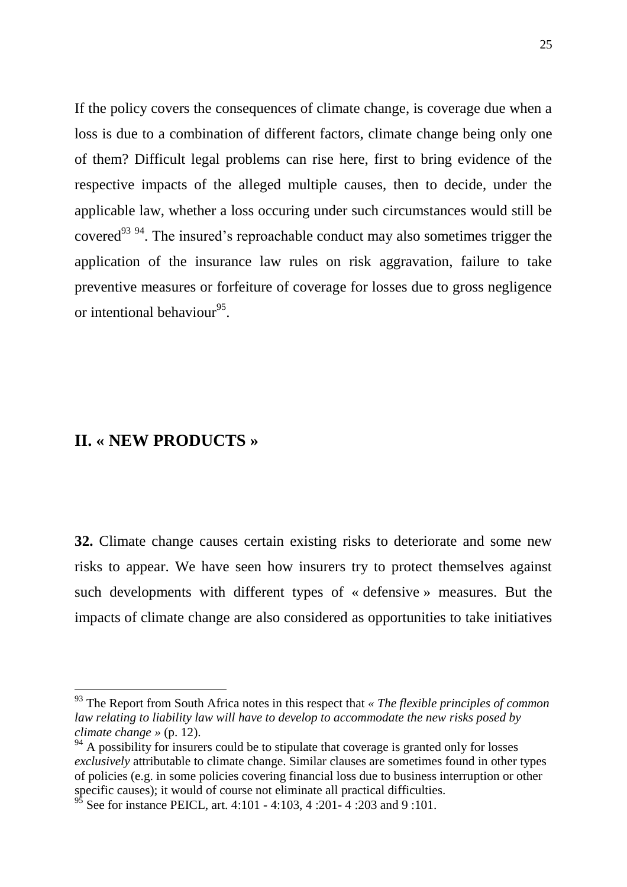If the policy covers the consequences of climate change, is coverage due when a loss is due to a combination of different factors, climate change being only one of them? Difficult legal problems can rise here, first to bring evidence of the respective impacts of the alleged multiple causes, then to decide, under the applicable law, whether a loss occuring under such circumstances would still be covered[93] [94]. The insured's reproachable conduct may also sometimes trigger the application of the insurance law rules on risk aggravation, failure to take preventive measures or forfeiture of coverage for losses due to gross negligence or intentional behaviour[95].

## II. « NEW PRODUCTS »

**32.** Climate change causes certain existing risks to deteriorate and some new risks to appear. We have seen how insurers try to protect themselves against such developments with different types of « defensive » measures. But the impacts of climate change are also considered as opportunities to take initiatives

---

[93] The Report from South Africa notes in this respect that « *The flexible principles of common law relating to liability law will have to develop to accommodate the new risks posed by climate change* » (p. 12).

[94] A possibility for insurers could be to stipulate that coverage is granted only for losses *exclusively* attributable to climate change. Similar clauses are sometimes found in other types of policies (e.g. in some policies covering financial loss due to business interruption or other specific causes); it would of course not eliminate all practical difficulties.

[95] See for instance PEICL, art. 4:101 - 4:103, 4 :201- 4 :203 and 9 :101.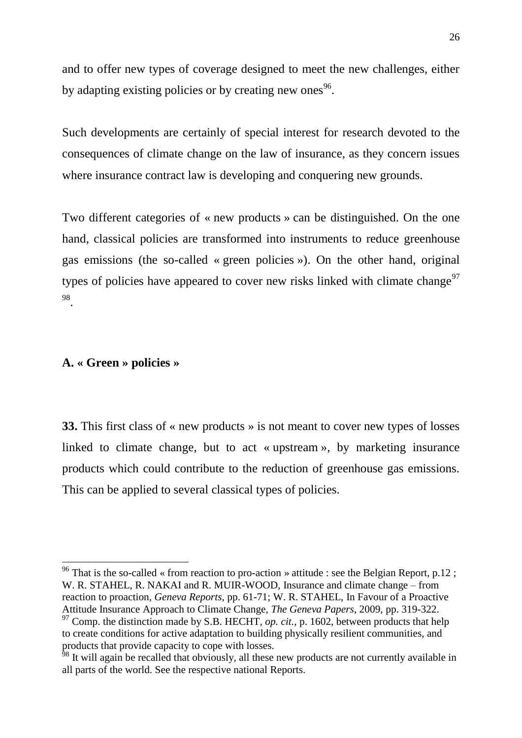and to offer new types of coverage designed to meet the new challenges, either by adapting existing policies or by creating new ones[96].

Such developments are certainly of special interest for research devoted to the consequences of climate change on the law of insurance, as they concern issues where insurance contract law is developing and conquering new grounds.

Two different categories of « new products » can be distinguished. On the one hand, classical policies are transformed into instruments to reduce greenhouse gas emissions (the so-called « green policies »). On the other hand, original types of policies have appeared to cover new risks linked with climate change[97] [98].

### A. « Green » policies »

**33.** This first class of « new products » is not meant to cover new types of losses linked to climate change, but to act « upstream », by marketing insurance products which could contribute to the reduction of greenhouse gas emissions. This can be applied to several classical types of policies.

---

[96] That is the so-called « from reaction to pro-action » attitude : see the Belgian Report, p.12 ; W. R. STAHEL, R. NAKAI and R. MUIR-WOOD, Insurance and climate change – from reaction to proaction, *Geneva Reports*, pp. 61-71; W. R. STAHEL, In Favour of a Proactive Attitude Insurance Approach to Climate Change, *The Geneva Papers*, 2009, pp. 319-322.

[97] Comp. the distinction made by S.B. HECHT, *op. cit.*, p. 1602, between products that help to create conditions for active adaptation to building physically resilient communities, and products that provide capacity to cope with losses.

[98] It will again be recalled that obviously, all these new products are not currently available in all parts of the world. See the respective national Reports.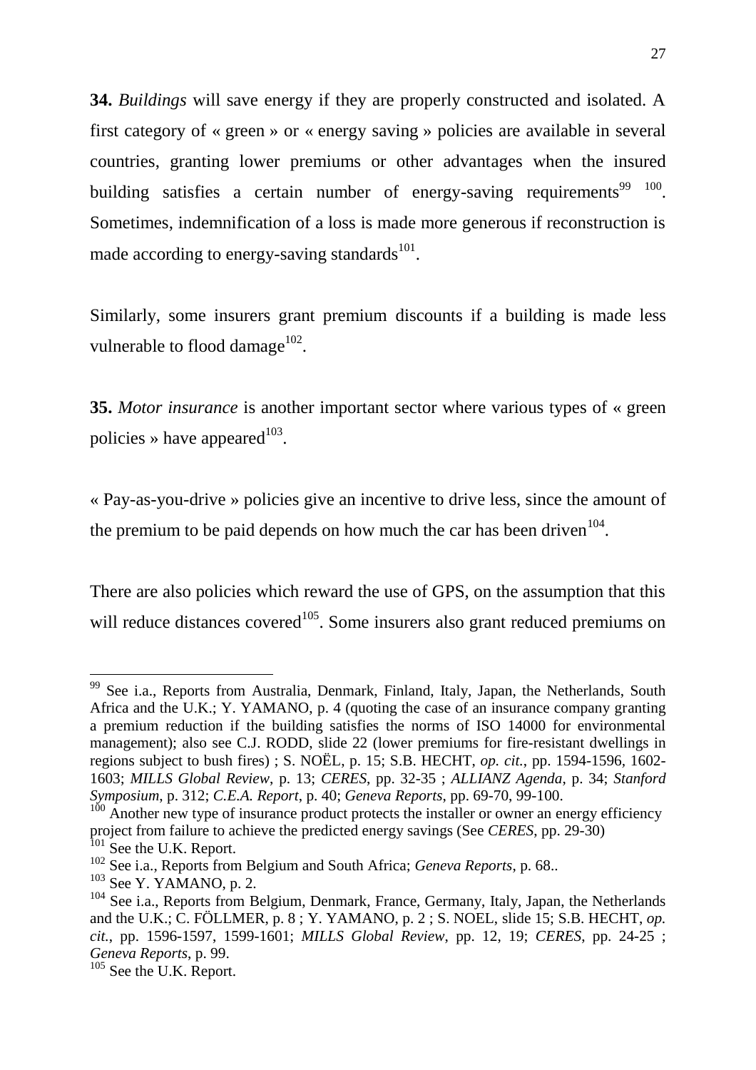**34.** *Buildings* will save energy if they are properly constructed and isolated. A first category of « green » or « energy saving » policies are available in several countries, granting lower premiums or other advantages when the insured building satisfies a certain number of energy-saving requirements[99] [100]. Sometimes, indemnification of a loss is made more generous if reconstruction is made according to energy-saving standards[101].

Similarly, some insurers grant premium discounts if a building is made less vulnerable to flood damage[102].

**35.** *Motor insurance* is another important sector where various types of « green policies » have appeared[103].

« Pay-as-you-drive » policies give an incentive to drive less, since the amount of the premium to be paid depends on how much the car has been driven[104].

There are also policies which reward the use of GPS, on the assumption that this will reduce distances covered[105]. Some insurers also grant reduced premiums on

---

[99] See i.a., Reports from Australia, Denmark, Finland, Italy, Japan, the Netherlands, South Africa and the U.K.; Y. YAMANO, p. 4 (quoting the case of an insurance company granting a premium reduction if the building satisfies the norms of ISO 14000 for environmental management); also see C.J. RODD, slide 22 (lower premiums for fire-resistant dwellings in regions subject to bush fires) ; S. NOËL, p. 15; S.B. HECHT, *op. cit.*, pp. 1594-1596, 1602-1603; *MILLS Global Review*, p. 13; *CERES*, pp. 32-35 ; *ALLIANZ Agenda*, p. 34; *Stanford Symposium*, p. 312; *C.E.A. Report*, p. 40; *Geneva Reports*, pp. 69-70, 99-100.

[100] Another new type of insurance product protects the installer or owner an energy efficiency project from failure to achieve the predicted energy savings (See *CERES*, pp. 29-30)

[101] See the U.K. Report.

[102] See i.a., Reports from Belgium and South Africa; *Geneva Reports*, p. 68..

[103] See Y. YAMANO, p. 2.

[104] See i.a., Reports from Belgium, Denmark, France, Germany, Italy, Japan, the Netherlands and the U.K.; C. FÖLLMER, p. 8 ; Y. YAMANO, p. 2 ; S. NOEL, slide 15; S.B. HECHT, *op. cit.*, pp. 1596-1597, 1599-1601; *MILLS Global Review*, pp. 12, 19; *CERES*, pp. 24-25 ; *Geneva Reports*, p. 99.

[105] See the U.K. Report.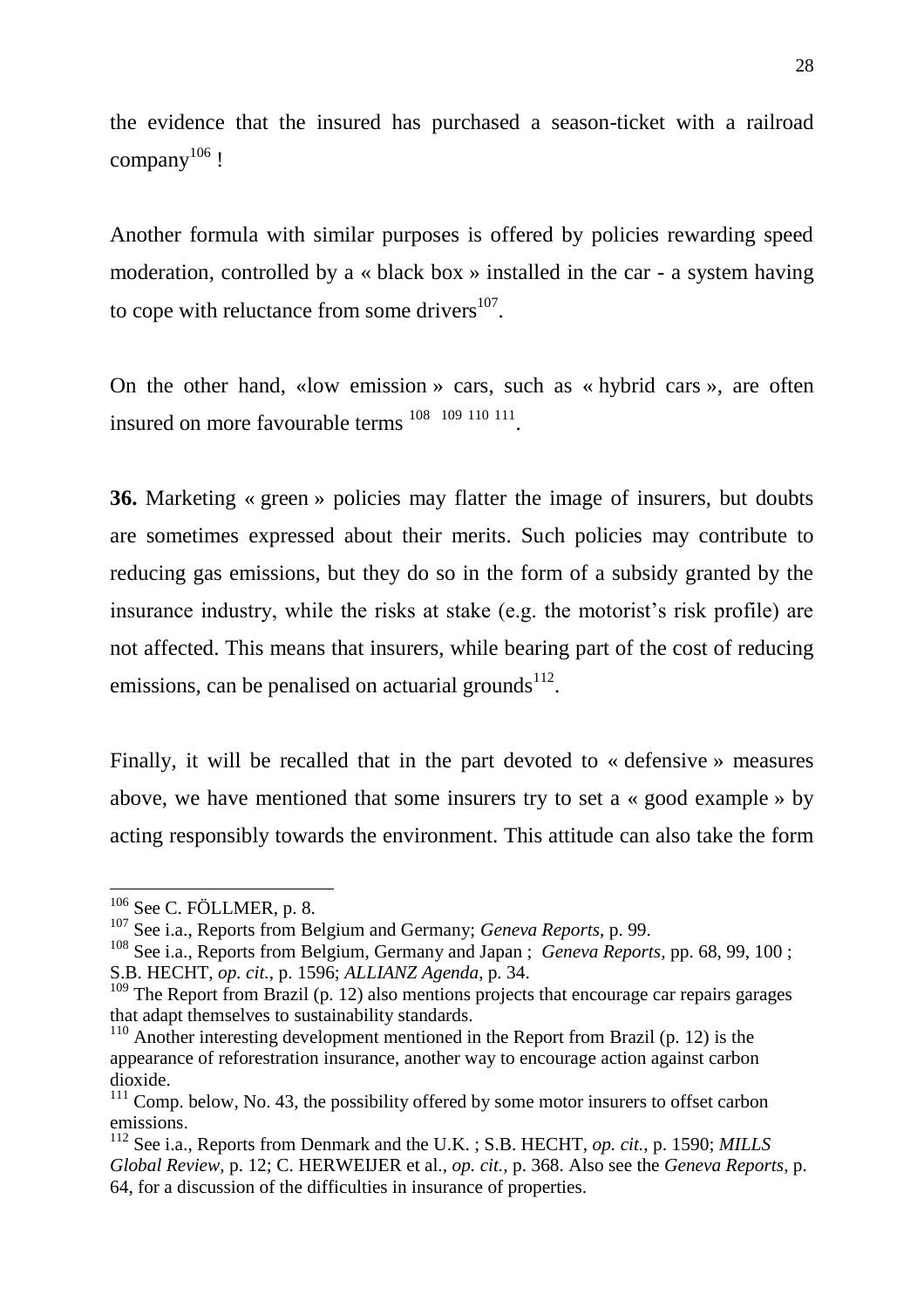the evidence that the insured has purchased a season-ticket with a railroad company[106] !

Another formula with similar purposes is offered by policies rewarding speed moderation, controlled by a « black box » installed in the car - a system having to cope with reluctance from some drivers[107].

On the other hand, «low emission » cars, such as « hybrid cars », are often insured on more favourable terms [108] [109] [110] [111].

**36.** Marketing « green » policies may flatter the image of insurers, but doubts are sometimes expressed about their merits. Such policies may contribute to reducing gas emissions, but they do so in the form of a subsidy granted by the insurance industry, while the risks at stake (e.g. the motorist's risk profile) are not affected. This means that insurers, while bearing part of the cost of reducing emissions, can be penalised on actuarial grounds[112].

Finally, it will be recalled that in the part devoted to « defensive » measures above, we have mentioned that some insurers try to set a « good example » by acting responsibly towards the environment. This attitude can also take the form

---

[106] See C. FÖLLMER, p. 8.

[107] See i.a., Reports from Belgium and Germany; *Geneva Reports*, p. 99.

[108] See i.a., Reports from Belgium, Germany and Japan ; *Geneva Reports*, pp. 68, 99, 100 ; S.B. HECHT, *op. cit.*, p. 1596; *ALLIANZ Agenda*, p. 34.

[109] The Report from Brazil (p. 12) also mentions projects that encourage car repairs garages that adapt themselves to sustainability standards.

[110] Another interesting development mentioned in the Report from Brazil (p. 12) is the appearance of reforestration insurance, another way to encourage action against carbon dioxide.

[111] Comp. below, No. 43, the possibility offered by some motor insurers to offset carbon emissions.

[112] See i.a., Reports from Denmark and the U.K. ; S.B. HECHT, *op. cit.*, p. 1590; *MILLS Global Review*, p. 12; C. HERWEIJER et al., *op. cit.,* p. 368. Also see the *Geneva Reports*, p. 64, for a discussion of the difficulties in insurance of properties.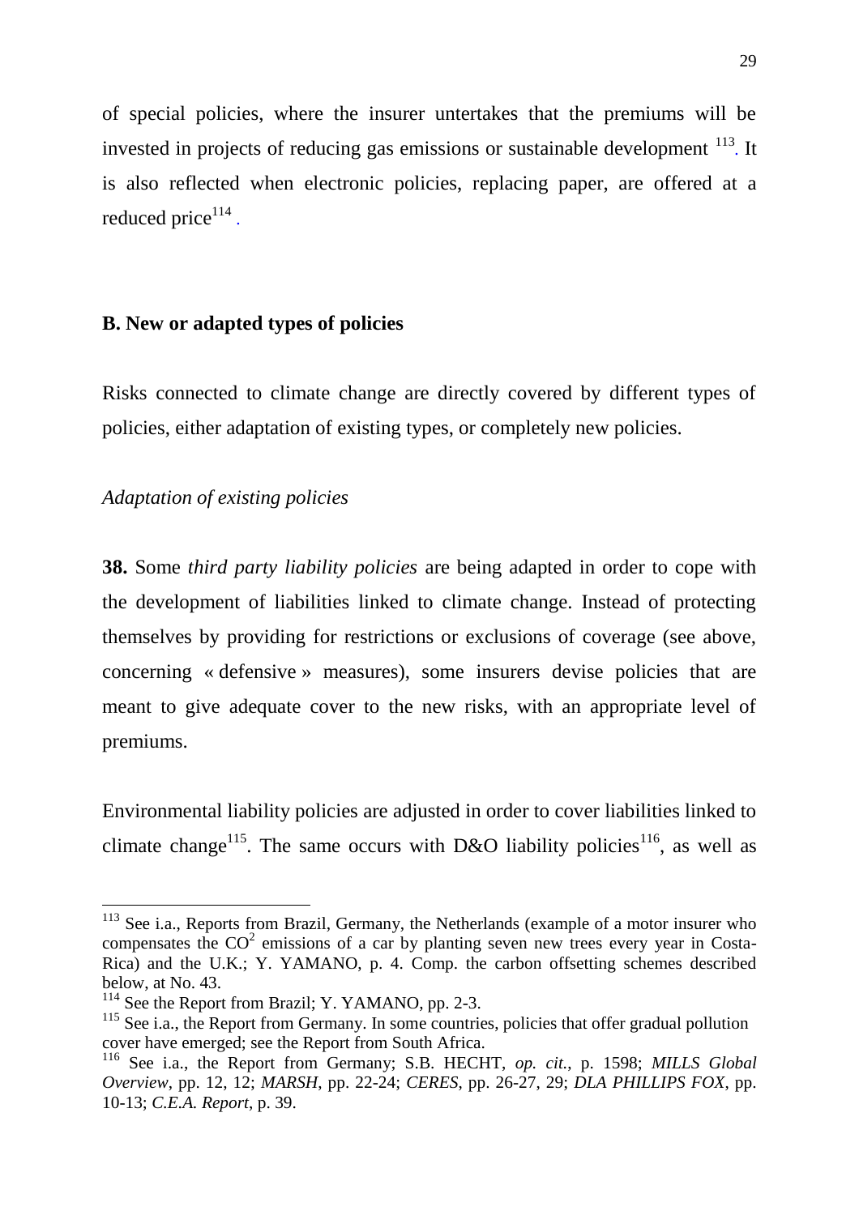of special policies, where the insurer untertakes that the premiums will be invested in projects of reducing gas emissions or sustainable development [113]. It is also reflected when electronic policies, replacing paper, are offered at a reduced price[114].

## B. New or adapted types of policies

Risks connected to climate change are directly covered by different types of policies, either adaptation of existing types, or completely new policies.

*Adaptation of existing policies*

**38.** Some *third party liability policies* are being adapted in order to cope with the development of liabilities linked to climate change. Instead of protecting themselves by providing for restrictions or exclusions of coverage (see above, concerning « defensive » measures), some insurers devise policies that are meant to give adequate cover to the new risks, with an appropriate level of premiums.

Environmental liability policies are adjusted in order to cover liabilities linked to climate change[115]. The same occurs with D&O liability policies[116], as well as

---

[113] See i.a., Reports from Brazil, Germany, the Netherlands (example of a motor insurer who compensates the $CO^2$ emissions of a car by planting seven new trees every year in Costa-Rica) and the U.K.; Y. YAMANO, p. 4. Comp. the carbon offsetting schemes described below, at No. 43.

[114] See the Report from Brazil; Y. YAMANO, pp. 2-3.

[115] See i.a., the Report from Germany. In some countries, policies that offer gradual pollution cover have emerged; see the Report from South Africa.

[116] See i.a., the Report from Germany; S.B. HECHT, *op. cit.*, p. 1598; *MILLS Global Overview*, pp. 12, 12; *MARSH*, pp. 22-24; *CERES*, pp. 26-27, 29; *DLA PHILLIPS FOX*, pp. 10-13; *C.E.A. Report*, p. 39.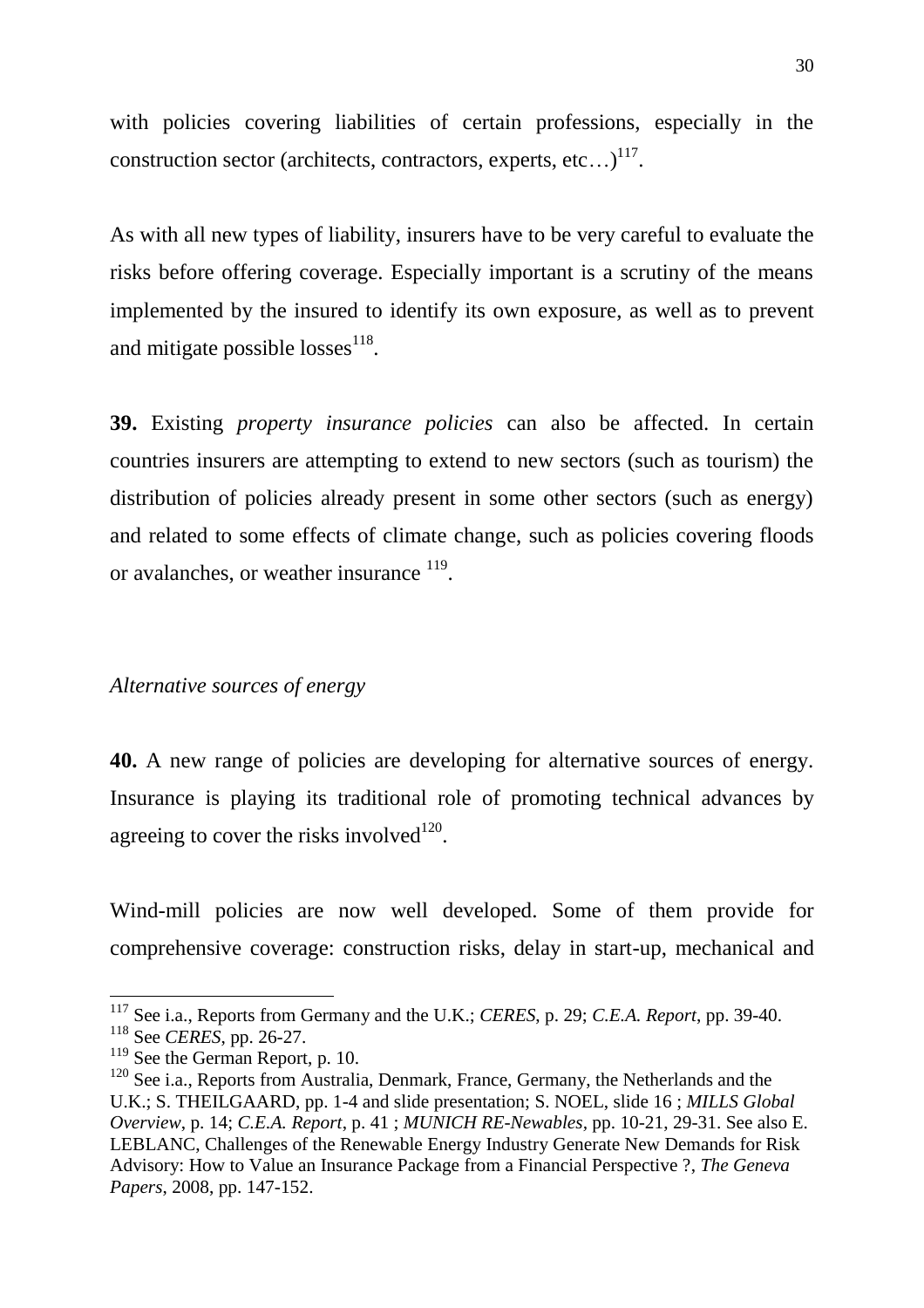with policies covering liabilities of certain professions, especially in the construction sector (architects, contractors, experts, etc…)[117].

As with all new types of liability, insurers have to be very careful to evaluate the risks before offering coverage. Especially important is a scrutiny of the means implemented by the insured to identify its own exposure, as well as to prevent and mitigate possible losses[118].

**39.** Existing *property insurance policies* can also be affected. In certain countries insurers are attempting to extend to new sectors (such as tourism) the distribution of policies already present in some other sectors (such as energy) and related to some effects of climate change, such as policies covering floods or avalanches, or weather insurance [119].

*Alternative sources of energy*

**40.** A new range of policies are developing for alternative sources of energy. Insurance is playing its traditional role of promoting technical advances by agreeing to cover the risks involved[120].

Wind-mill policies are now well developed. Some of them provide for comprehensive coverage: construction risks, delay in start-up, mechanical and

---

[117] See i.a., Reports from Germany and the U.K.; *CERES*, p. 29; *C.E.A. Report*, pp. 39-40.

[118] See *CERES*, pp. 26-27.

[119] See the German Report, p. 10.

[120] See i.a., Reports from Australia, Denmark, France, Germany, the Netherlands and the U.K.; S. THEILGAARD, pp. 1-4 and slide presentation; S. NOEL, slide 16 ; *MILLS Global Overview*, p. 14; *C.E.A. Report*, p. 41 ; *MUNICH RE-Newables*, pp. 10-21, 29-31. See also E. LEBLANC, Challenges of the Renewable Energy Industry Generate New Demands for Risk Advisory: How to Value an Insurance Package from a Financial Perspective ?, *The Geneva Papers*, 2008, pp. 147-152.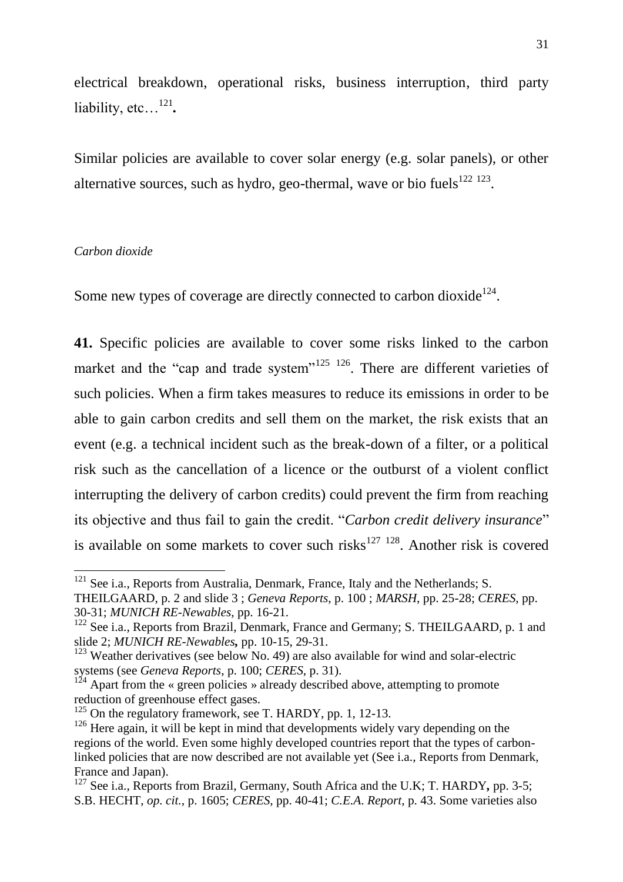electrical breakdown, operational risks, business interruption, third party liability, etc…[121]**.**

Similar policies are available to cover solar energy (e.g. solar panels), or other alternative sources, such as hydro, geo-thermal, wave or bio fuels[122] [123].

*Carbon dioxide*

Some new types of coverage are directly connected to carbon dioxide[124].

**41.** Specific policies are available to cover some risks linked to the carbon market and the "cap and trade system"[125] [126]. There are different varieties of such policies. When a firm takes measures to reduce its emissions in order to be able to gain carbon credits and sell them on the market, the risk exists that an event (e.g. a technical incident such as the break-down of a filter, or a political risk such as the cancellation of a licence or the outburst of a violent conflict interrupting the delivery of carbon credits) could prevent the firm from reaching its objective and thus fail to gain the credit. "*Carbon credit delivery insurance*" is available on some markets to cover such risks[127] [128]. Another risk is covered

---

[121] See i.a., Reports from Australia, Denmark, France, Italy and the Netherlands; S. THEILGAARD, p. 2 and slide 3 ; *Geneva Reports*, p. 100 ; *MARSH*, pp. 25-28; *CERES*, pp. 30-31; *MUNICH RE-Newables*, pp. 16-21.

[122] See i.a., Reports from Brazil, Denmark, France and Germany; S. THEILGAARD, p. 1 and slide 2; *MUNICH RE-Newables***,** pp. 10-15, 29-31.

[123] Weather derivatives (see below No. 49) are also available for wind and solar-electric systems (see *Geneva Reports*, p. 100; *CERES*, p. 31).

[124] Apart from the « green policies » already described above, attempting to promote reduction of greenhouse effect gases.

[125] On the regulatory framework, see T. HARDY, pp. 1, 12-13.

[126] Here again, it will be kept in mind that developments widely vary depending on the regions of the world. Even some highly developed countries report that the types of carbon-linked policies that are now described are not available yet (See i.a., Reports from Denmark, France and Japan).

[127] See i.a., Reports from Brazil, Germany, South Africa and the U.K; T. HARDY**,** pp. 3-5; S.B. HECHT, *op. cit.*, p. 1605; *CERES*, pp. 40-41; *C.E.A. Report*, p. 43. Some varieties also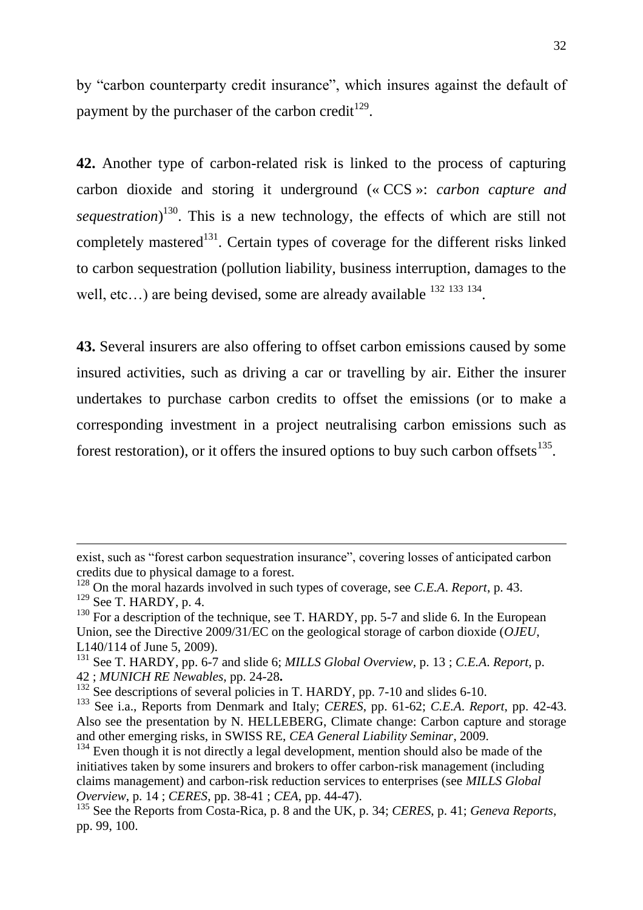by "carbon counterparty credit insurance", which insures against the default of payment by the purchaser of the carbon credit[129].

**42.** Another type of carbon-related risk is linked to the process of capturing carbon dioxide and storing it underground (« CCS »: *carbon capture and sequestration*)[130]. This is a new technology, the effects of which are still not completely mastered[131]. Certain types of coverage for the different risks linked to carbon sequestration (pollution liability, business interruption, damages to the well, etc…) are being devised, some are already available [132] [133] [134].

**43.** Several insurers are also offering to offset carbon emissions caused by some insured activities, such as driving a car or travelling by air. Either the insurer undertakes to purchase carbon credits to offset the emissions (or to make a corresponding investment in a project neutralising carbon emissions such as forest restoration), or it offers the insured options to buy such carbon offsets[135].

---

exist, such as "forest carbon sequestration insurance", covering losses of anticipated carbon credits due to physical damage to a forest.

[128] On the moral hazards involved in such types of coverage, see *C.E.A. Report*, p. 43.

[129] See T. HARDY, p. 4.

[130] For a description of the technique, see T. HARDY, pp. 5-7 and slide 6. In the European Union, see the Directive 2009/31/EC on the geological storage of carbon dioxide (*OJEU*, L140/114 of June 5, 2009).

[131] See T. HARDY, pp. 6-7 and slide 6; *MILLS Global Overview*, p. 13 ; *C.E.A. Report*, p. 42 ; *MUNICH RE Newables*, pp. 24-28**.**

[132] See descriptions of several policies in T. HARDY, pp. 7-10 and slides 6-10.

[133] See i.a., Reports from Denmark and Italy; *CERES*, pp. 61-62; *C.E.A. Report*, pp. 42-43. Also see the presentation by N. HELLEBERG, Climate change: Carbon capture and storage and other emerging risks, in SWISS RE, *CEA General Liability Seminar*, 2009.

[134] Even though it is not directly a legal development, mention should also be made of the initiatives taken by some insurers and brokers to offer carbon-risk management (including claims management) and carbon-risk reduction services to enterprises (see *MILLS Global Overview*, p. 14 ; *CERES*, pp. 38-41 ; *CEA*, pp. 44-47).

[135] See the Reports from Costa-Rica, p. 8 and the UK, p. 34; *CERES*, p. 41; *Geneva Reports*, pp. 99, 100.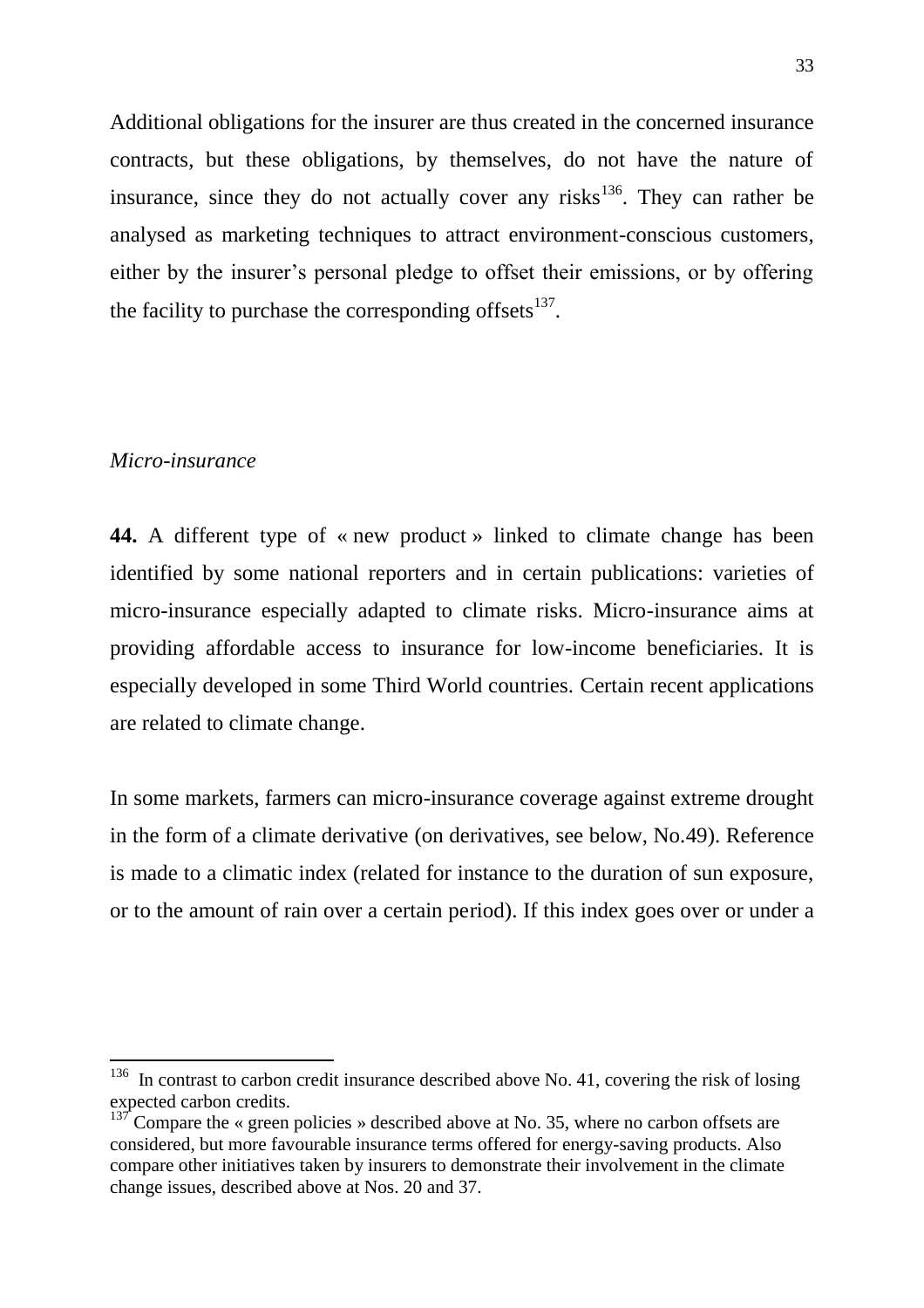Additional obligations for the insurer are thus created in the concerned insurance contracts, but these obligations, by themselves, do not have the nature of insurance, since they do not actually cover any risks[136]. They can rather be analysed as marketing techniques to attract environment-conscious customers, either by the insurer's personal pledge to offset their emissions, or by offering the facility to purchase the corresponding offsets[137].

*Micro-insurance*

**44.** A different type of « new product » linked to climate change has been identified by some national reporters and in certain publications: varieties of micro-insurance especially adapted to climate risks. Micro-insurance aims at providing affordable access to insurance for low-income beneficiaries. It is especially developed in some Third World countries. Certain recent applications are related to climate change.

In some markets, farmers can micro-insurance coverage against extreme drought in the form of a climate derivative (on derivatives, see below, No.49). Reference is made to a climatic index (related for instance to the duration of sun exposure, or to the amount of rain over a certain period). If this index goes over or under a

---

[136] In contrast to carbon credit insurance described above No. 41, covering the risk of losing expected carbon credits.

[137] Compare the « green policies » described above at No. 35, where no carbon offsets are considered, but more favourable insurance terms offered for energy-saving products. Also compare other initiatives taken by insurers to demonstrate their involvement in the climate change issues, described above at Nos. 20 and 37.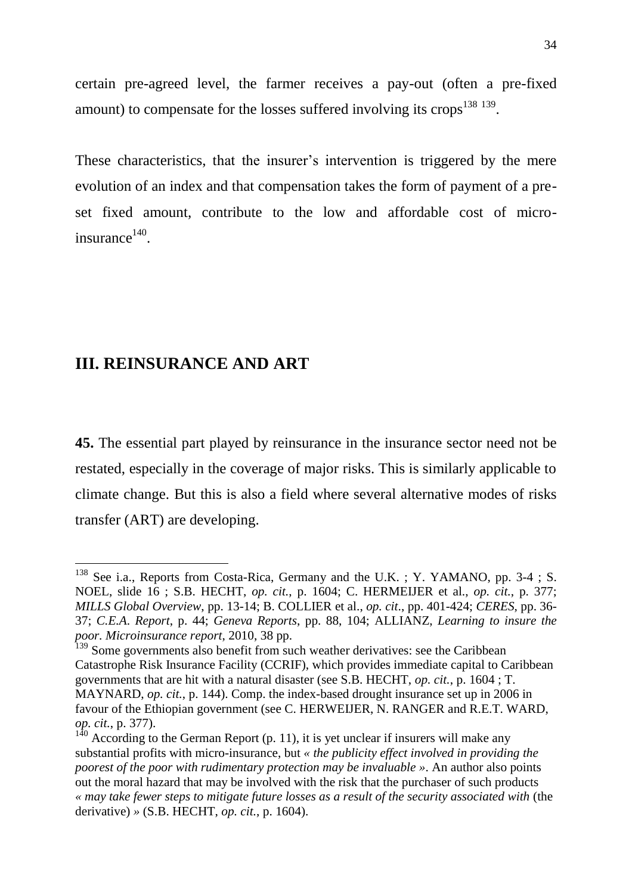certain pre-agreed level, the farmer receives a pay-out (often a pre-fixed amount) to compensate for the losses suffered involving its crops[138] [139].

These characteristics, that the insurer's intervention is triggered by the mere evolution of an index and that compensation takes the form of payment of a pre-set fixed amount, contribute to the low and affordable cost of micro-insurance[140].

## III. REINSURANCE AND ART

**45.** The essential part played by reinsurance in the insurance sector need not be restated, especially in the coverage of major risks. This is similarly applicable to climate change. But this is also a field where several alternative modes of risks transfer (ART) are developing.

---

[138] See i.a., Reports from Costa-Rica, Germany and the U.K. ; Y. YAMANO, pp. 3-4 ; S. NOEL, slide 16 ; S.B. HECHT, *op. cit.*, p. 1604; C. HERMEIJER et al., *op. cit.*, p. 377; *MILLS Global Overview*, pp. 13-14; B. COLLIER et al., *op. cit*., pp. 401-424; *CERES*, pp. 36-37; *C.E.A. Report*, p. 44; *Geneva Reports*, pp. 88, 104; ALLIANZ, *Learning to insure the poor. Microinsurance report*, 2010, 38 pp.

[139] Some governments also benefit from such weather derivatives: see the Caribbean Catastrophe Risk Insurance Facility (CCRIF), which provides immediate capital to Caribbean governments that are hit with a natural disaster (see S.B. HECHT, *op. cit.*, p. 1604 ; T. MAYNARD, *op. cit.*, p. 144). Comp. the index-based drought insurance set up in 2006 in favour of the Ethiopian government (see C. HERWEIJER, N. RANGER and R.E.T. WARD, *op. cit.*, p. 377).

[140] According to the German Report (p. 11), it is yet unclear if insurers will make any substantial profits with micro-insurance, but *« the publicity effect involved in providing the poorest of the poor with rudimentary protection may be invaluable »*. An author also points out the moral hazard that may be involved with the risk that the purchaser of such products *« may take fewer steps to mitigate future losses as a result of the security associated with* (the derivative) » (S.B. HECHT, *op. cit.*, p. 1604).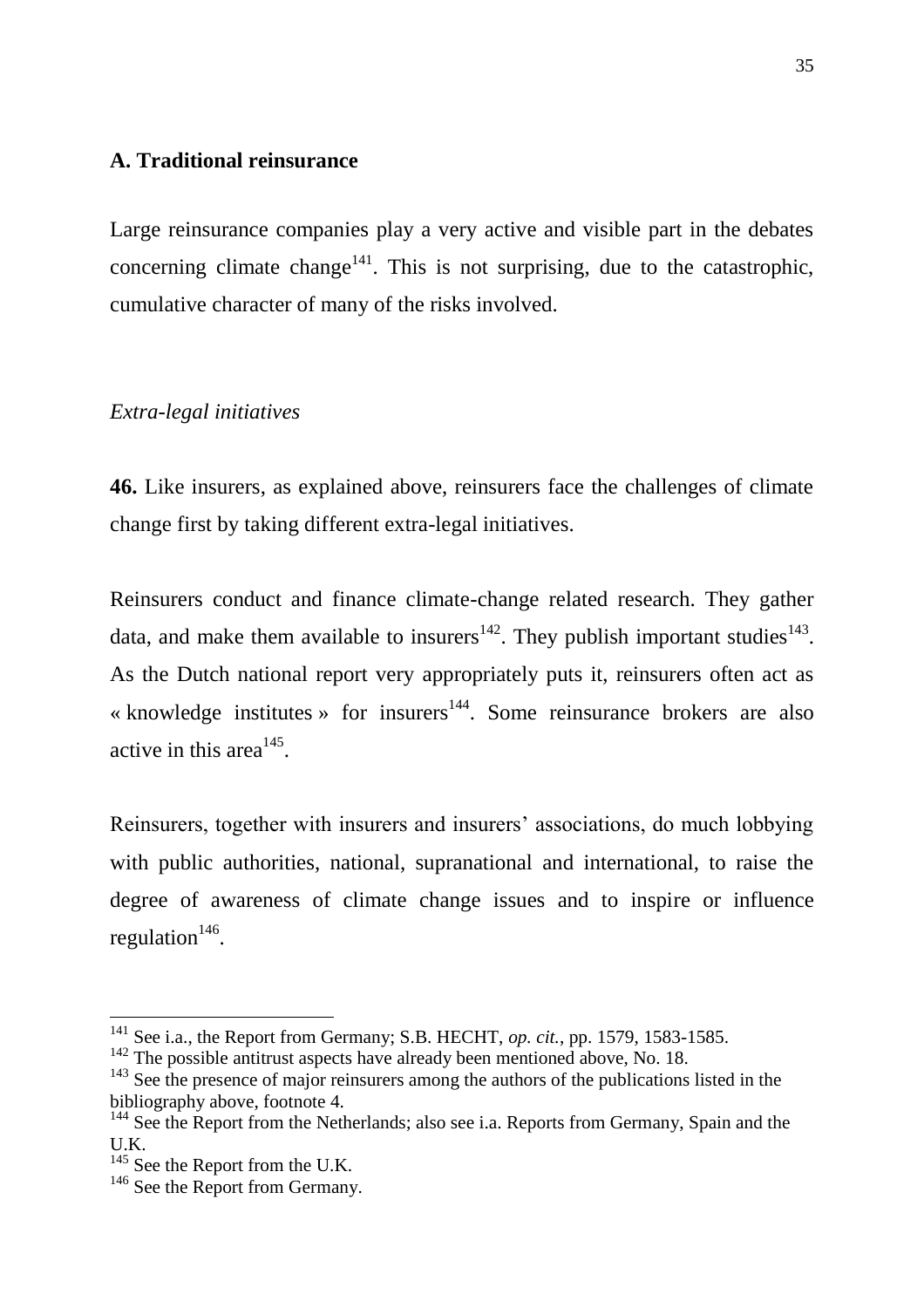## A. Traditional reinsurance

Large reinsurance companies play a very active and visible part in the debates concerning climate change[141]. This is not surprising, due to the catastrophic, cumulative character of many of the risks involved.

*Extra-legal initiatives*

**46.** Like insurers, as explained above, reinsurers face the challenges of climate change first by taking different extra-legal initiatives.

Reinsurers conduct and finance climate-change related research. They gather data, and make them available to insurers[142]. They publish important studies[143]. As the Dutch national report very appropriately puts it, reinsurers often act as « knowledge institutes » for insurers[144]. Some reinsurance brokers are also active in this area[145].

Reinsurers, together with insurers and insurers' associations, do much lobbying with public authorities, national, supranational and international, to raise the degree of awareness of climate change issues and to inspire or influence regulation[146].

---

[141] See i.a., the Report from Germany; S.B. HECHT, *op. cit.*, pp. 1579, 1583-1585.

[142] The possible antitrust aspects have already been mentioned above, No. 18.

[143] See the presence of major reinsurers among the authors of the publications listed in the bibliography above, footnote 4.

[144] See the Report from the Netherlands; also see i.a. Reports from Germany, Spain and the U.K.

[145] See the Report from the U.K.

[146] See the Report from Germany.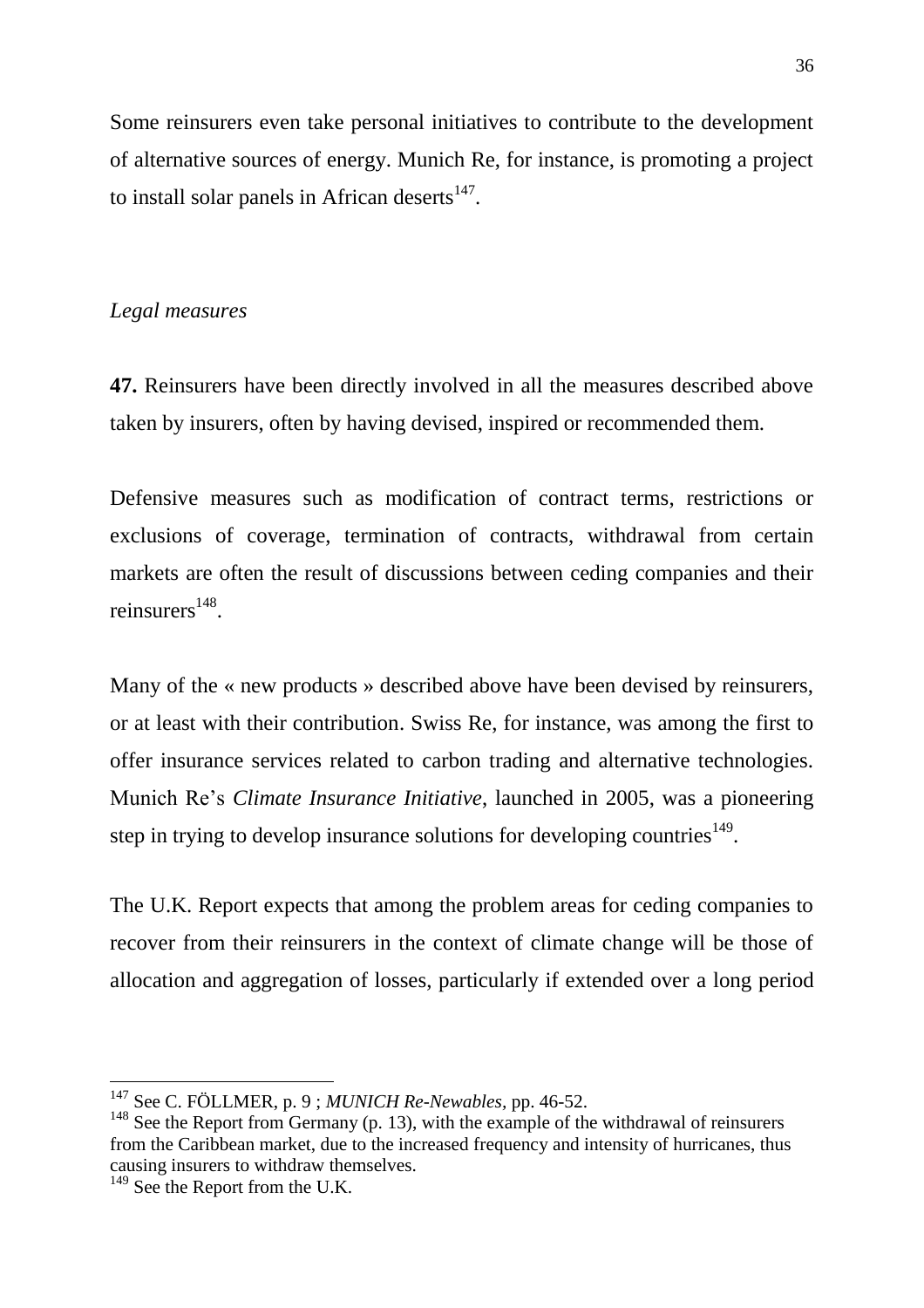Some reinsurers even take personal initiatives to contribute to the development of alternative sources of energy. Munich Re, for instance, is promoting a project to install solar panels in African deserts[147].

*Legal measures*

**47.** Reinsurers have been directly involved in all the measures described above taken by insurers, often by having devised, inspired or recommended them.

Defensive measures such as modification of contract terms, restrictions or exclusions of coverage, termination of contracts, withdrawal from certain markets are often the result of discussions between ceding companies and their reinsurers[148].

Many of the « new products » described above have been devised by reinsurers, or at least with their contribution. Swiss Re, for instance, was among the first to offer insurance services related to carbon trading and alternative technologies. Munich Re's *Climate Insurance Initiative*, launched in 2005, was a pioneering step in trying to develop insurance solutions for developing countries[149].

The U.K. Report expects that among the problem areas for ceding companies to recover from their reinsurers in the context of climate change will be those of allocation and aggregation of losses, particularly if extended over a long period

---

[147] See C. FÖLLMER, p. 9 ; *MUNICH Re-Newables*, pp. 46-52.

[148] See the Report from Germany (p. 13), with the example of the withdrawal of reinsurers from the Caribbean market, due to the increased frequency and intensity of hurricanes, thus causing insurers to withdraw themselves.

[149] See the Report from the U.K.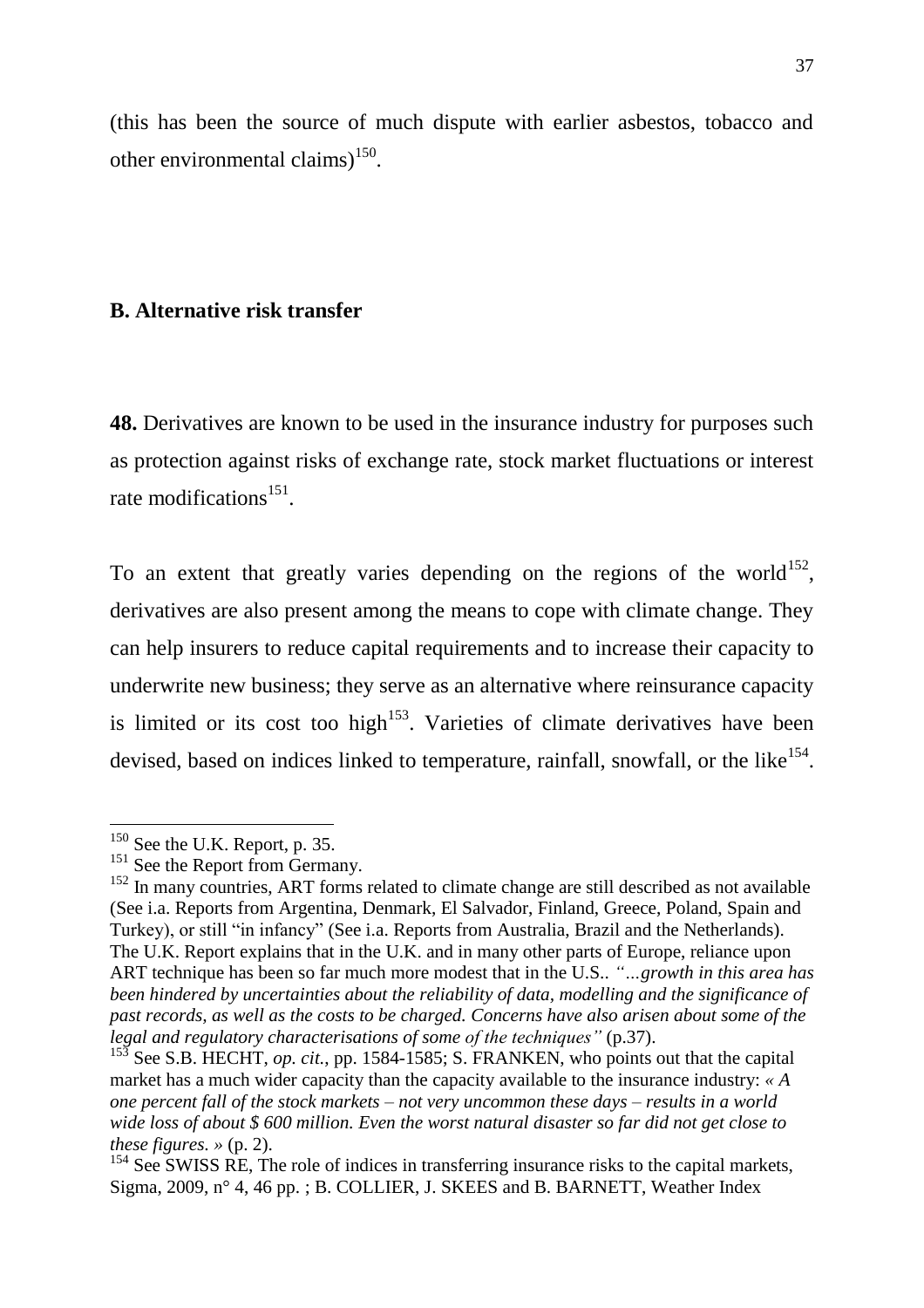(this has been the source of much dispute with earlier asbestos, tobacco and other environmental claims)[150].

### B. Alternative risk transfer

**48.** Derivatives are known to be used in the insurance industry for purposes such as protection against risks of exchange rate, stock market fluctuations or interest rate modifications[151].

To an extent that greatly varies depending on the regions of the world[152], derivatives are also present among the means to cope with climate change. They can help insurers to reduce capital requirements and to increase their capacity to underwrite new business; they serve as an alternative where reinsurance capacity is limited or its cost too high[153]. Varieties of climate derivatives have been devised, based on indices linked to temperature, rainfall, snowfall, or the like[154].

---

[150] See the U.K. Report, p. 35.

[151] See the Report from Germany.

[152] In many countries, ART forms related to climate change are still described as not available (See i.a. Reports from Argentina, Denmark, El Salvador, Finland, Greece, Poland, Spain and Turkey), or still "in infancy" (See i.a. Reports from Australia, Brazil and the Netherlands). The U.K. Report explains that in the U.K. and in many other parts of Europe, reliance upon ART technique has been so far much more modest that in the U.S.. *"…growth in this area has been hindered by uncertainties about the reliability of data, modelling and the significance of past records, as well as the costs to be charged. Concerns have also arisen about some of the legal and regulatory characterisations of some of the techniques"* (p.37).

[153] See S.B. HECHT, *op. cit.*, pp. 1584-1585; S. FRANKEN, who points out that the capital market has a much wider capacity than the capacity available to the insurance industry: *« A one percent fall of the stock markets – not very uncommon these days – results in a world wide loss of about $ 600 million. Even the worst natural disaster so far did not get close to these figures. »* (p. 2).

[154] See SWISS RE, The role of indices in transferring insurance risks to the capital markets, Sigma, 2009, n° 4, 46 pp. ; B. COLLIER, J. SKEES and B. BARNETT, Weather Index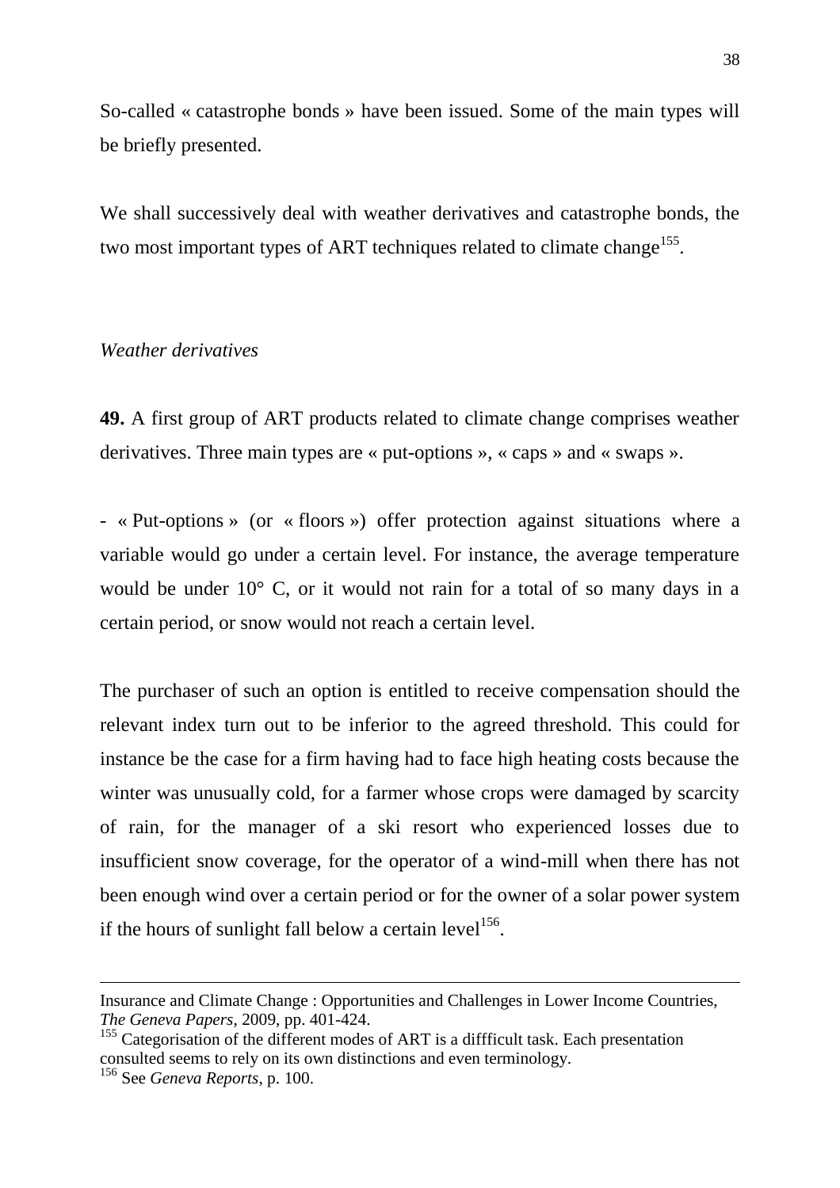So-called « catastrophe bonds » have been issued. Some of the main types will be briefly presented.

We shall successively deal with weather derivatives and catastrophe bonds, the two most important types of ART techniques related to climate change[155].

*Weather derivatives*

**49.** A first group of ART products related to climate change comprises weather derivatives. Three main types are « put-options », « caps » and « swaps ».

- « Put-options » (or « floors ») offer protection against situations where a variable would go under a certain level. For instance, the average temperature would be under 10° C, or it would not rain for a total of so many days in a certain period, or snow would not reach a certain level.

The purchaser of such an option is entitled to receive compensation should the relevant index turn out to be inferior to the agreed threshold. This could for instance be the case for a firm having had to face high heating costs because the winter was unusually cold, for a farmer whose crops were damaged by scarcity of rain, for the manager of a ski resort who experienced losses due to insufficient snow coverage, for the operator of a wind-mill when there has not been enough wind over a certain period or for the owner of a solar power system if the hours of sunlight fall below a certain level[156].

---

Insurance and Climate Change : Opportunities and Challenges in Lower Income Countries, *The Geneva Papers*, 2009, pp. 401-424.

[155] Categorisation of the different modes of ART is a diffficult task. Each presentation consulted seems to rely on its own distinctions and even terminology.

[156] See *Geneva Reports*, p. 100.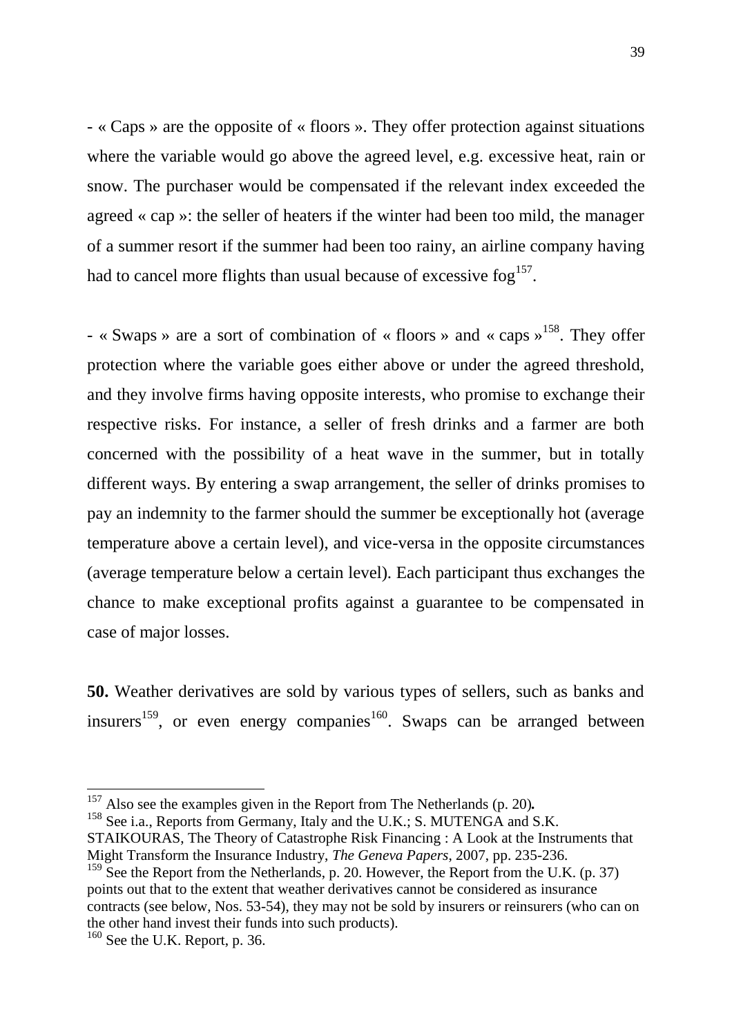- « Caps » are the opposite of « floors ». They offer protection against situations where the variable would go above the agreed level, e.g. excessive heat, rain or snow. The purchaser would be compensated if the relevant index exceeded the agreed « cap »: the seller of heaters if the winter had been too mild, the manager of a summer resort if the summer had been too rainy, an airline company having had to cancel more flights than usual because of excessive fog[157].

- « Swaps » are a sort of combination of « floors » and « caps »[158]. They offer protection where the variable goes either above or under the agreed threshold, and they involve firms having opposite interests, who promise to exchange their respective risks. For instance, a seller of fresh drinks and a farmer are both concerned with the possibility of a heat wave in the summer, but in totally different ways. By entering a swap arrangement, the seller of drinks promises to pay an indemnity to the farmer should the summer be exceptionally hot (average temperature above a certain level), and vice-versa in the opposite circumstances (average temperature below a certain level). Each participant thus exchanges the chance to make exceptional profits against a guarantee to be compensated in case of major losses.

**50.** Weather derivatives are sold by various types of sellers, such as banks and insurers[159], or even energy companies[160]. Swaps can be arranged between

---

[157] Also see the examples given in the Report from The Netherlands (p. 20)**.**

[158] See i.a., Reports from Germany, Italy and the U.K.; S. MUTENGA and S.K. STAIKOURAS, The Theory of Catastrophe Risk Financing : A Look at the Instruments that Might Transform the Insurance Industry, *The Geneva Papers*, 2007, pp. 235-236.

[159] See the Report from the Netherlands, p. 20. However, the Report from the U.K. (p. 37) points out that to the extent that weather derivatives cannot be considered as insurance contracts (see below, Nos. 53-54), they may not be sold by insurers or reinsurers (who can on the other hand invest their funds into such products).

[160] See the U.K. Report, p. 36.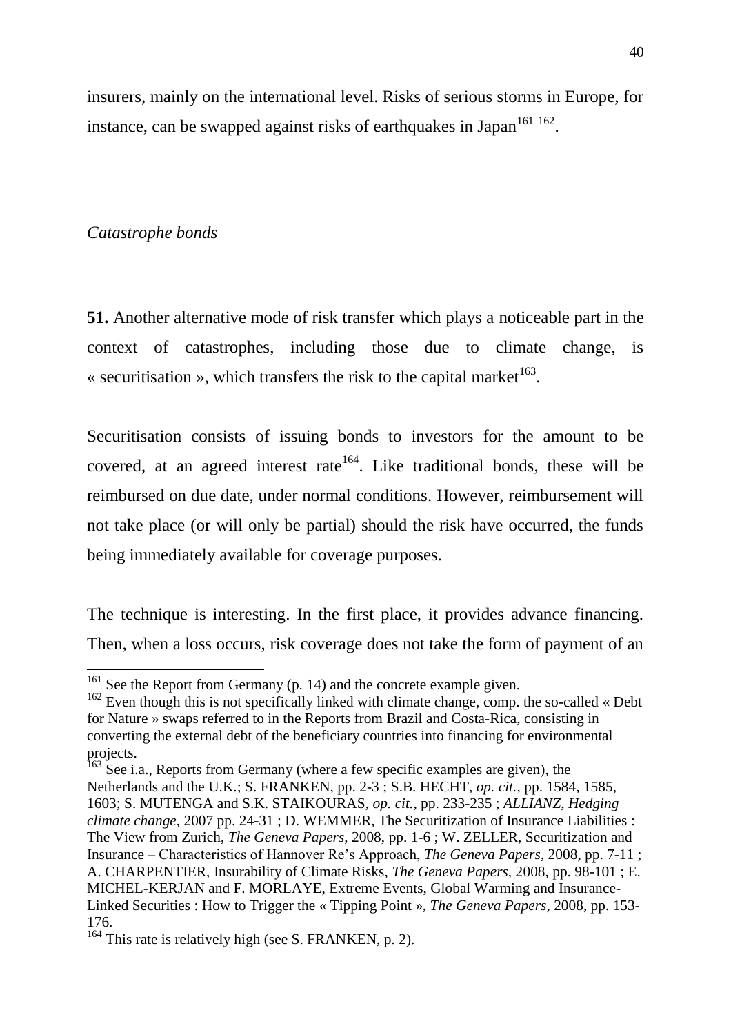insurers, mainly on the international level. Risks of serious storms in Europe, for instance, can be swapped against risks of earthquakes in Japan[161 162].

*Catastrophe bonds*

**51.** Another alternative mode of risk transfer which plays a noticeable part in the context of catastrophes, including those due to climate change, is « securitisation », which transfers the risk to the capital market[163].

Securitisation consists of issuing bonds to investors for the amount to be covered, at an agreed interest rate[164]. Like traditional bonds, these will be reimbursed on due date, under normal conditions. However, reimbursement will not take place (or will only be partial) should the risk have occurred, the funds being immediately available for coverage purposes.

The technique is interesting. In the first place, it provides advance financing. Then, when a loss occurs, risk coverage does not take the form of payment of an

---

[161] See the Report from Germany (p. 14) and the concrete example given.

[162] Even though this is not specifically linked with climate change, comp. the so-called « Debt for Nature » swaps referred to in the Reports from Brazil and Costa-Rica, consisting in converting the external debt of the beneficiary countries into financing for environmental projects.

[163] See i.a., Reports from Germany (where a few specific examples are given), the Netherlands and the U.K.; S. FRANKEN, pp. 2-3 ; S.B. HECHT, *op. cit.*, pp. 1584, 1585, 1603; S. MUTENGA and S.K. STAIKOURAS, *op. cit.*, pp. 233-235 ; *ALLIANZ, Hedging climate change*, 2007 pp. 24-31 ; D. WEMMER, The Securitization of Insurance Liabilities : The View from Zurich, *The Geneva Papers*, 2008, pp. 1-6 ; W. ZELLER, Securitization and Insurance – Characteristics of Hannover Re's Approach, *The Geneva Papers*, 2008, pp. 7-11 ; A. CHARPENTIER, Insurability of Climate Risks, *The Geneva Papers*, 2008, pp. 98-101 ; E. MICHEL-KERJAN and F. MORLAYE, Extreme Events, Global Warming and Insurance-Linked Securities : How to Trigger the « Tipping Point », *The Geneva Papers*, 2008, pp. 153-176.

[164] This rate is relatively high (see S. FRANKEN, p. 2).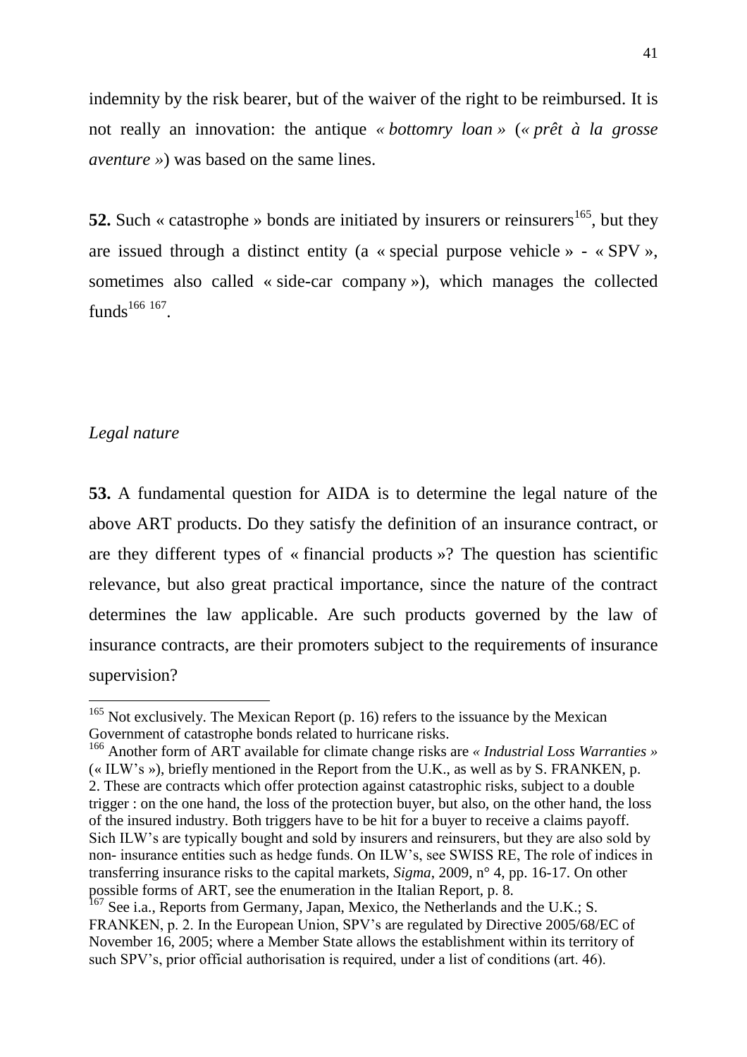indemnity by the risk bearer, but of the waiver of the right to be reimbursed. It is not really an innovation: the antique *« bottomry loan »* (*« prêt à la grosse aventure »*) was based on the same lines.

**52.** Such « catastrophe » bonds are initiated by insurers or reinsurers[165], but they are issued through a distinct entity (a « special purpose vehicle » - « SPV », sometimes also called « side-car company »), which manages the collected funds[166] [167].

*Legal nature*

**53.** A fundamental question for AIDA is to determine the legal nature of the above ART products. Do they satisfy the definition of an insurance contract, or are they different types of « financial products »? The question has scientific relevance, but also great practical importance, since the nature of the contract determines the law applicable. Are such products governed by the law of insurance contracts, are their promoters subject to the requirements of insurance supervision?

---

[165] Not exclusively. The Mexican Report (p. 16) refers to the issuance by the Mexican Government of catastrophe bonds related to hurricane risks.

[166] Another form of ART available for climate change risks are *« Industrial Loss Warranties »* (« ILW's »), briefly mentioned in the Report from the U.K., as well as by S. FRANKEN, p. 2. These are contracts which offer protection against catastrophic risks, subject to a double trigger : on the one hand, the loss of the protection buyer, but also, on the other hand, the loss of the insured industry. Both triggers have to be hit for a buyer to receive a claims payoff. Sich ILW's are typically bought and sold by insurers and reinsurers, but they are also sold by non- insurance entities such as hedge funds. On ILW's, see SWISS RE, The role of indices in transferring insurance risks to the capital markets, *Sigma*, 2009, n° 4, pp. 16-17. On other possible forms of ART, see the enumeration in the Italian Report, p. 8.

[167] See i.a., Reports from Germany, Japan, Mexico, the Netherlands and the U.K.; S. FRANKEN, p. 2. In the European Union, SPV's are regulated by Directive 2005/68/EC of November 16, 2005; where a Member State allows the establishment within its territory of such SPV's, prior official authorisation is required, under a list of conditions (art. 46).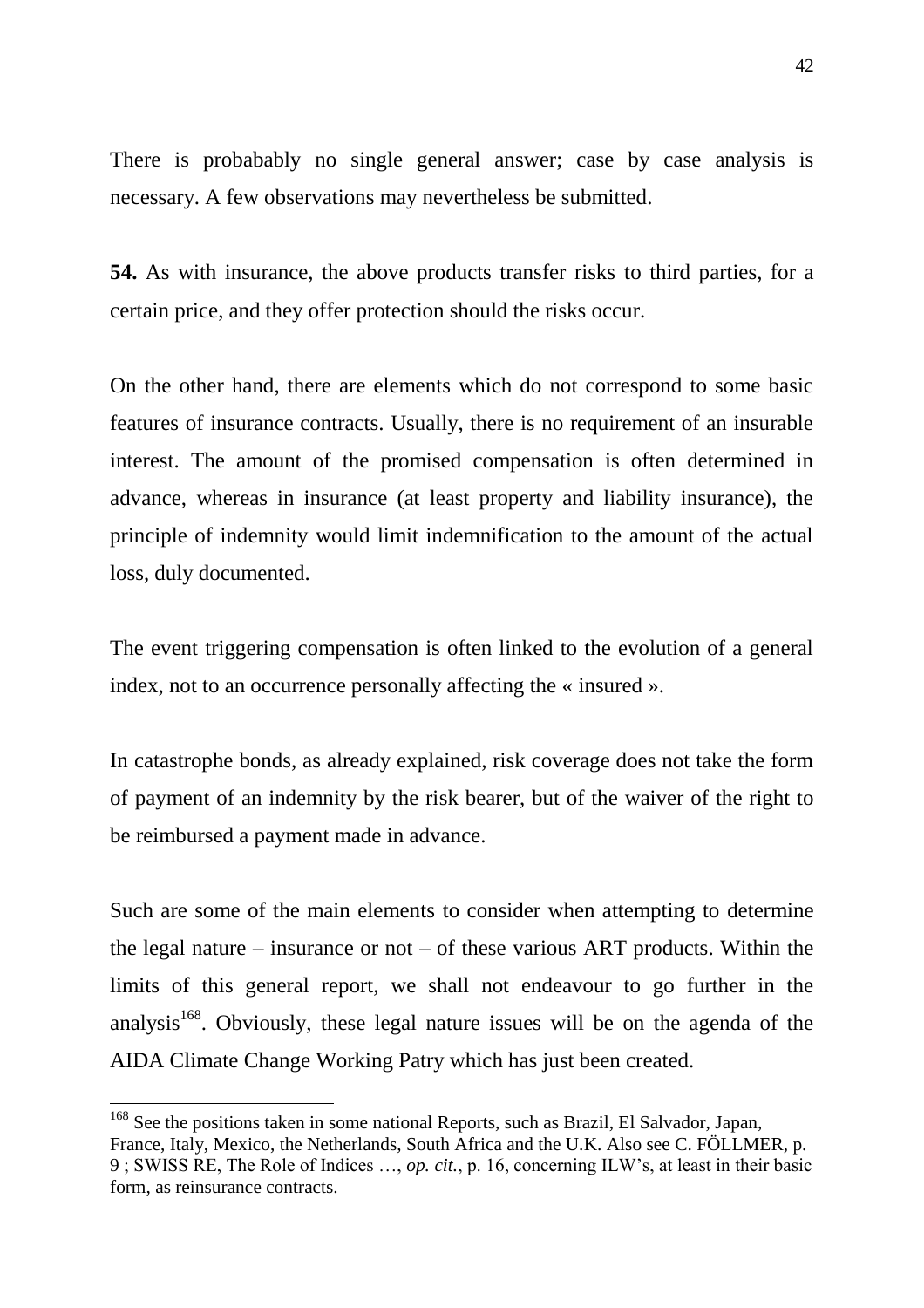There is probabably no single general answer; case by case analysis is necessary. A few observations may nevertheless be submitted.

**54.** As with insurance, the above products transfer risks to third parties, for a certain price, and they offer protection should the risks occur.

On the other hand, there are elements which do not correspond to some basic features of insurance contracts. Usually, there is no requirement of an insurable interest. The amount of the promised compensation is often determined in advance, whereas in insurance (at least property and liability insurance), the principle of indemnity would limit indemnification to the amount of the actual loss, duly documented.

The event triggering compensation is often linked to the evolution of a general index, not to an occurrence personally affecting the « insured ».

In catastrophe bonds, as already explained, risk coverage does not take the form of payment of an indemnity by the risk bearer, but of the waiver of the right to be reimbursed a payment made in advance.

Such are some of the main elements to consider when attempting to determine the legal nature – insurance or not – of these various ART products. Within the limits of this general report, we shall not endeavour to go further in the analysis[168]. Obviously, these legal nature issues will be on the agenda of the AIDA Climate Change Working Patry which has just been created.

---

[168] See the positions taken in some national Reports, such as Brazil, El Salvador, Japan, France, Italy, Mexico, the Netherlands, South Africa and the U.K. Also see C. FÖLLMER, p. 9 ; SWISS RE, The Role of Indices …, *op. cit.*, p. 16, concerning ILW's, at least in their basic form, as reinsurance contracts.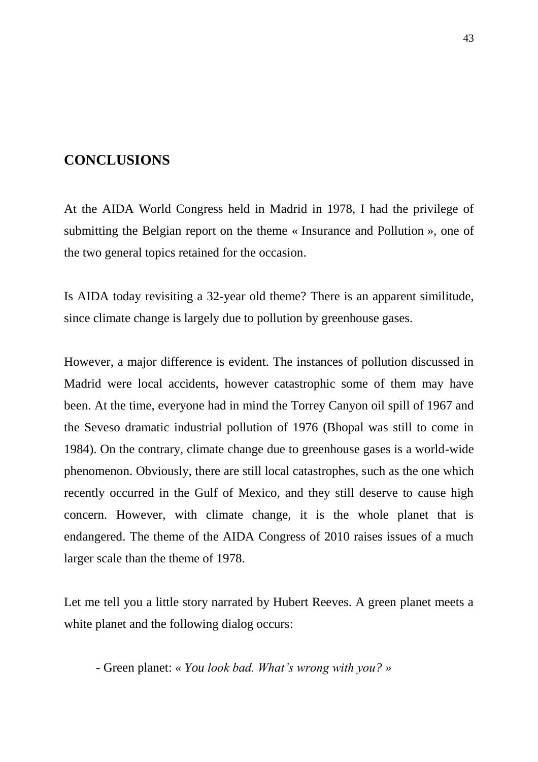## CONCLUSIONS

At the AIDA World Congress held in Madrid in 1978, I had the privilege of submitting the Belgian report on the theme « Insurance and Pollution », one of the two general topics retained for the occasion.

Is AIDA today revisiting a 32-year old theme? There is an apparent similitude, since climate change is largely due to pollution by greenhouse gases.

However, a major difference is evident. The instances of pollution discussed in Madrid were local accidents, however catastrophic some of them may have been. At the time, everyone had in mind the Torrey Canyon oil spill of 1967 and the Seveso dramatic industrial pollution of 1976 (Bhopal was still to come in 1984). On the contrary, climate change due to greenhouse gases is a world-wide phenomenon. Obviously, there are still local catastrophes, such as the one which recently occurred in the Gulf of Mexico, and they still deserve to cause high concern. However, with climate change, it is the whole planet that is endangered. The theme of the AIDA Congress of 2010 raises issues of a much larger scale than the theme of 1978.

Let me tell you a little story narrated by Hubert Reeves. A green planet meets a white planet and the following dialog occurs:

- Green planet: *« You look bad. What's wrong with you? »*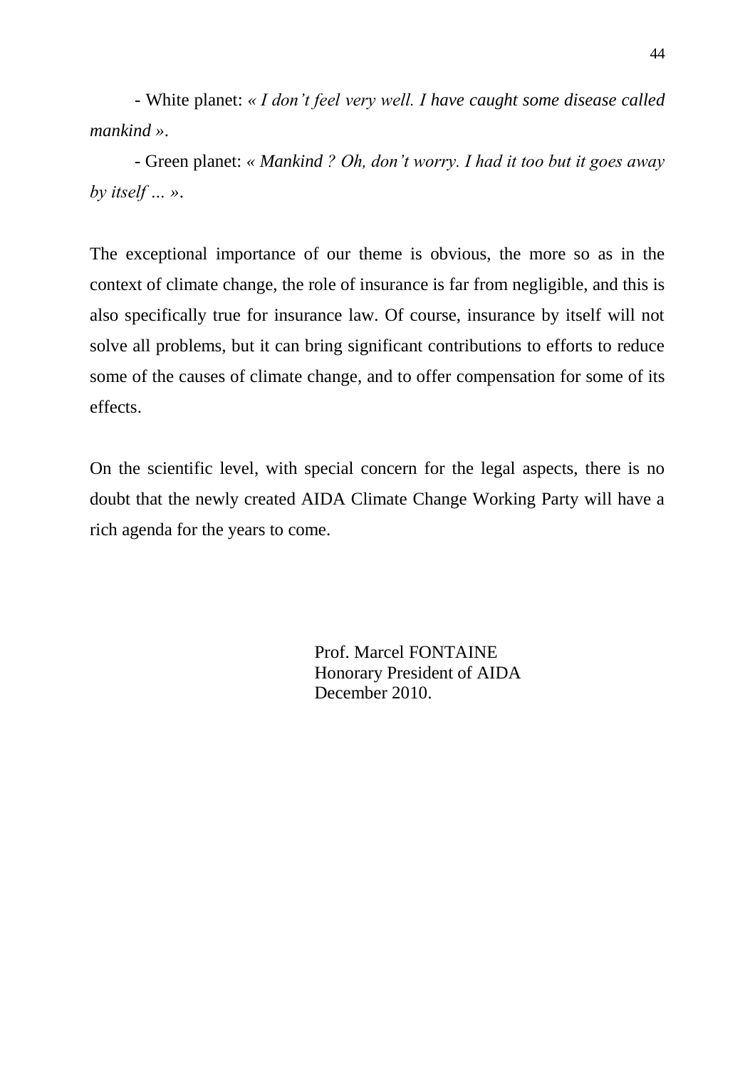- White planet: *« I don't feel very well. I have caught some disease called mankind »*.

- Green planet: *« Mankind ? Oh, don't worry. I had it too but it goes away by itself ... »*.

The exceptional importance of our theme is obvious, the more so as in the context of climate change, the role of insurance is far from negligible, and this is also specifically true for insurance law. Of course, insurance by itself will not solve all problems, but it can bring significant contributions to efforts to reduce some of the causes of climate change, and to offer compensation for some of its effects.

On the scientific level, with special concern for the legal aspects, there is no doubt that the newly created AIDA Climate Change Working Party will have a rich agenda for the years to come.

Prof. Marcel FONTAINE
Honorary President of AIDA
December 2010.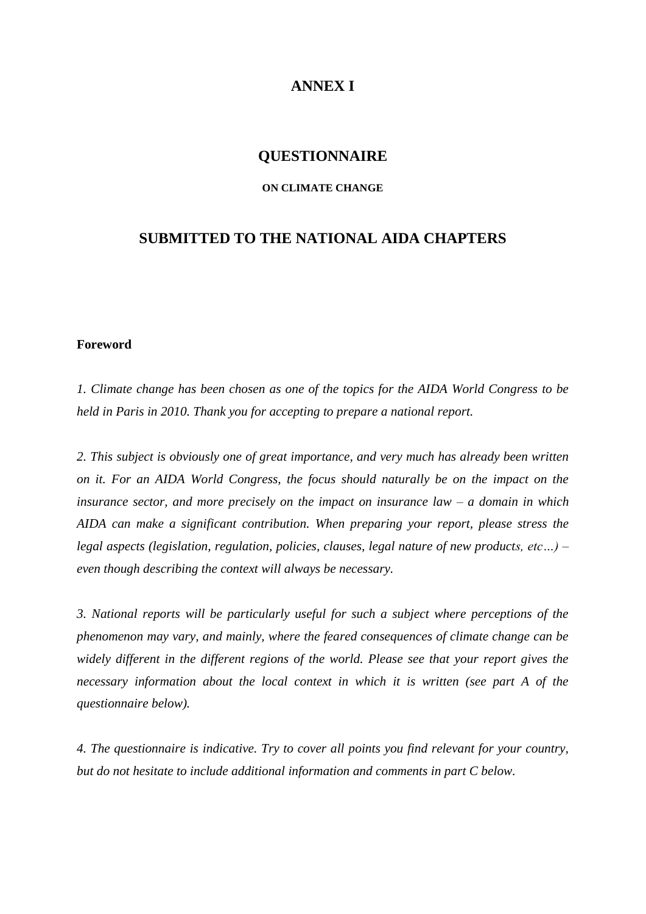# ANNEX I

## QUESTIONNAIRE

### ON CLIMATE CHANGE

## SUBMITTED TO THE NATIONAL AIDA CHAPTERS

**Foreword**

*1. Climate change has been chosen as one of the topics for the AIDA World Congress to be held in Paris in 2010. Thank you for accepting to prepare a national report.*

*2. This subject is obviously one of great importance, and very much has already been written on it. For an AIDA World Congress, the focus should naturally be on the impact on the insurance sector, and more precisely on the impact on insurance law – a domain in which AIDA can make a significant contribution. When preparing your report, please stress the legal aspects (legislation, regulation, policies, clauses, legal nature of new products, etc…) – even though describing the context will always be necessary.*

*3. National reports will be particularly useful for such a subject where perceptions of the phenomenon may vary, and mainly, where the feared consequences of climate change can be widely different in the different regions of the world. Please see that your report gives the necessary information about the local context in which it is written (see part A of the questionnaire below).*

*4. The questionnaire is indicative. Try to cover all points you find relevant for your country, but do not hesitate to include additional information and comments in part C below.*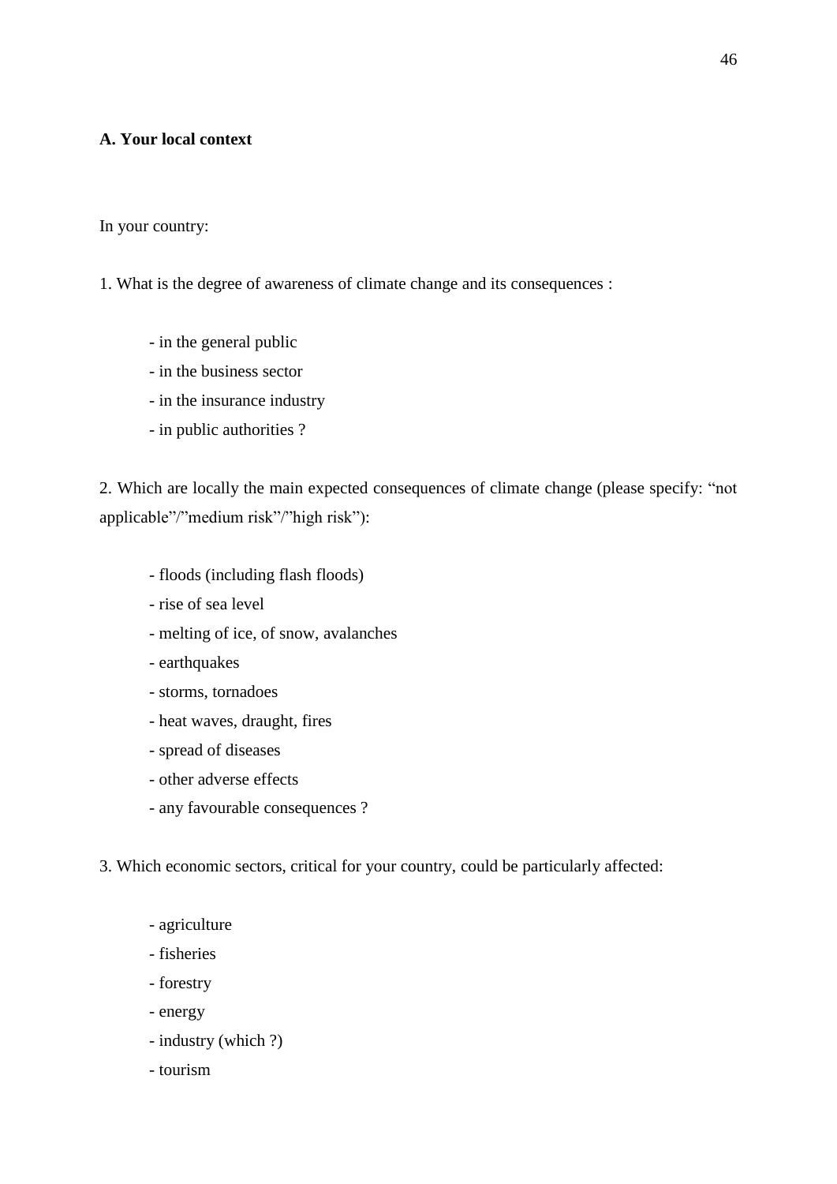**A. Your local context**

In your country:

1. What is the degree of awareness of climate change and its consequences :

- in the general public
- in the business sector
- in the insurance industry
- in public authorities ?

2. Which are locally the main expected consequences of climate change (please specify: "not applicable"/"medium risk"/"high risk"):

- floods (including flash floods)
- rise of sea level
- melting of ice, of snow, avalanches
- earthquakes
- storms, tornadoes
- heat waves, draught, fires
- spread of diseases
- other adverse effects
- any favourable consequences ?

3. Which economic sectors, critical for your country, could be particularly affected:

- agriculture
- fisheries
- forestry
- energy
- industry (which ?)
- tourism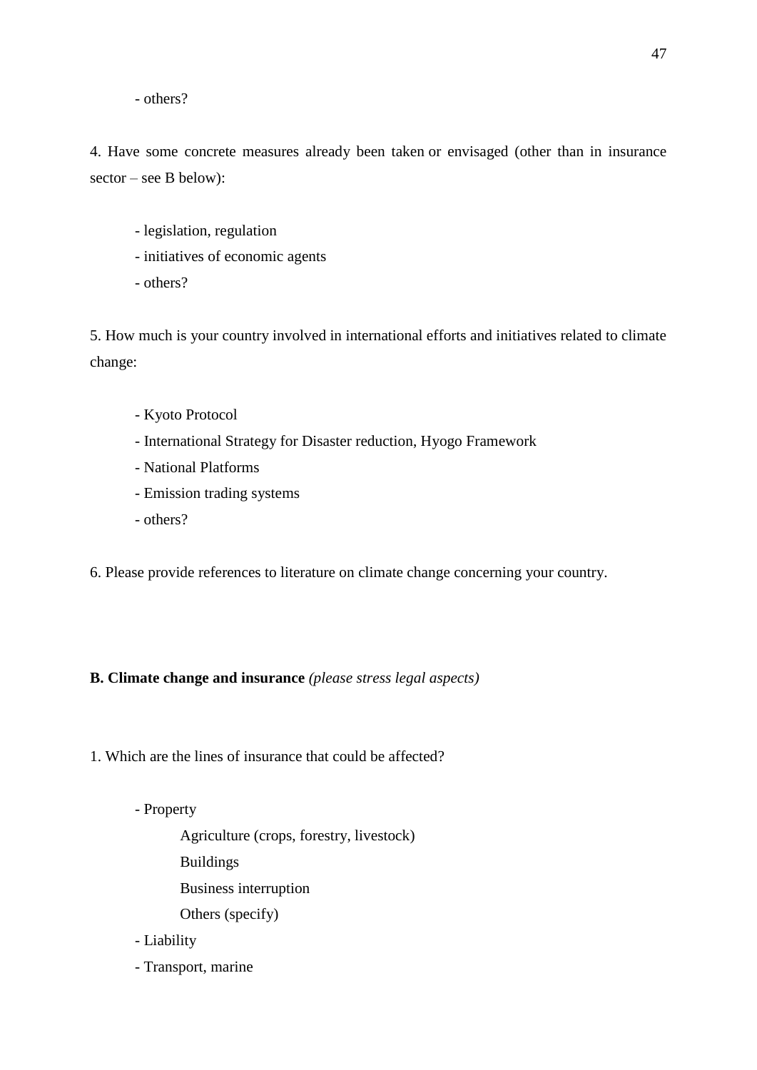- others?

4. Have some concrete measures already been taken or envisaged (other than in insurance sector – see B below):

- legislation, regulation
- initiatives of economic agents
- others?

5. How much is your country involved in international efforts and initiatives related to climate change:

- Kyoto Protocol
- International Strategy for Disaster reduction, Hyogo Framework
- National Platforms
- Emission trading systems
- others?

6. Please provide references to literature on climate change concerning your country.

**B. Climate change and insurance** *(please stress legal aspects)*

1. Which are the lines of insurance that could be affected?

- Property
    - Agriculture (crops, forestry, livestock)
    - Buildings
    - Business interruption
    - Others (specify)
- Liability
- Transport, marine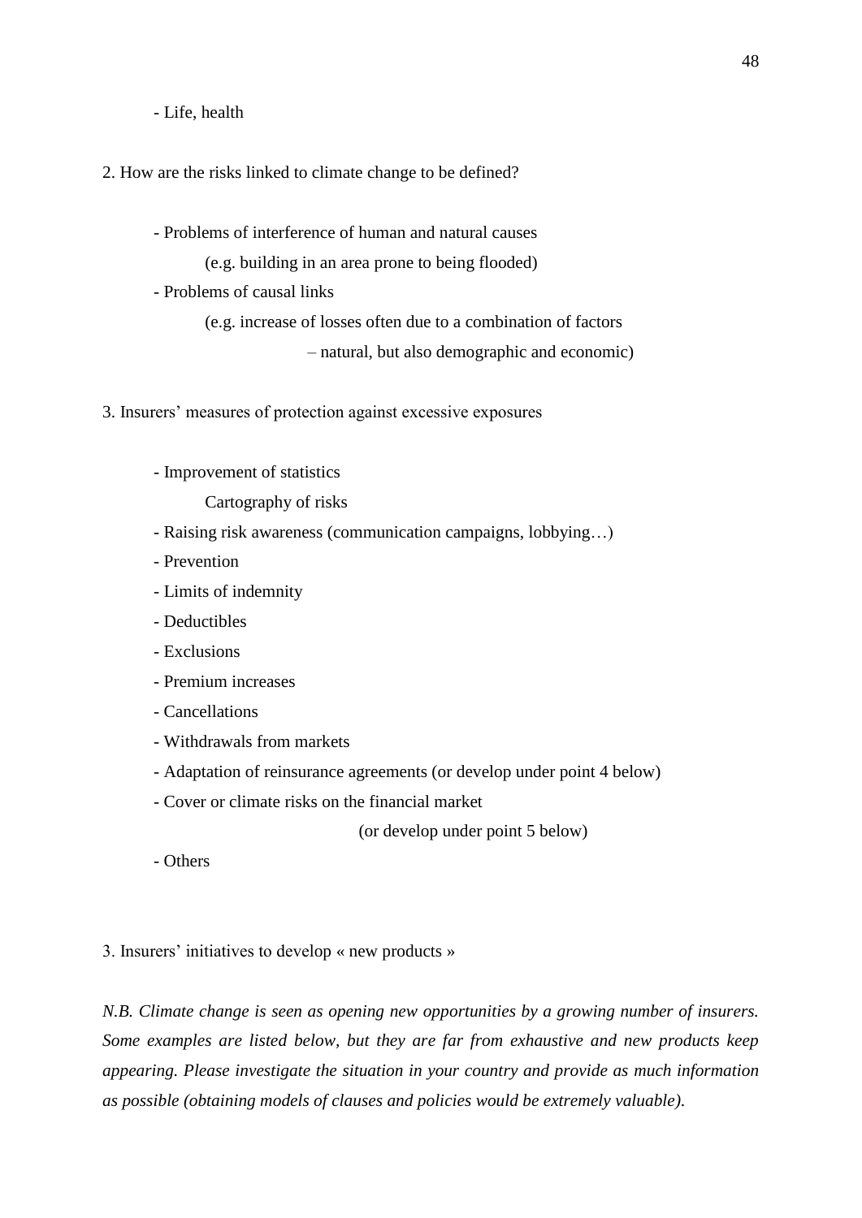- Life, health

2. How are the risks linked to climate change to be defined?

- Problems of interference of human and natural causes
  (e.g. building in an area prone to being flooded)
- Problems of causal links
  (e.g. increase of losses often due to a combination of factors
  – natural, but also demographic and economic)

3. Insurers' measures of protection against excessive exposures

- Improvement of statistics
  Cartography of risks
- Raising risk awareness (communication campaigns, lobbying…)
- Prevention
- Limits of indemnity
- Deductibles
- Exclusions
- Premium increases
- Cancellations
- Withdrawals from markets
- Adaptation of reinsurance agreements (or develop under point 4 below)
- Cover or climate risks on the financial market
  (or develop under point 5 below)
- Others

3. Insurers' initiatives to develop « new products »

*N.B. Climate change is seen as opening new opportunities by a growing number of insurers. Some examples are listed below, but they are far from exhaustive and new products keep appearing. Please investigate the situation in your country and provide as much information as possible (obtaining models of clauses and policies would be extremely valuable).*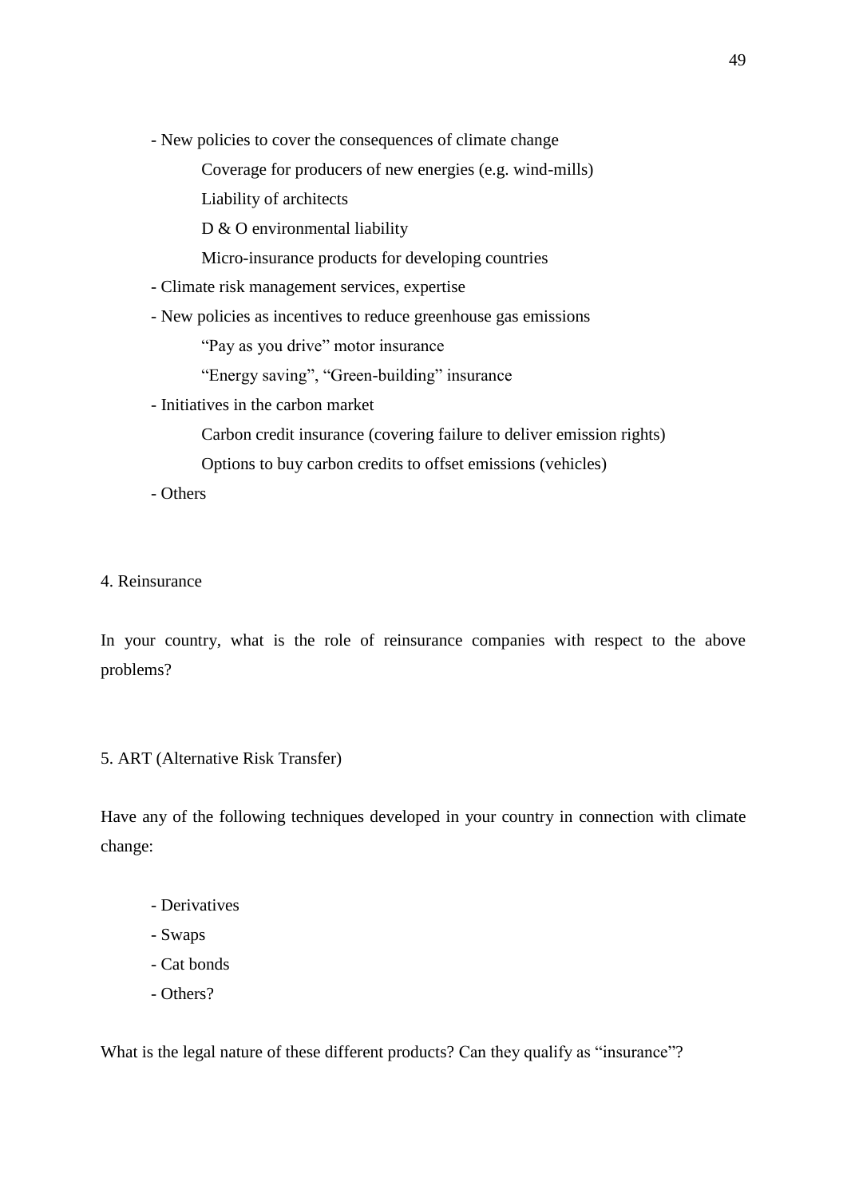- New policies to cover the consequences of climate change
    - Coverage for producers of new energies (e.g. wind-mills)
    - Liability of architects
    - D & O environmental liability
    - Micro-insurance products for developing countries
- Climate risk management services, expertise
- New policies as incentives to reduce greenhouse gas emissions
    - "Pay as you drive" motor insurance
    - "Energy saving", "Green-building" insurance
- Initiatives in the carbon market
    - Carbon credit insurance (covering failure to deliver emission rights)
    - Options to buy carbon credits to offset emissions (vehicles)
- Others

## 4. Reinsurance

In your country, what is the role of reinsurance companies with respect to the above problems?

## 5. ART (Alternative Risk Transfer)

Have any of the following techniques developed in your country in connection with climate change:

- Derivatives
- Swaps
- Cat bonds
- Others?

What is the legal nature of these different products? Can they qualify as "insurance"?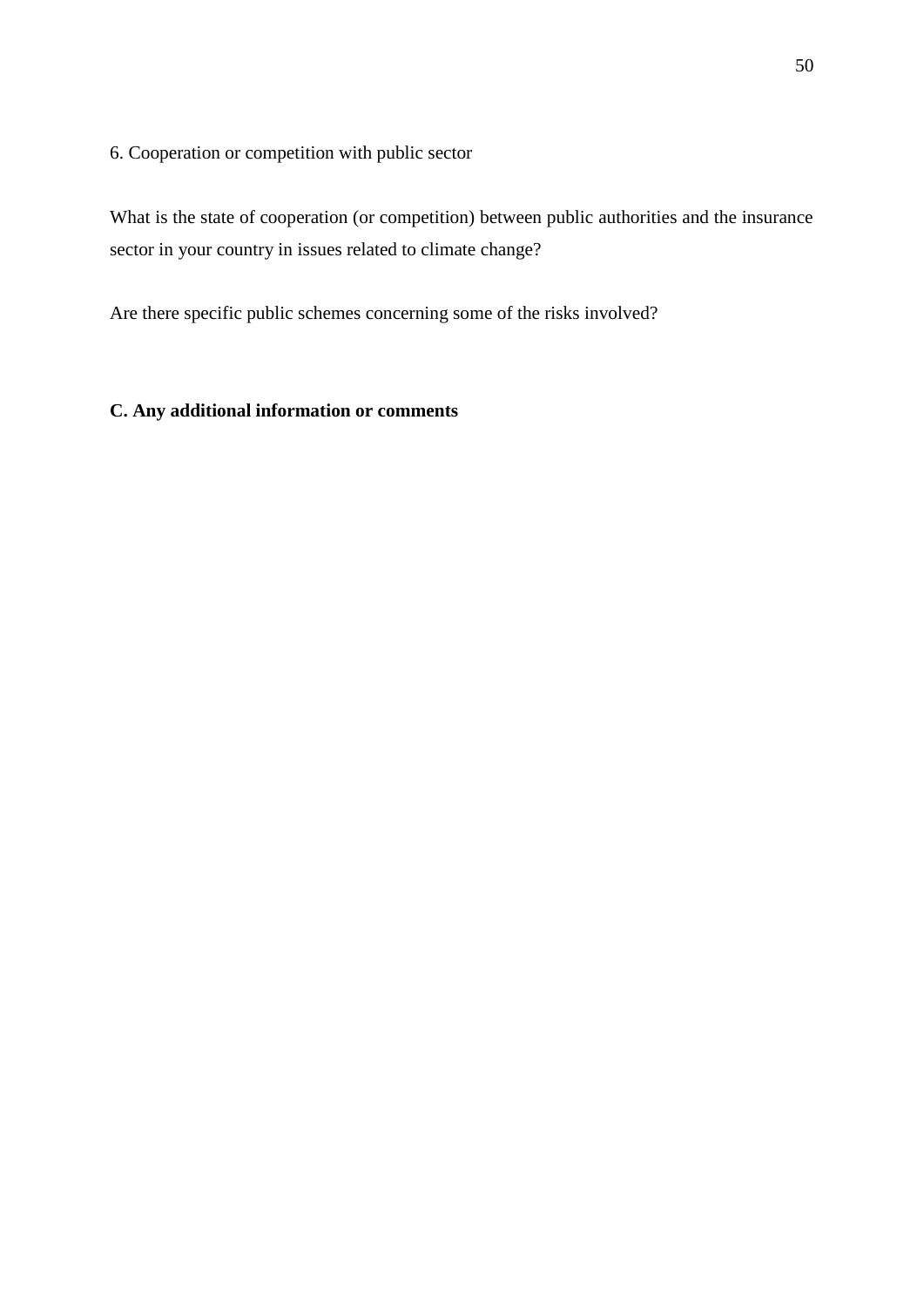6. Cooperation or competition with public sector

What is the state of cooperation (or competition) between public authorities and the insurance sector in your country in issues related to climate change?

Are there specific public schemes concerning some of the risks involved?

## C. Any additional information or comments